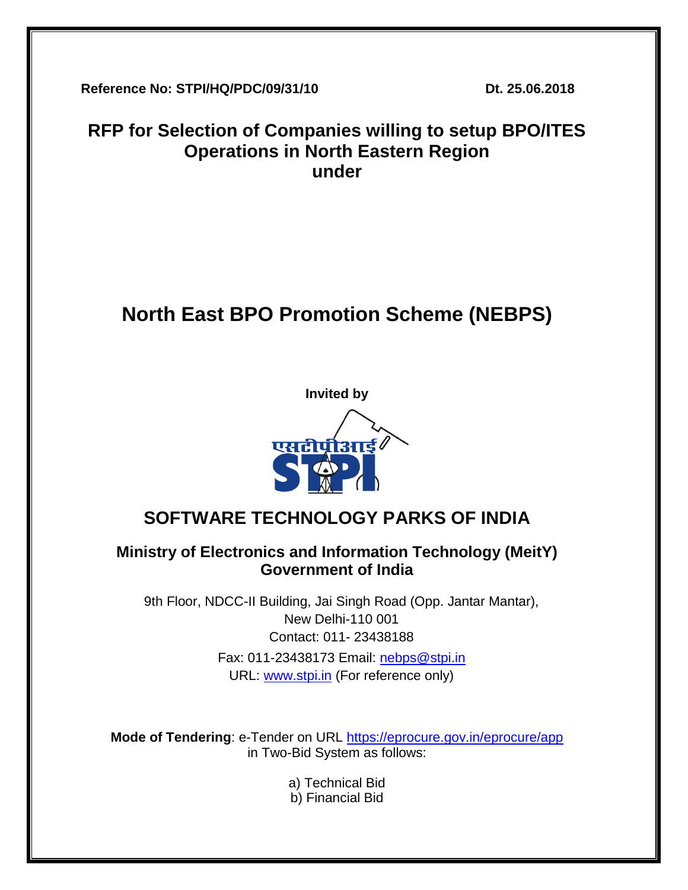**Reference No: STPI/HQ/PDC/09/31/10** **Dt. 25.06.2018**

# RFP for Selection of Companies willing to setup BPO/ITES Operations in North Eastern Region under

# North East BPO Promotion Scheme (NEBPS)

**Invited by**

एसटीपीआई STPI

## SOFTWARE TECHNOLOGY PARKS OF INDIA

### Ministry of Electronics and Information Technology (MeitY) Government of India

9th Floor, NDCC-II Building, Jai Singh Road (Opp. Jantar Mantar),
New Delhi-110 001
Contact: 011- 23438188
Fax: 011-23438173 Email: nebps@stpi.in
URL: www.stpi.in (For reference only)

**Mode of Tendering**: e-Tender on URL https://eprocure.gov.in/eprocure/app in Two-Bid System as follows:

a) Technical Bid
b) Financial Bid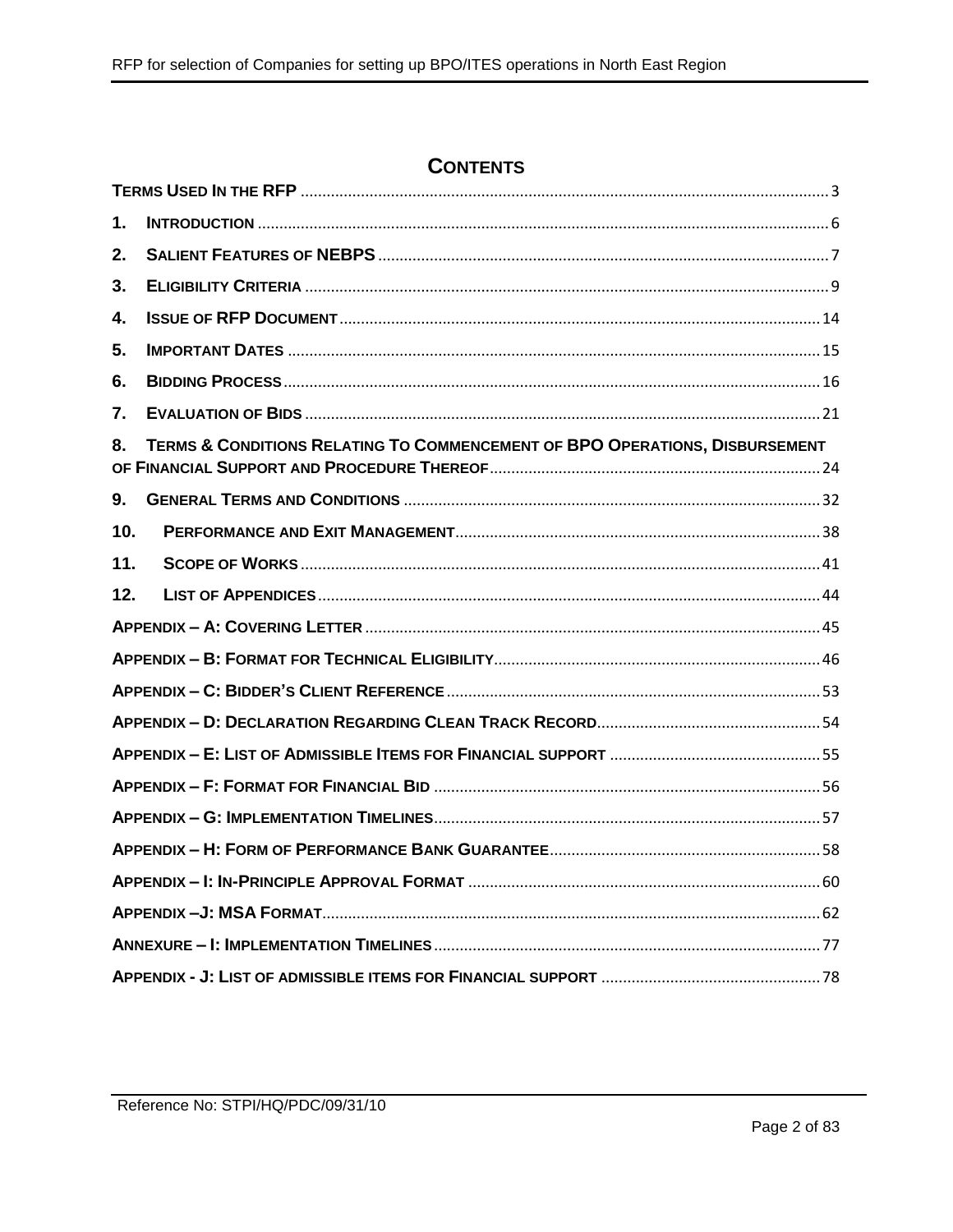# CONTENTS

TERMS USED IN THE RFP ..... 3

1. INTRODUCTION ..... 6

2. SALIENT FEATURES OF NEBPS ..... 7

3. ELIGIBILITY CRITERIA ..... 9

4. ISSUE OF RFP DOCUMENT ..... 14

5. IMPORTANT DATES ..... 15

6. BIDDING PROCESS ..... 16

7. EVALUATION OF BIDS ..... 21

8. TERMS & CONDITIONS RELATING TO COMMENCEMENT OF BPO OPERATIONS, DISBURSEMENT OF FINANCIAL SUPPORT AND PROCEDURE THEREOF ..... 24

9. GENERAL TERMS AND CONDITIONS ..... 32

10. PERFORMANCE AND EXIT MANAGEMENT ..... 38

11. SCOPE OF WORKS ..... 41

12. LIST OF APPENDICES ..... 44

APPENDIX – A: COVERING LETTER ..... 45

APPENDIX – B: FORMAT FOR TECHNICAL ELIGIBILITY ..... 46

APPENDIX – C: BIDDER'S CLIENT REFERENCE ..... 53

APPENDIX – D: DECLARATION REGARDING CLEAN TRACK RECORD ..... 54

APPENDIX – E: LIST OF ADMISSIBLE ITEMS FOR FINANCIAL SUPPORT ..... 55

APPENDIX – F: FORMAT FOR FINANCIAL BID ..... 56

APPENDIX – G: IMPLEMENTATION TIMELINES ..... 57

APPENDIX – H: FORM OF PERFORMANCE BANK GUARANTEE ..... 58

APPENDIX – I: IN-PRINCIPLE APPROVAL FORMAT ..... 60

APPENDIX –J: MSA FORMAT ..... 62

ANNEXURE – I: IMPLEMENTATION TIMELINES ..... 77

APPENDIX - J: LIST OF ADMISSIBLE ITEMS FOR FINANCIAL SUPPORT ..... 78

Reference No: STPI/HQ/PDC/09/31/10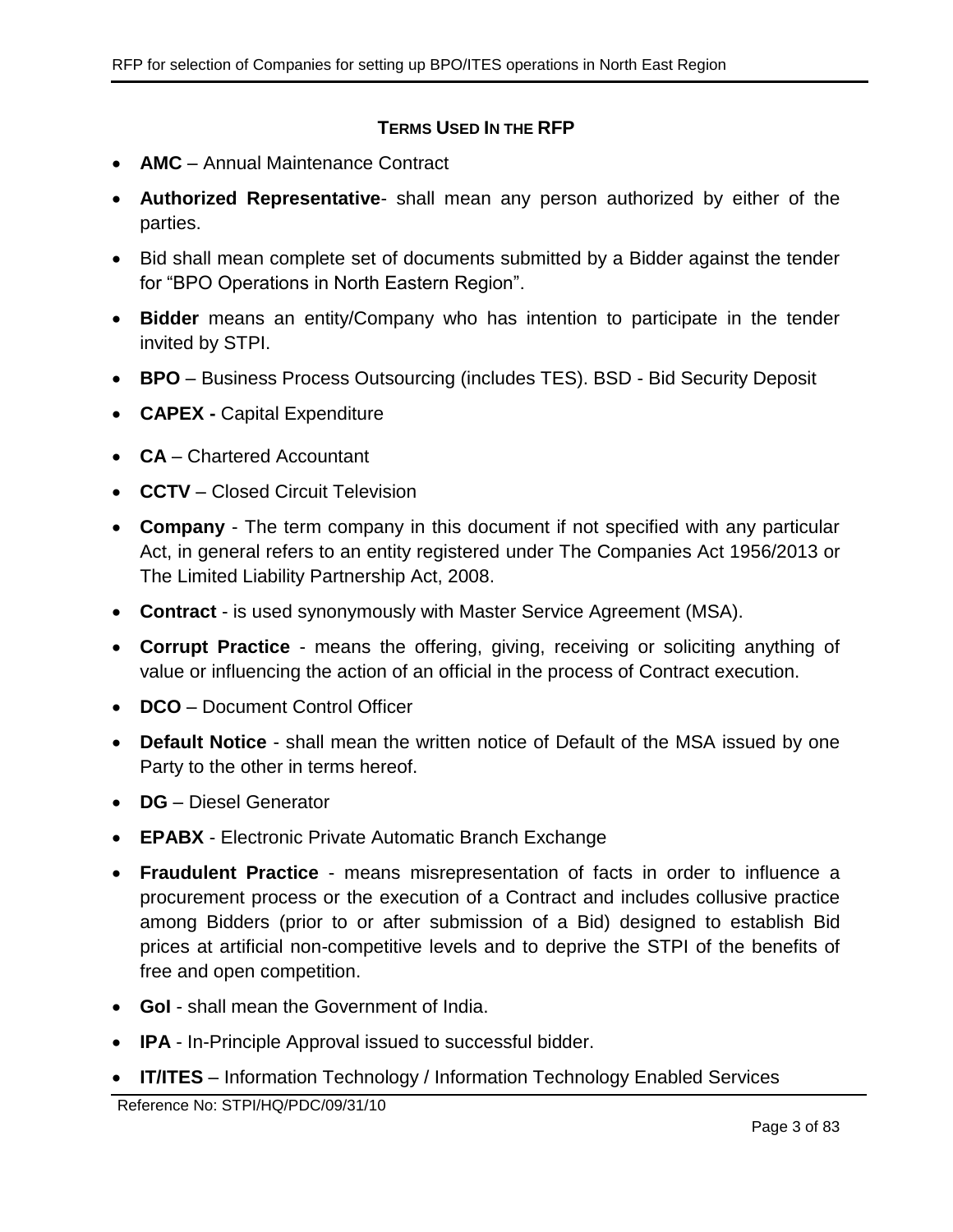## TERMS USED IN THE RFP

- **AMC** – Annual Maintenance Contract
- **Authorized Representative**- shall mean any person authorized by either of the parties.
- Bid shall mean complete set of documents submitted by a Bidder against the tender for "BPO Operations in North Eastern Region".
- **Bidder** means an entity/Company who has intention to participate in the tender invited by STPI.
- **BPO** – Business Process Outsourcing (includes TES). BSD - Bid Security Deposit
- **CAPEX -** Capital Expenditure
- **CA** – Chartered Accountant
- **CCTV** – Closed Circuit Television
- **Company** - The term company in this document if not specified with any particular Act, in general refers to an entity registered under The Companies Act 1956/2013 or The Limited Liability Partnership Act, 2008.
- **Contract** - is used synonymously with Master Service Agreement (MSA).
- **Corrupt Practice** - means the offering, giving, receiving or soliciting anything of value or influencing the action of an official in the process of Contract execution.
- **DCO** – Document Control Officer
- **Default Notice** - shall mean the written notice of Default of the MSA issued by one Party to the other in terms hereof.
- **DG** – Diesel Generator
- **EPABX** - Electronic Private Automatic Branch Exchange
- **Fraudulent Practice** - means misrepresentation of facts in order to influence a procurement process or the execution of a Contract and includes collusive practice among Bidders (prior to or after submission of a Bid) designed to establish Bid prices at artificial non-competitive levels and to deprive the STPI of the benefits of free and open competition.
- **GoI** - shall mean the Government of India.
- **IPA** - In-Principle Approval issued to successful bidder.
- **IT/ITES** – Information Technology / Information Technology Enabled Services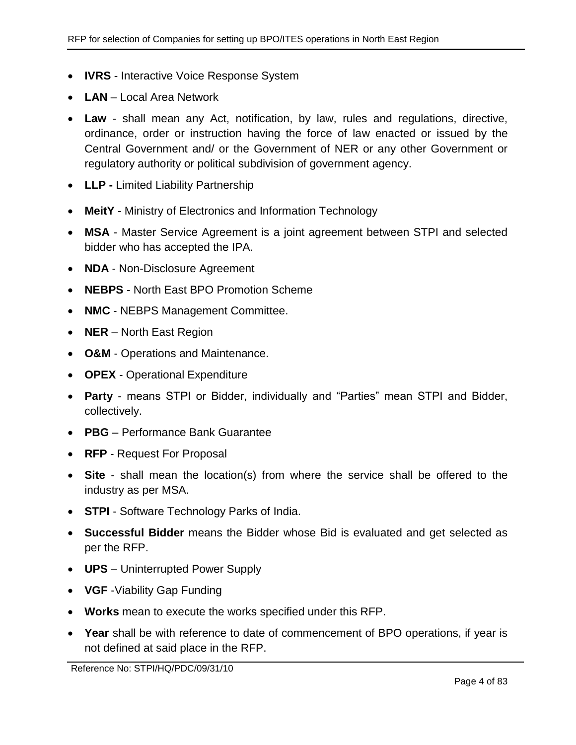- **IVRS** - Interactive Voice Response System
- **LAN** – Local Area Network
- **Law** - shall mean any Act, notification, by law, rules and regulations, directive, ordinance, order or instruction having the force of law enacted or issued by the Central Government and/ or the Government of NER or any other Government or regulatory authority or political subdivision of government agency.
- **LLP -** Limited Liability Partnership
- **MeitY** - Ministry of Electronics and Information Technology
- **MSA** - Master Service Agreement is a joint agreement between STPI and selected bidder who has accepted the IPA.
- **NDA** - Non-Disclosure Agreement
- **NEBPS** - North East BPO Promotion Scheme
- **NMC** - NEBPS Management Committee.
- **NER** – North East Region
- **O&M** - Operations and Maintenance.
- **OPEX** - Operational Expenditure
- **Party** - means STPI or Bidder, individually and "Parties" mean STPI and Bidder, collectively.
- **PBG** – Performance Bank Guarantee
- **RFP** - Request For Proposal
- **Site** - shall mean the location(s) from where the service shall be offered to the industry as per MSA.
- **STPI** - Software Technology Parks of India.
- **Successful Bidder** means the Bidder whose Bid is evaluated and get selected as per the RFP.
- **UPS** – Uninterrupted Power Supply
- **VGF** -Viability Gap Funding
- **Works** mean to execute the works specified under this RFP.
- **Year** shall be with reference to date of commencement of BPO operations, if year is not defined at said place in the RFP.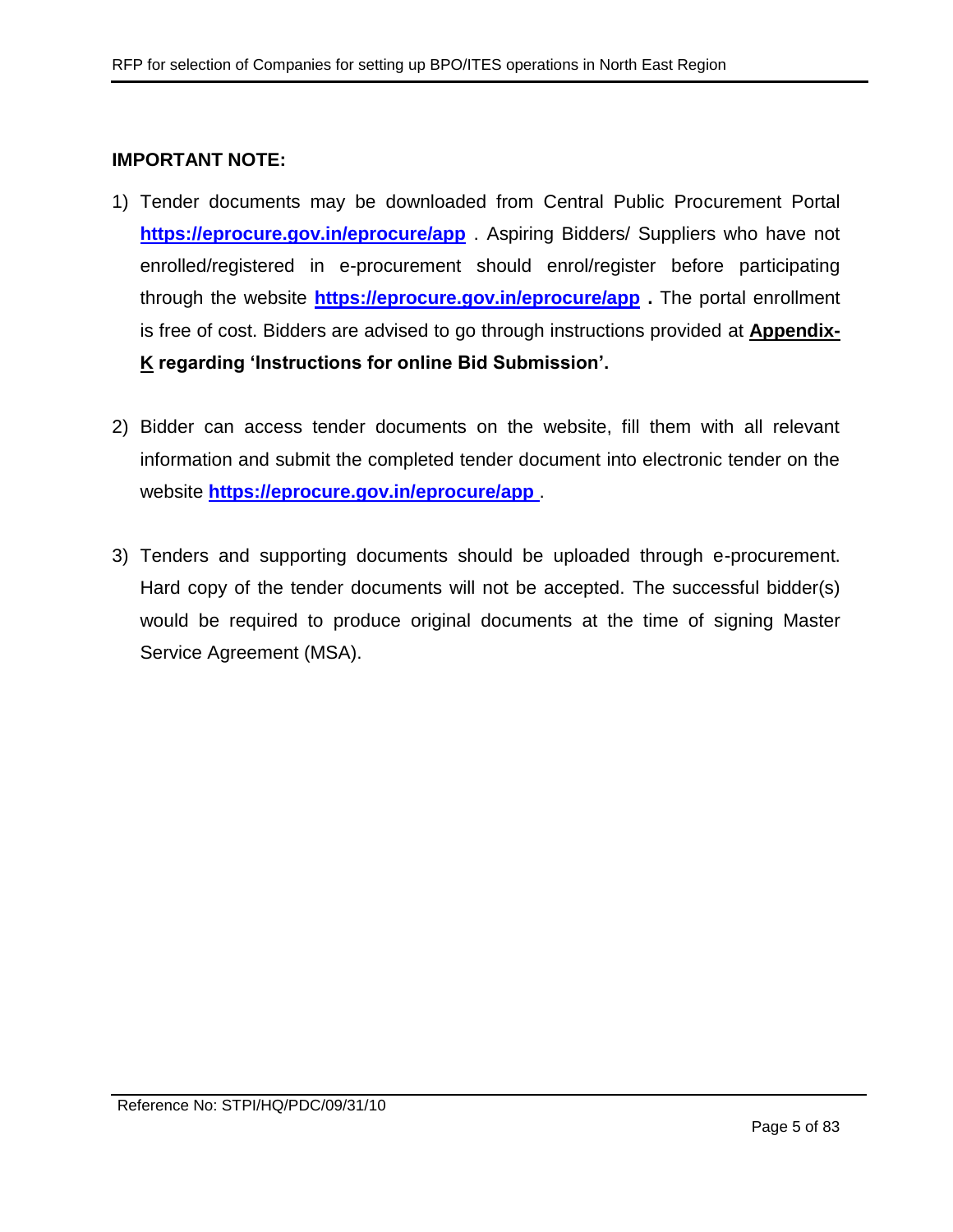**IMPORTANT NOTE:**

1) Tender documents may be downloaded from Central Public Procurement Portal **https://eprocure.gov.in/eprocure/app** . Aspiring Bidders/ Suppliers who have not enrolled/registered in e-procurement should enrol/register before participating through the website **https://eprocure.gov.in/eprocure/app** **.** The portal enrollment is free of cost. Bidders are advised to go through instructions provided at **Appendix-K regarding 'Instructions for online Bid Submission'.**

2) Bidder can access tender documents on the website, fill them with all relevant information and submit the completed tender document into electronic tender on the website **https://eprocure.gov.in/eprocure/app** .

3) Tenders and supporting documents should be uploaded through e-procurement. Hard copy of the tender documents will not be accepted. The successful bidder(s) would be required to produce original documents at the time of signing Master Service Agreement (MSA).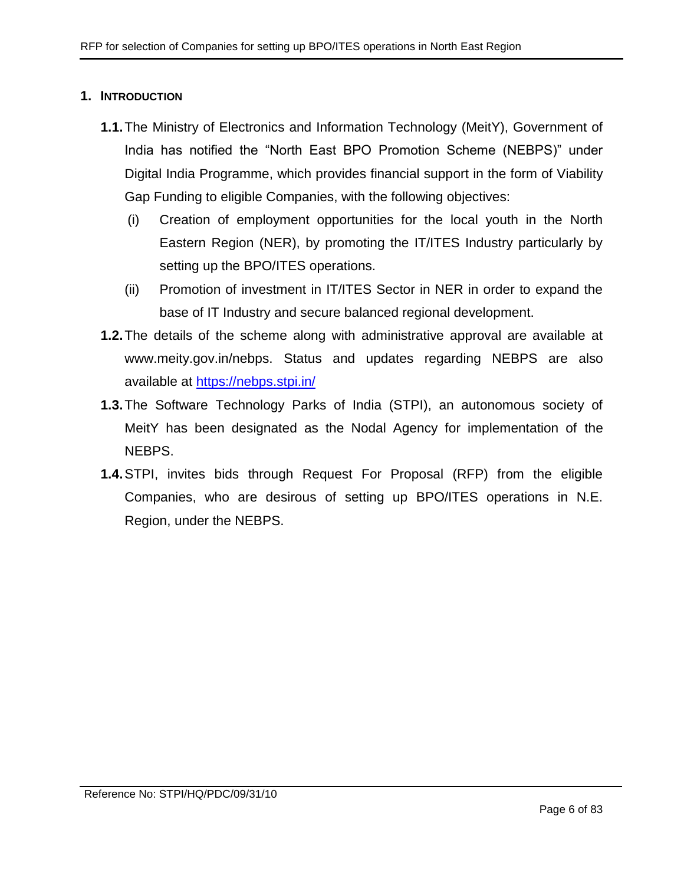# 1. INTRODUCTION

**1.1.** The Ministry of Electronics and Information Technology (MeitY), Government of India has notified the "North East BPO Promotion Scheme (NEBPS)" under Digital India Programme, which provides financial support in the form of Viability Gap Funding to eligible Companies, with the following objectives:

(i) Creation of employment opportunities for the local youth in the North Eastern Region (NER), by promoting the IT/ITES Industry particularly by setting up the BPO/ITES operations.

(ii) Promotion of investment in IT/ITES Sector in NER in order to expand the base of IT Industry and secure balanced regional development.

**1.2.** The details of the scheme along with administrative approval are available at www.meity.gov.in/nebps. Status and updates regarding NEBPS are also available at [https://nebps.stpi.in/](https://nebps.stpi.in/)

**1.3.** The Software Technology Parks of India (STPI), an autonomous society of MeitY has been designated as the Nodal Agency for implementation of the NEBPS.

**1.4.** STPI, invites bids through Request For Proposal (RFP) from the eligible Companies, who are desirous of setting up BPO/ITES operations in N.E. Region, under the NEBPS.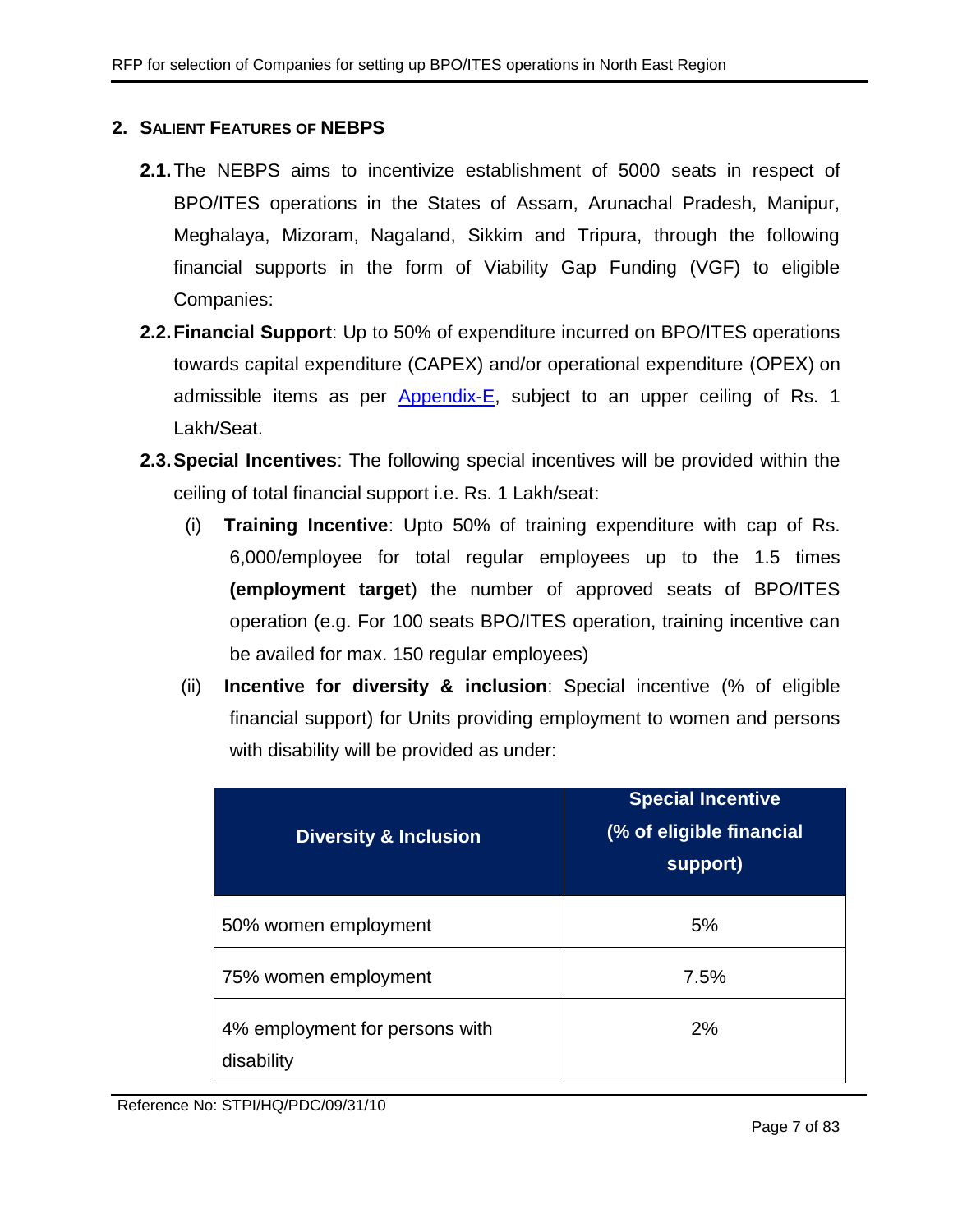## 2. SALIENT FEATURES OF NEBPS

**2.1.** The NEBPS aims to incentivize establishment of 5000 seats in respect of BPO/ITES operations in the States of Assam, Arunachal Pradesh, Manipur, Meghalaya, Mizoram, Nagaland, Sikkim and Tripura, through the following financial supports in the form of Viability Gap Funding (VGF) to eligible Companies:

**2.2. Financial Support**: Up to 50% of expenditure incurred on BPO/ITES operations towards capital expenditure (CAPEX) and/or operational expenditure (OPEX) on admissible items as per Appendix-E, subject to an upper ceiling of Rs. 1 Lakh/Seat.

**2.3. Special Incentives**: The following special incentives will be provided within the ceiling of total financial support i.e. Rs. 1 Lakh/seat:

(i) **Training Incentive**: Upto 50% of training expenditure with cap of Rs. 6,000/employee for total regular employees up to the 1.5 times **(employment target**) the number of approved seats of BPO/ITES operation (e.g. For 100 seats BPO/ITES operation, training incentive can be availed for max. 150 regular employees)

(ii) **Incentive for diversity & inclusion**: Special incentive (% of eligible financial support) for Units providing employment to women and persons with disability will be provided as under:

| Diversity & Inclusion | Special Incentive (% of eligible financial support) |
|---|---|
| 50% women employment | 5% |
| 75% women employment | 7.5% |
| 4% employment for persons with disability | 2% |

Reference No: STPI/HQ/PDC/09/31/10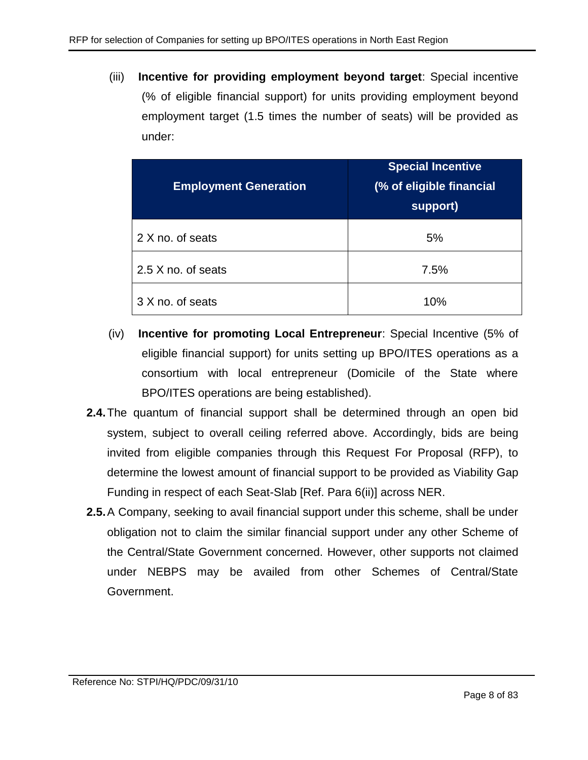(iii) **Incentive for providing employment beyond target**: Special incentive (% of eligible financial support) for units providing employment beyond employment target (1.5 times the number of seats) will be provided as under:

| Employment Generation | Special Incentive (% of eligible financial support) |
|---|---|
| 2 X no. of seats | 5% |
| 2.5 X no. of seats | 7.5% |
| 3 X no. of seats | 10% |

(iv) **Incentive for promoting Local Entrepreneur**: Special Incentive (5% of eligible financial support) for units setting up BPO/ITES operations as a consortium with local entrepreneur (Domicile of the State where BPO/ITES operations are being established).

**2.4.** The quantum of financial support shall be determined through an open bid system, subject to overall ceiling referred above. Accordingly, bids are being invited from eligible companies through this Request For Proposal (RFP), to determine the lowest amount of financial support to be provided as Viability Gap Funding in respect of each Seat-Slab [Ref. Para 6(ii)] across NER.

**2.5.** A Company, seeking to avail financial support under this scheme, shall be under obligation not to claim the similar financial support under any other Scheme of the Central/State Government concerned. However, other supports not claimed under NEBPS may be availed from other Schemes of Central/State Government.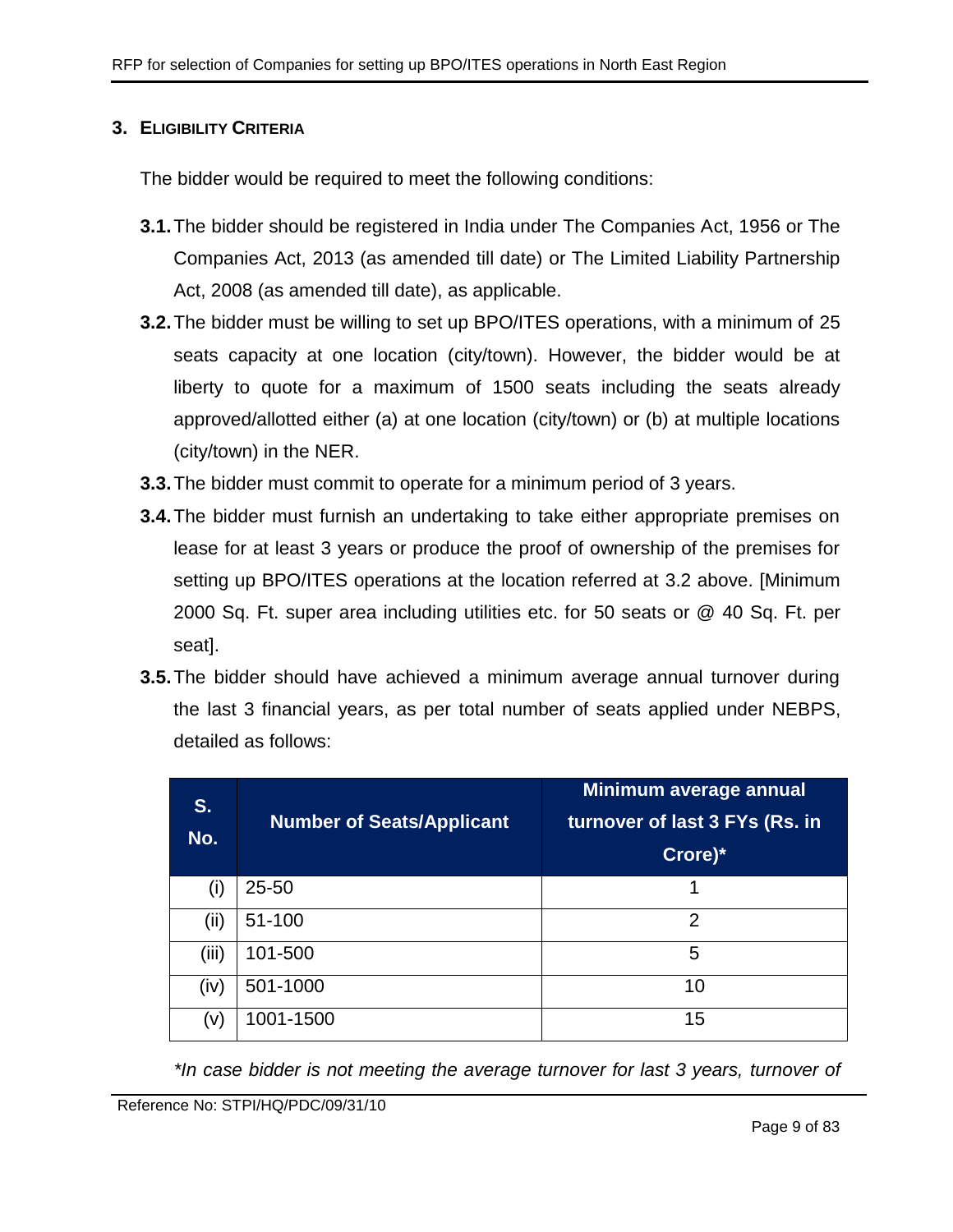## 3. ELIGIBILITY CRITERIA

The bidder would be required to meet the following conditions:

**3.1.** The bidder should be registered in India under The Companies Act, 1956 or The Companies Act, 2013 (as amended till date) or The Limited Liability Partnership Act, 2008 (as amended till date), as applicable.

**3.2.** The bidder must be willing to set up BPO/ITES operations, with a minimum of 25 seats capacity at one location (city/town). However, the bidder would be at liberty to quote for a maximum of 1500 seats including the seats already approved/allotted either (a) at one location (city/town) or (b) at multiple locations (city/town) in the NER.

**3.3.** The bidder must commit to operate for a minimum period of 3 years.

**3.4.** The bidder must furnish an undertaking to take either appropriate premises on lease for at least 3 years or produce the proof of ownership of the premises for setting up BPO/ITES operations at the location referred at 3.2 above. [Minimum 2000 Sq. Ft. super area including utilities etc. for 50 seats or @ 40 Sq. Ft. per seat].

**3.5.** The bidder should have achieved a minimum average annual turnover during the last 3 financial years, as per total number of seats applied under NEBPS, detailed as follows:

| S. No. | Number of Seats/Applicant | Minimum average annual turnover of last 3 FYs (Rs. in Crore)* |
|---|---|---|
| (i) | 25-50 | 1 |
| (ii) | 51-100 | 2 |
| (iii) | 101-500 | 5 |
| (iv) | 501-1000 | 10 |
| (v) | 1001-1500 | 15 |

*\*In case bidder is not meeting the average turnover for last 3 years, turnover of*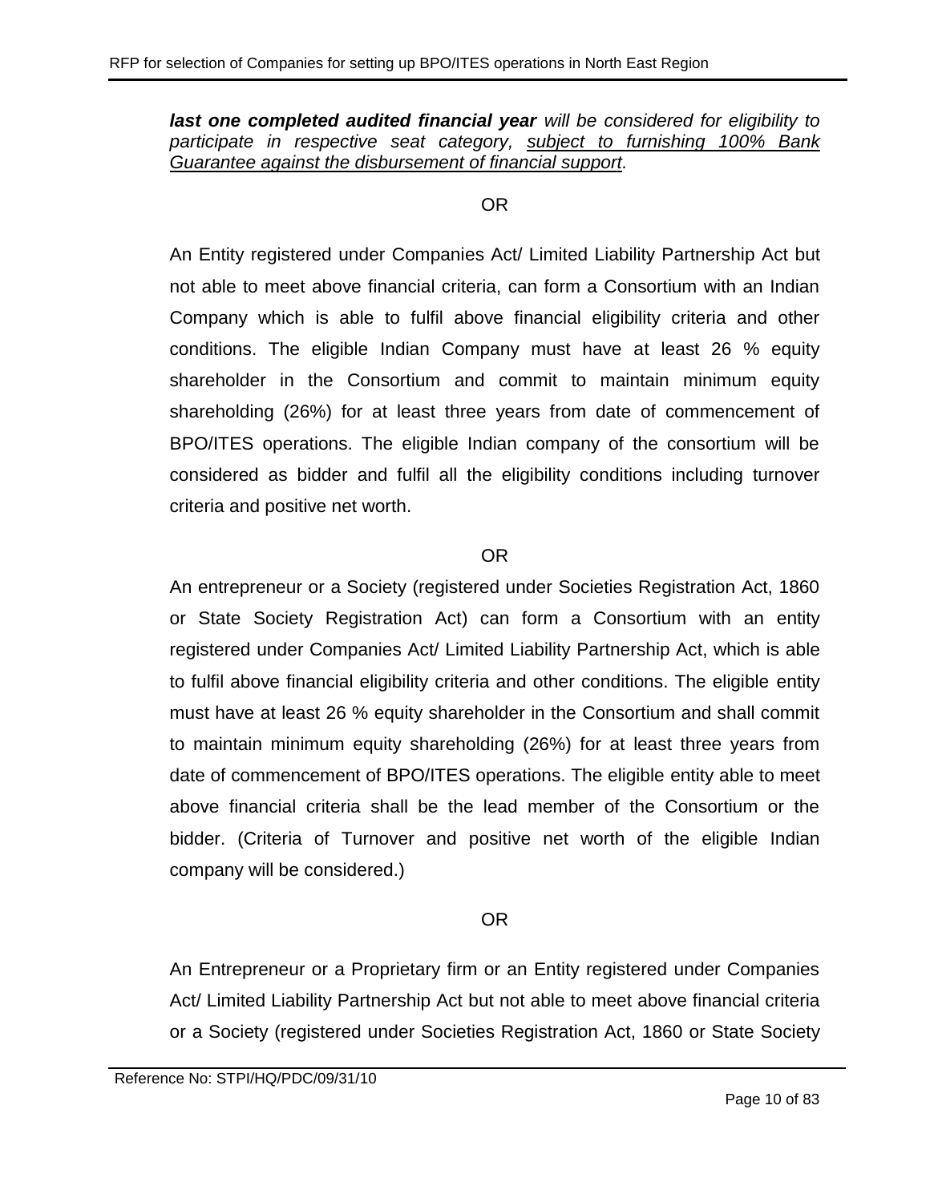***last one completed audited financial year** will be considered for eligibility to participate in respective seat category, <u>subject to furnishing 100% Bank Guarantee against the disbursement of financial support</u>.*

OR

An Entity registered under Companies Act/ Limited Liability Partnership Act but not able to meet above financial criteria, can form a Consortium with an Indian Company which is able to fulfil above financial eligibility criteria and other conditions. The eligible Indian Company must have at least 26 % equity shareholder in the Consortium and commit to maintain minimum equity shareholding (26%) for at least three years from date of commencement of BPO/ITES operations. The eligible Indian company of the consortium will be considered as bidder and fulfil all the eligibility conditions including turnover criteria and positive net worth.

OR

An entrepreneur or a Society (registered under Societies Registration Act, 1860 or State Society Registration Act) can form a Consortium with an entity registered under Companies Act/ Limited Liability Partnership Act, which is able to fulfil above financial eligibility criteria and other conditions. The eligible entity must have at least 26 % equity shareholder in the Consortium and shall commit to maintain minimum equity shareholding (26%) for at least three years from date of commencement of BPO/ITES operations. The eligible entity able to meet above financial criteria shall be the lead member of the Consortium or the bidder. (Criteria of Turnover and positive net worth of the eligible Indian company will be considered.)

OR

An Entrepreneur or a Proprietary firm or an Entity registered under Companies Act/ Limited Liability Partnership Act but not able to meet above financial criteria or a Society (registered under Societies Registration Act, 1860 or State Society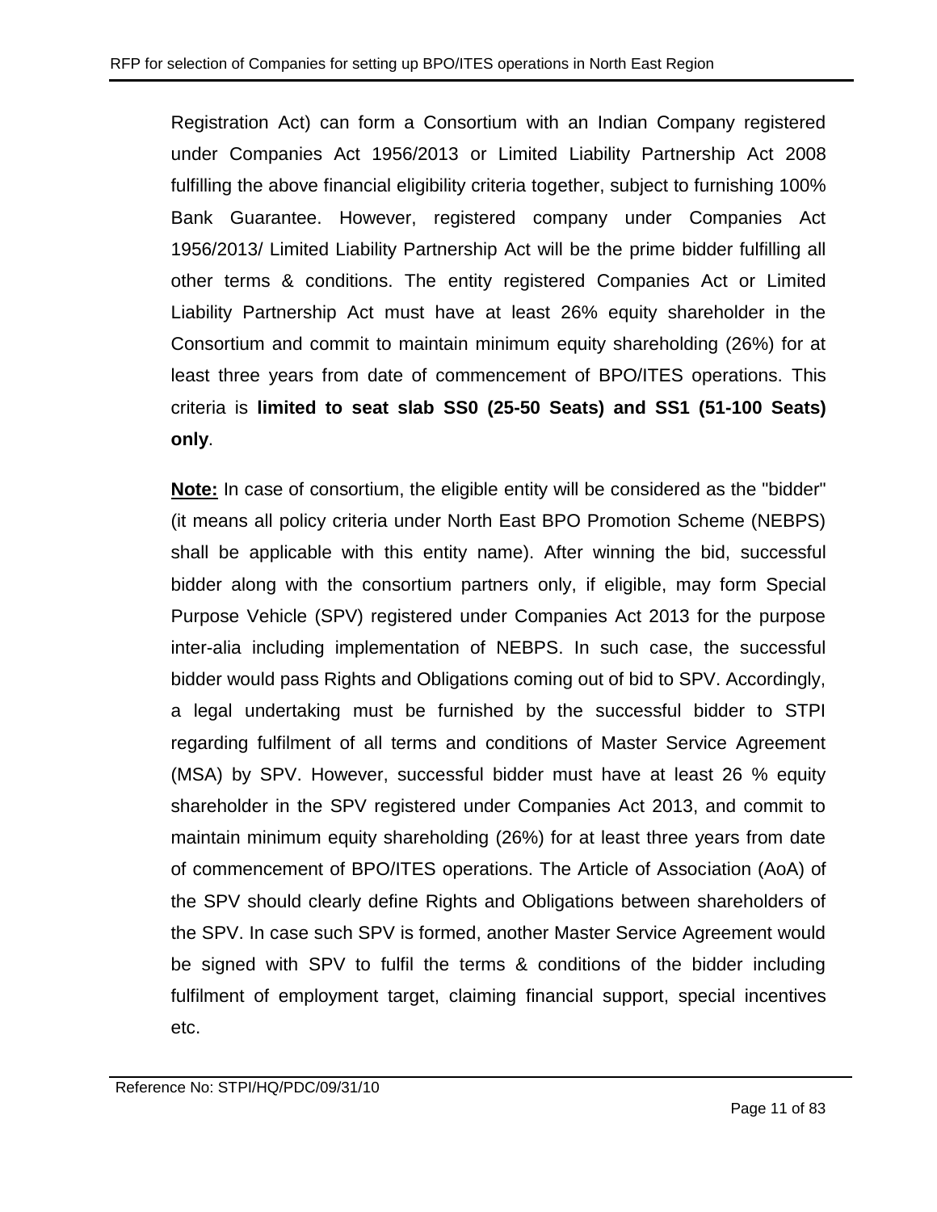Registration Act) can form a Consortium with an Indian Company registered under Companies Act 1956/2013 or Limited Liability Partnership Act 2008 fulfilling the above financial eligibility criteria together, subject to furnishing 100% Bank Guarantee. However, registered company under Companies Act 1956/2013/ Limited Liability Partnership Act will be the prime bidder fulfilling all other terms & conditions. The entity registered Companies Act or Limited Liability Partnership Act must have at least 26% equity shareholder in the Consortium and commit to maintain minimum equity shareholding (26%) for at least three years from date of commencement of BPO/ITES operations. This criteria is **limited to seat slab SS0 (25-50 Seats) and SS1 (51-100 Seats) only**.

**Note:** In case of consortium, the eligible entity will be considered as the "bidder" (it means all policy criteria under North East BPO Promotion Scheme (NEBPS) shall be applicable with this entity name). After winning the bid, successful bidder along with the consortium partners only, if eligible, may form Special Purpose Vehicle (SPV) registered under Companies Act 2013 for the purpose inter-alia including implementation of NEBPS. In such case, the successful bidder would pass Rights and Obligations coming out of bid to SPV. Accordingly, a legal undertaking must be furnished by the successful bidder to STPI regarding fulfilment of all terms and conditions of Master Service Agreement (MSA) by SPV. However, successful bidder must have at least 26 % equity shareholder in the SPV registered under Companies Act 2013, and commit to maintain minimum equity shareholding (26%) for at least three years from date of commencement of BPO/ITES operations. The Article of Association (AoA) of the SPV should clearly define Rights and Obligations between shareholders of the SPV. In case such SPV is formed, another Master Service Agreement would be signed with SPV to fulfil the terms & conditions of the bidder including fulfilment of employment target, claiming financial support, special incentives etc.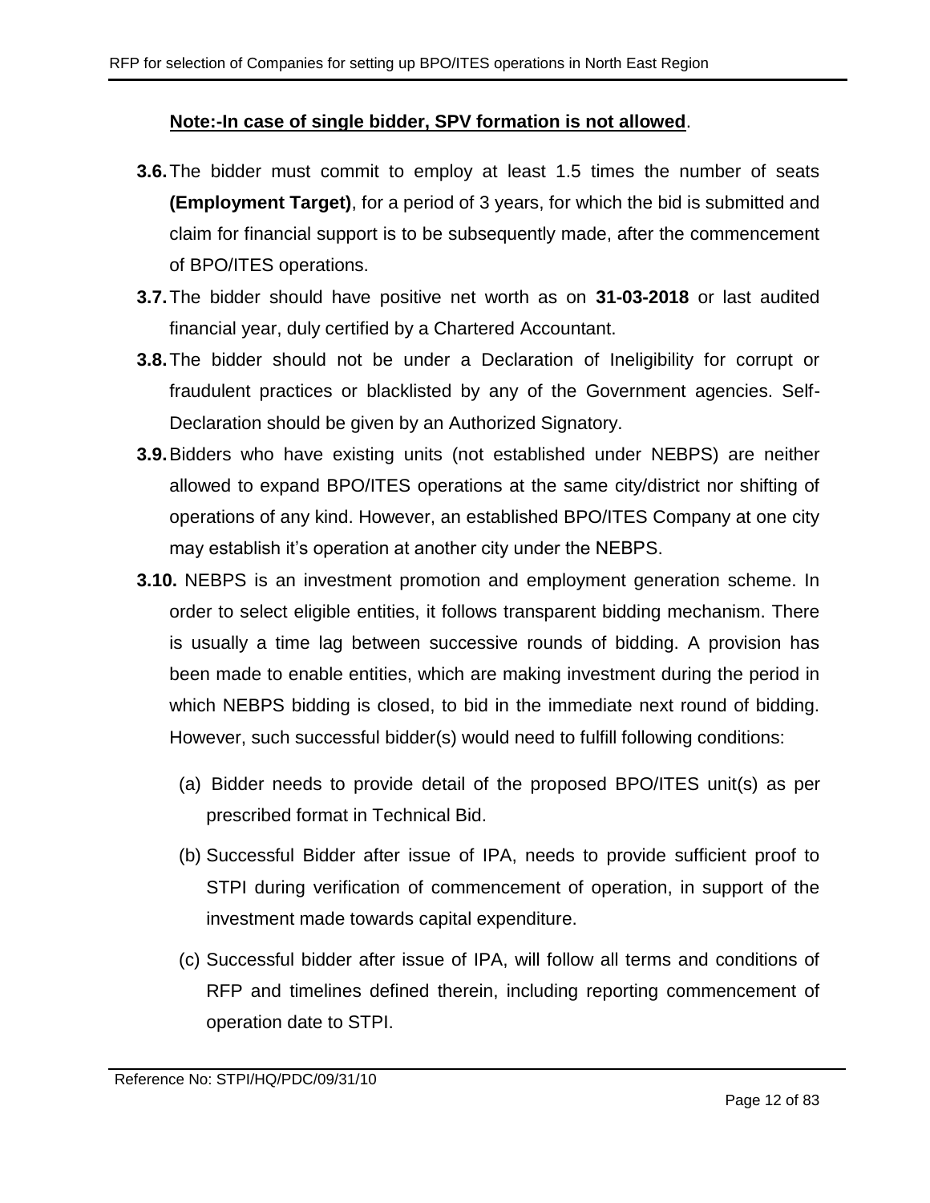**Note:-In case of single bidder, SPV formation is not allowed**.

**3.6.** The bidder must commit to employ at least 1.5 times the number of seats **(Employment Target)**, for a period of 3 years, for which the bid is submitted and claim for financial support is to be subsequently made, after the commencement of BPO/ITES operations.

**3.7.** The bidder should have positive net worth as on **31-03-2018** or last audited financial year, duly certified by a Chartered Accountant.

**3.8.** The bidder should not be under a Declaration of Ineligibility for corrupt or fraudulent practices or blacklisted by any of the Government agencies. Self-Declaration should be given by an Authorized Signatory.

**3.9.** Bidders who have existing units (not established under NEBPS) are neither allowed to expand BPO/ITES operations at the same city/district nor shifting of operations of any kind. However, an established BPO/ITES Company at one city may establish it's operation at another city under the NEBPS.

**3.10.** NEBPS is an investment promotion and employment generation scheme. In order to select eligible entities, it follows transparent bidding mechanism. There is usually a time lag between successive rounds of bidding. A provision has been made to enable entities, which are making investment during the period in which NEBPS bidding is closed, to bid in the immediate next round of bidding. However, such successful bidder(s) would need to fulfill following conditions:

(a) Bidder needs to provide detail of the proposed BPO/ITES unit(s) as per prescribed format in Technical Bid.

(b) Successful Bidder after issue of IPA, needs to provide sufficient proof to STPI during verification of commencement of operation, in support of the investment made towards capital expenditure.

(c) Successful bidder after issue of IPA, will follow all terms and conditions of RFP and timelines defined therein, including reporting commencement of operation date to STPI.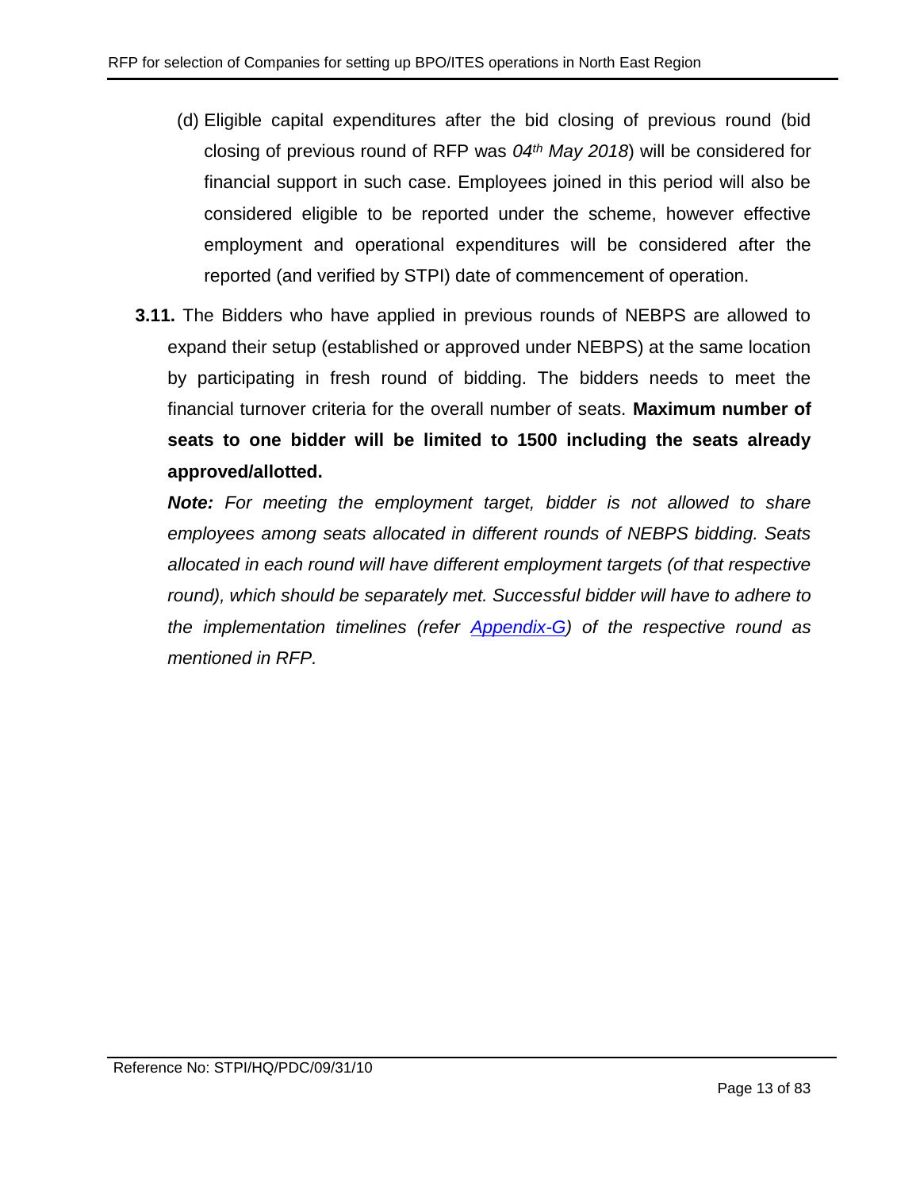(d) Eligible capital expenditures after the bid closing of previous round (bid closing of previous round of RFP was *04th May 2018*) will be considered for financial support in such case. Employees joined in this period will also be considered eligible to be reported under the scheme, however effective employment and operational expenditures will be considered after the reported (and verified by STPI) date of commencement of operation.

**3.11.** The Bidders who have applied in previous rounds of NEBPS are allowed to expand their setup (established or approved under NEBPS) at the same location by participating in fresh round of bidding. The bidders needs to meet the financial turnover criteria for the overall number of seats. **Maximum number of seats to one bidder will be limited to 1500 including the seats already approved/allotted.**

***Note:*** *For meeting the employment target, bidder is not allowed to share employees among seats allocated in different rounds of NEBPS bidding. Seats allocated in each round will have different employment targets (of that respective round), which should be separately met. Successful bidder will have to adhere to the implementation timelines (refer Appendix-G) of the respective round as mentioned in RFP.*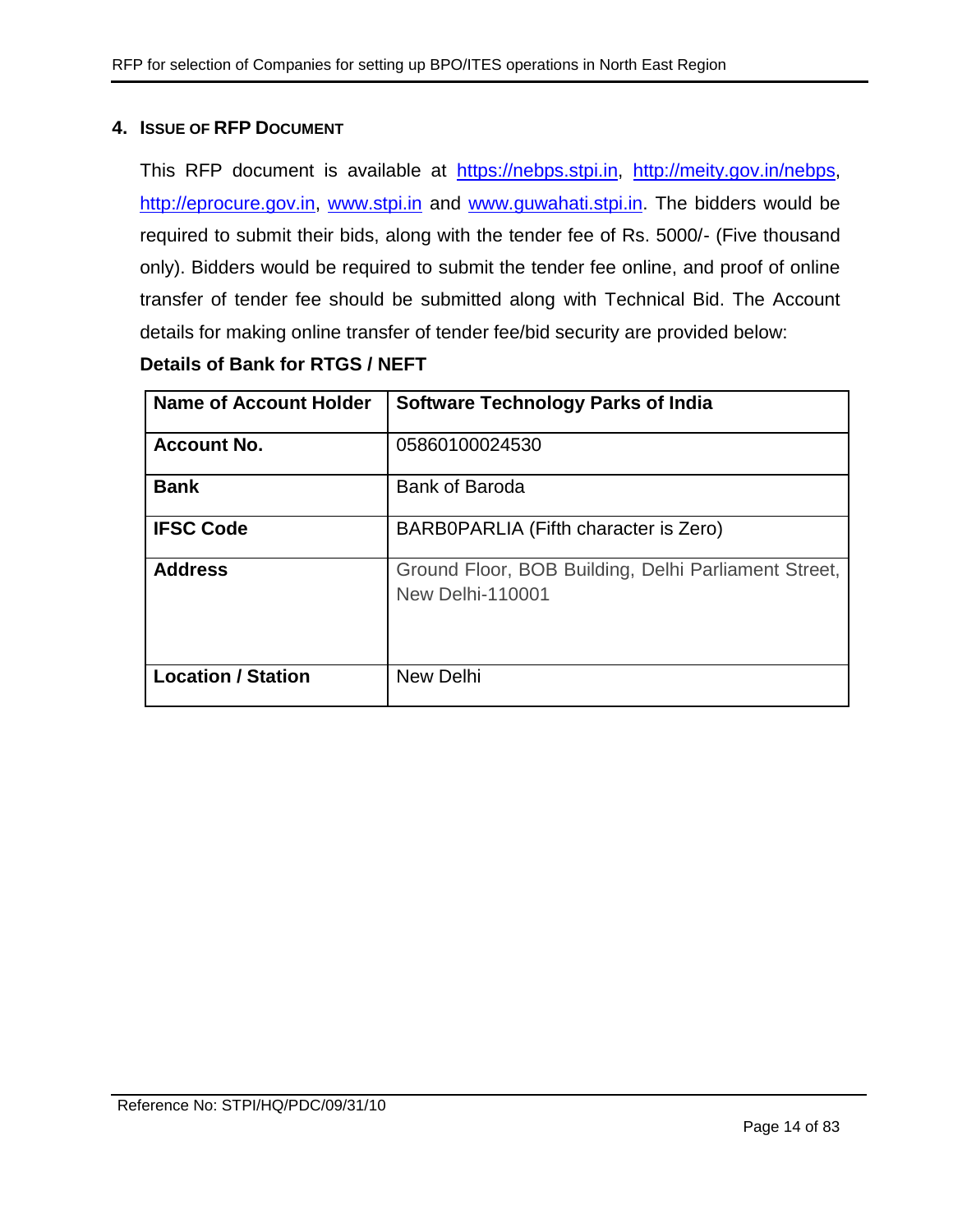## 4. ISSUE OF RFP DOCUMENT

This RFP document is available at https://nebps.stpi.in, http://meity.gov.in/nebps, http://eprocure.gov.in, www.stpi.in and www.guwahati.stpi.in. The bidders would be required to submit their bids, along with the tender fee of Rs. 5000/- (Five thousand only). Bidders would be required to submit the tender fee online, and proof of online transfer of tender fee should be submitted along with Technical Bid. The Account details for making online transfer of tender fee/bid security are provided below:

**Details of Bank for RTGS / NEFT**

| **Name of Account Holder** | **Software Technology Parks of India** |
|---|---|
| **Account No.** | 05860100024530 |
| **Bank** | Bank of Baroda |
| **IFSC Code** | BARB0PARLIA (Fifth character is Zero) |
| **Address** | Ground Floor, BOB Building, Delhi Parliament Street, New Delhi-110001 |
| **Location / Station** | New Delhi |

Reference No: STPI/HQ/PDC/09/31/10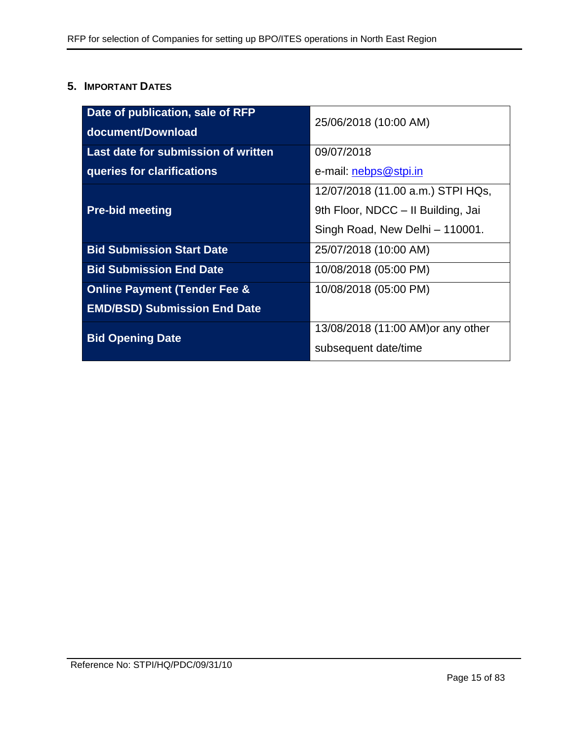## 5. IMPORTANT DATES

| | |
|---|---|
| **Date of publication, sale of RFP document/Download** | 25/06/2018 (10:00 AM) |
| **Last date for submission of written queries for clarifications** | 09/07/2018<br>e-mail: nebps@stpi.in |
| **Pre-bid meeting** | 12/07/2018 (11.00 a.m.) STPI HQs, 9th Floor, NDCC – II Building, Jai Singh Road, New Delhi – 110001. |
| **Bid Submission Start Date** | 25/07/2018 (10:00 AM) |
| **Bid Submission End Date** | 10/08/2018 (05:00 PM) |
| **Online Payment (Tender Fee & EMD/BSD) Submission End Date** | 10/08/2018 (05:00 PM) |
| **Bid Opening Date** | 13/08/2018 (11:00 AM)or any other subsequent date/time |

Reference No: STPI/HQ/PDC/09/31/10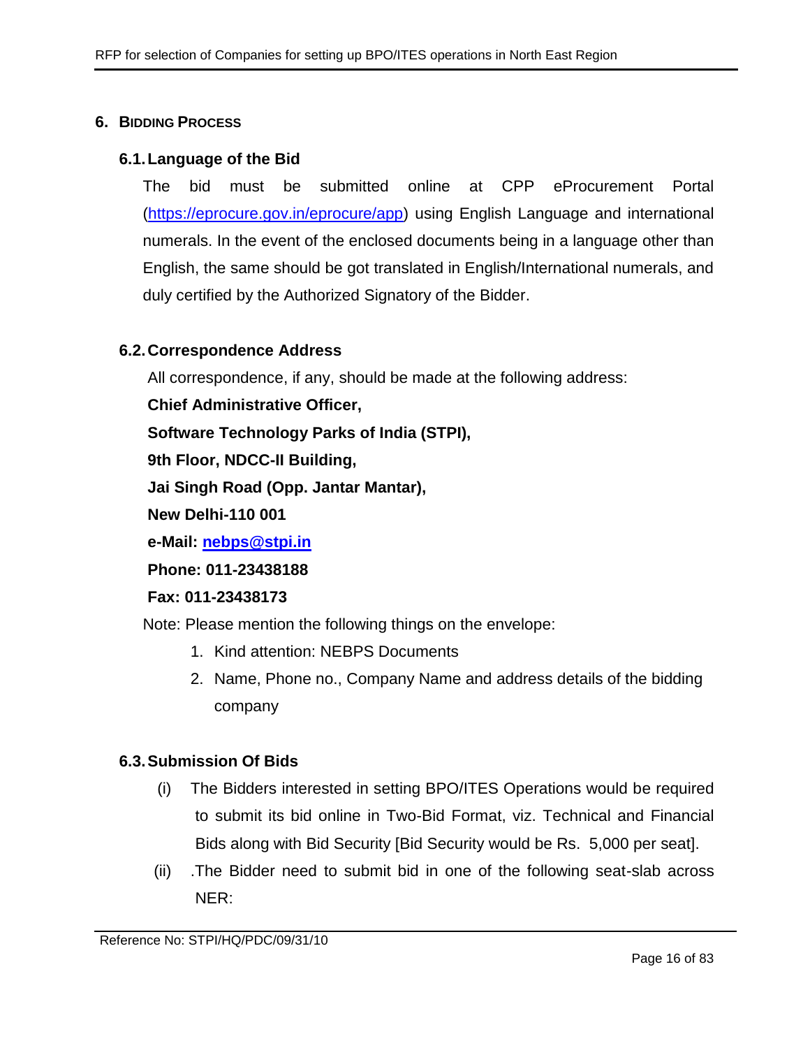## 6. BIDDING PROCESS

### 6.1. Language of the Bid

The bid must be submitted online at CPP eProcurement Portal (https://eprocure.gov.in/eprocure/app) using English Language and international numerals. In the event of the enclosed documents being in a language other than English, the same should be got translated in English/International numerals, and duly certified by the Authorized Signatory of the Bidder.

### 6.2. Correspondence Address

All correspondence, if any, should be made at the following address:

**Chief Administrative Officer,**

**Software Technology Parks of India (STPI),**

**9th Floor, NDCC-II Building,**

**Jai Singh Road (Opp. Jantar Mantar),**

**New Delhi-110 001**

**e-Mail: nebps@stpi.in**

**Phone: 011-23438188**

**Fax: 011-23438173**

Note: Please mention the following things on the envelope:

1. Kind attention: NEBPS Documents
2. Name, Phone no., Company Name and address details of the bidding company

### 6.3. Submission Of Bids

(i) The Bidders interested in setting BPO/ITES Operations would be required to submit its bid online in Two-Bid Format, viz. Technical and Financial Bids along with Bid Security [Bid Security would be Rs. 5,000 per seat].

(ii) .The Bidder need to submit bid in one of the following seat-slab across NER: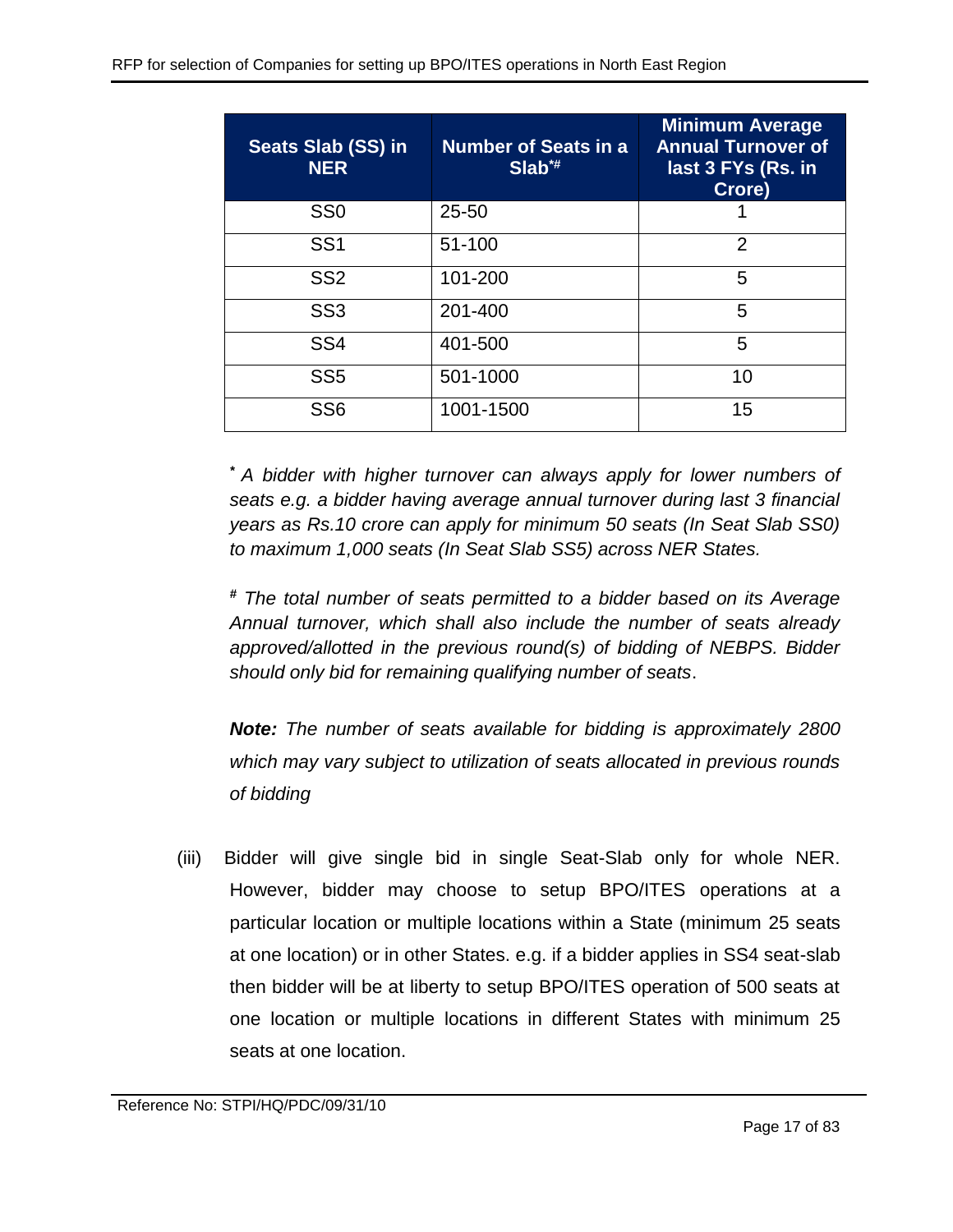| Seats Slab (SS) in NER | Number of Seats in a Slab*# | Minimum Average Annual Turnover of last 3 FYs (Rs. in Crore) |
|---|---|---|
| SS0 | 25-50 | 1 |
| SS1 | 51-100 | 2 |
| SS2 | 101-200 | 5 |
| SS3 | 201-400 | 5 |
| SS4 | 401-500 | 5 |
| SS5 | 501-1000 | 10 |
| SS6 | 1001-1500 | 15 |

*\* A bidder with higher turnover can always apply for lower numbers of seats e.g. a bidder having average annual turnover during last 3 financial years as Rs.10 crore can apply for minimum 50 seats (In Seat Slab SS0) to maximum 1,000 seats (In Seat Slab SS5) across NER States.*

*# The total number of seats permitted to a bidder based on its Average Annual turnover, which shall also include the number of seats already approved/allotted in the previous round(s) of bidding of NEBPS. Bidder should only bid for remaining qualifying number of seats*.

***Note:** The number of seats available for bidding is approximately 2800 which may vary subject to utilization of seats allocated in previous rounds of bidding*

(iii) Bidder will give single bid in single Seat-Slab only for whole NER. However, bidder may choose to setup BPO/ITES operations at a particular location or multiple locations within a State (minimum 25 seats at one location) or in other States. e.g. if a bidder applies in SS4 seat-slab then bidder will be at liberty to setup BPO/ITES operation of 500 seats at one location or multiple locations in different States with minimum 25 seats at one location.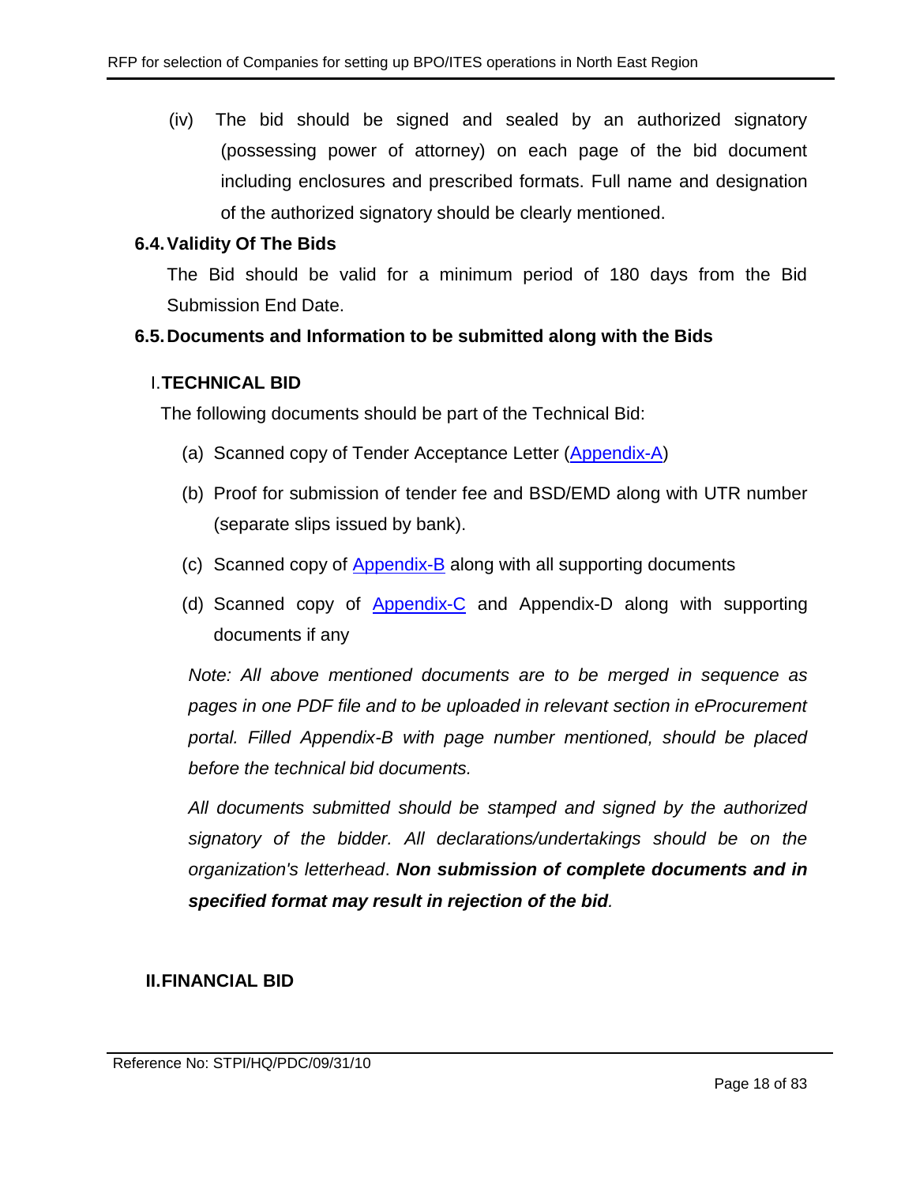(iv) The bid should be signed and sealed by an authorized signatory (possessing power of attorney) on each page of the bid document including enclosures and prescribed formats. Full name and designation of the authorized signatory should be clearly mentioned.

### 6.4. Validity Of The Bids

The Bid should be valid for a minimum period of 180 days from the Bid Submission End Date.

### 6.5. Documents and Information to be submitted along with the Bids

#### I. TECHNICAL BID

The following documents should be part of the Technical Bid:

(a) Scanned copy of Tender Acceptance Letter (Appendix-A)

(b) Proof for submission of tender fee and BSD/EMD along with UTR number (separate slips issued by bank).

(c) Scanned copy of Appendix-B along with all supporting documents

(d) Scanned copy of Appendix-C and Appendix-D along with supporting documents if any

*Note: All above mentioned documents are to be merged in sequence as pages in one PDF file and to be uploaded in relevant section in eProcurement portal. Filled Appendix-B with page number mentioned, should be placed before the technical bid documents.*

*All documents submitted should be stamped and signed by the authorized signatory of the bidder. All declarations/undertakings should be on the organization's letterhead*. ***Non submission of complete documents and in specified format may result in rejection of the bid****.*

#### II. FINANCIAL BID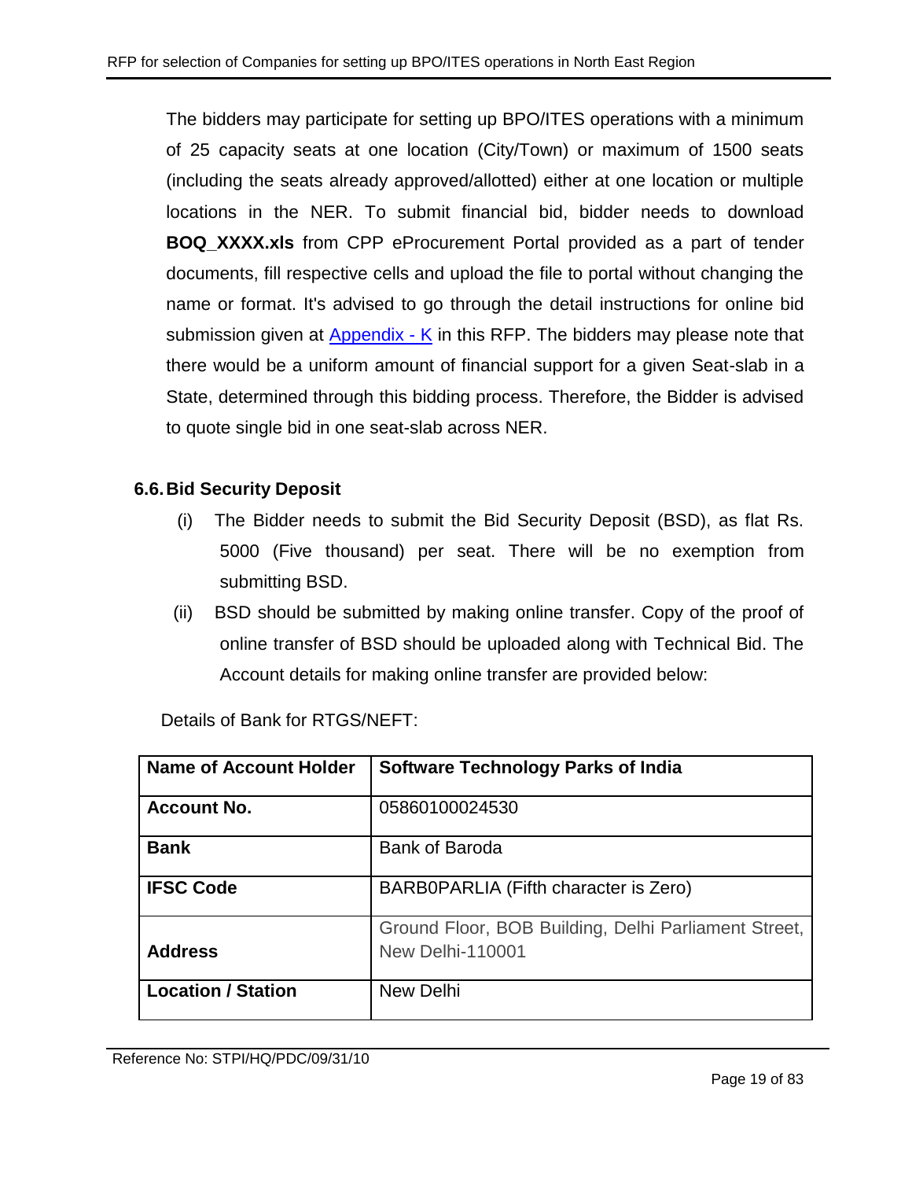The bidders may participate for setting up BPO/ITES operations with a minimum of 25 capacity seats at one location (City/Town) or maximum of 1500 seats (including the seats already approved/allotted) either at one location or multiple locations in the NER. To submit financial bid, bidder needs to download **BOQ_XXXX.xls** from CPP eProcurement Portal provided as a part of tender documents, fill respective cells and upload the file to portal without changing the name or format. It's advised to go through the detail instructions for online bid submission given at Appendix - K in this RFP. The bidders may please note that there would be a uniform amount of financial support for a given Seat-slab in a State, determined through this bidding process. Therefore, the Bidder is advised to quote single bid in one seat-slab across NER.

### 6.6. Bid Security Deposit

(i) The Bidder needs to submit the Bid Security Deposit (BSD), as flat Rs. 5000 (Five thousand) per seat. There will be no exemption from submitting BSD.

(ii) BSD should be submitted by making online transfer. Copy of the proof of online transfer of BSD should be uploaded along with Technical Bid. The Account details for making online transfer are provided below:

Details of Bank for RTGS/NEFT:

| **Name of Account Holder** | **Software Technology Parks of India** |
|---|---|
| **Account No.** | 05860100024530 |
| **Bank** | Bank of Baroda |
| **IFSC Code** | BARB0PARLIA (Fifth character is Zero) |
| **Address** | Ground Floor, BOB Building, Delhi Parliament Street, New Delhi-110001 |
| **Location / Station** | New Delhi |

Reference No: STPI/HQ/PDC/09/31/10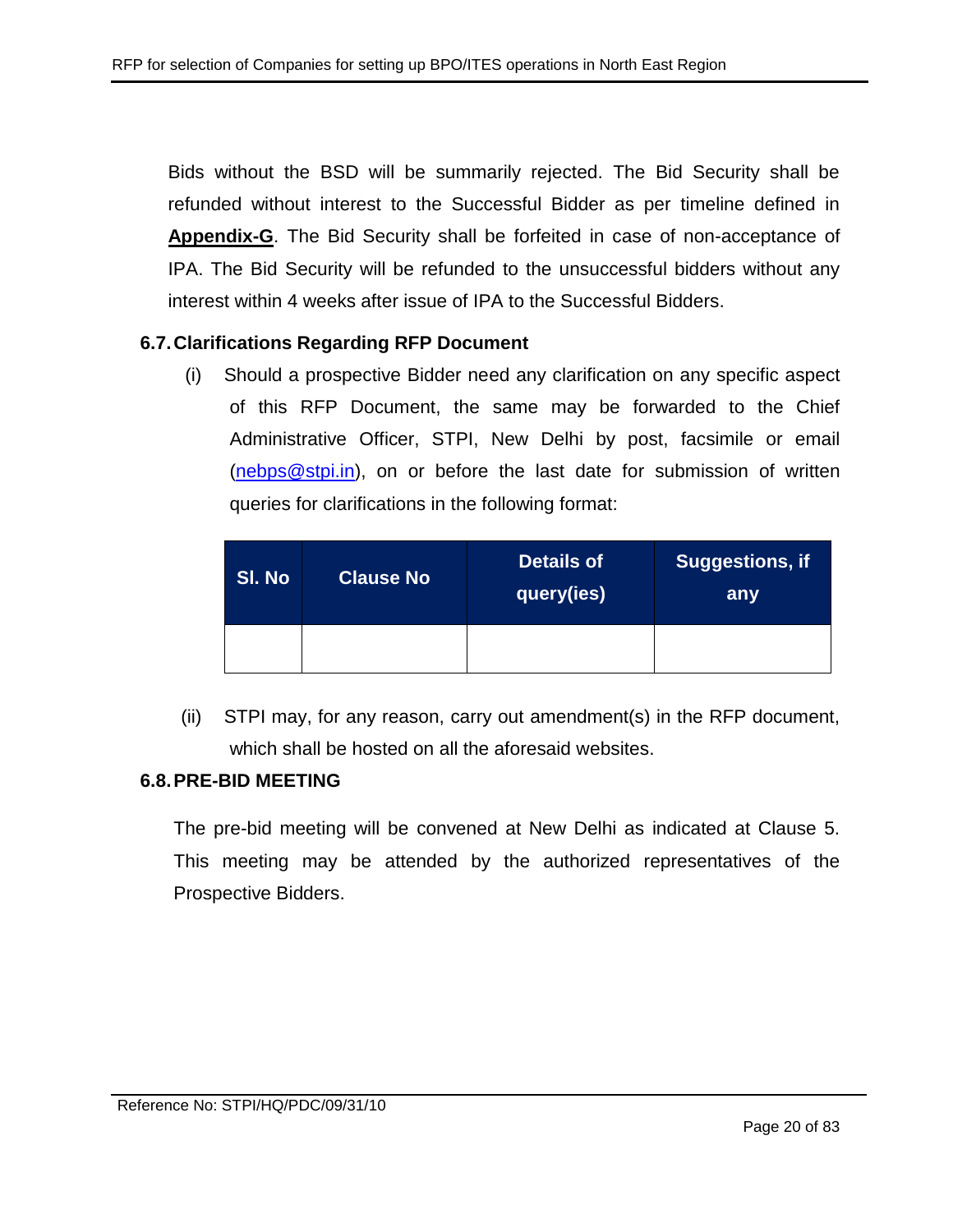Bids without the BSD will be summarily rejected. The Bid Security shall be refunded without interest to the Successful Bidder as per timeline defined in **Appendix-G**. The Bid Security shall be forfeited in case of non-acceptance of IPA. The Bid Security will be refunded to the unsuccessful bidders without any interest within 4 weeks after issue of IPA to the Successful Bidders.

### 6.7. Clarifications Regarding RFP Document

(i) Should a prospective Bidder need any clarification on any specific aspect of this RFP Document, the same may be forwarded to the Chief Administrative Officer, STPI, New Delhi by post, facsimile or email (nebps@stpi.in), on or before the last date for submission of written queries for clarifications in the following format:

| Sl. No | Clause No | Details of query(ies) | Suggestions, if any |
|---|---|---|---|
| | | | |

(ii) STPI may, for any reason, carry out amendment(s) in the RFP document, which shall be hosted on all the aforesaid websites.

### 6.8. PRE-BID MEETING

The pre-bid meeting will be convened at New Delhi as indicated at Clause 5. This meeting may be attended by the authorized representatives of the Prospective Bidders.

Reference No: STPI/HQ/PDC/09/31/10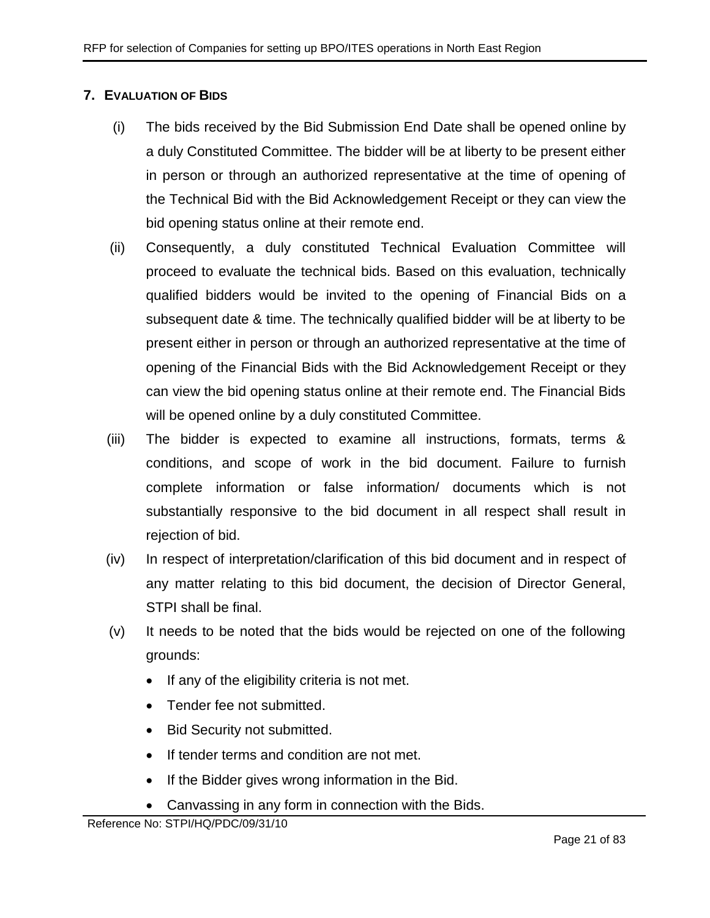## 7. EVALUATION OF BIDS

(i) The bids received by the Bid Submission End Date shall be opened online by a duly Constituted Committee. The bidder will be at liberty to be present either in person or through an authorized representative at the time of opening of the Technical Bid with the Bid Acknowledgement Receipt or they can view the bid opening status online at their remote end.

(ii) Consequently, a duly constituted Technical Evaluation Committee will proceed to evaluate the technical bids. Based on this evaluation, technically qualified bidders would be invited to the opening of Financial Bids on a subsequent date & time. The technically qualified bidder will be at liberty to be present either in person or through an authorized representative at the time of opening of the Financial Bids with the Bid Acknowledgement Receipt or they can view the bid opening status online at their remote end. The Financial Bids will be opened online by a duly constituted Committee.

(iii) The bidder is expected to examine all instructions, formats, terms & conditions, and scope of work in the bid document. Failure to furnish complete information or false information/ documents which is not substantially responsive to the bid document in all respect shall result in rejection of bid.

(iv) In respect of interpretation/clarification of this bid document and in respect of any matter relating to this bid document, the decision of Director General, STPI shall be final.

(v) It needs to be noted that the bids would be rejected on one of the following grounds:

- If any of the eligibility criteria is not met.
- Tender fee not submitted.
- Bid Security not submitted.
- If tender terms and condition are not met.
- If the Bidder gives wrong information in the Bid.
- Canvassing in any form in connection with the Bids.

Reference No: STPI/HQ/PDC/09/31/10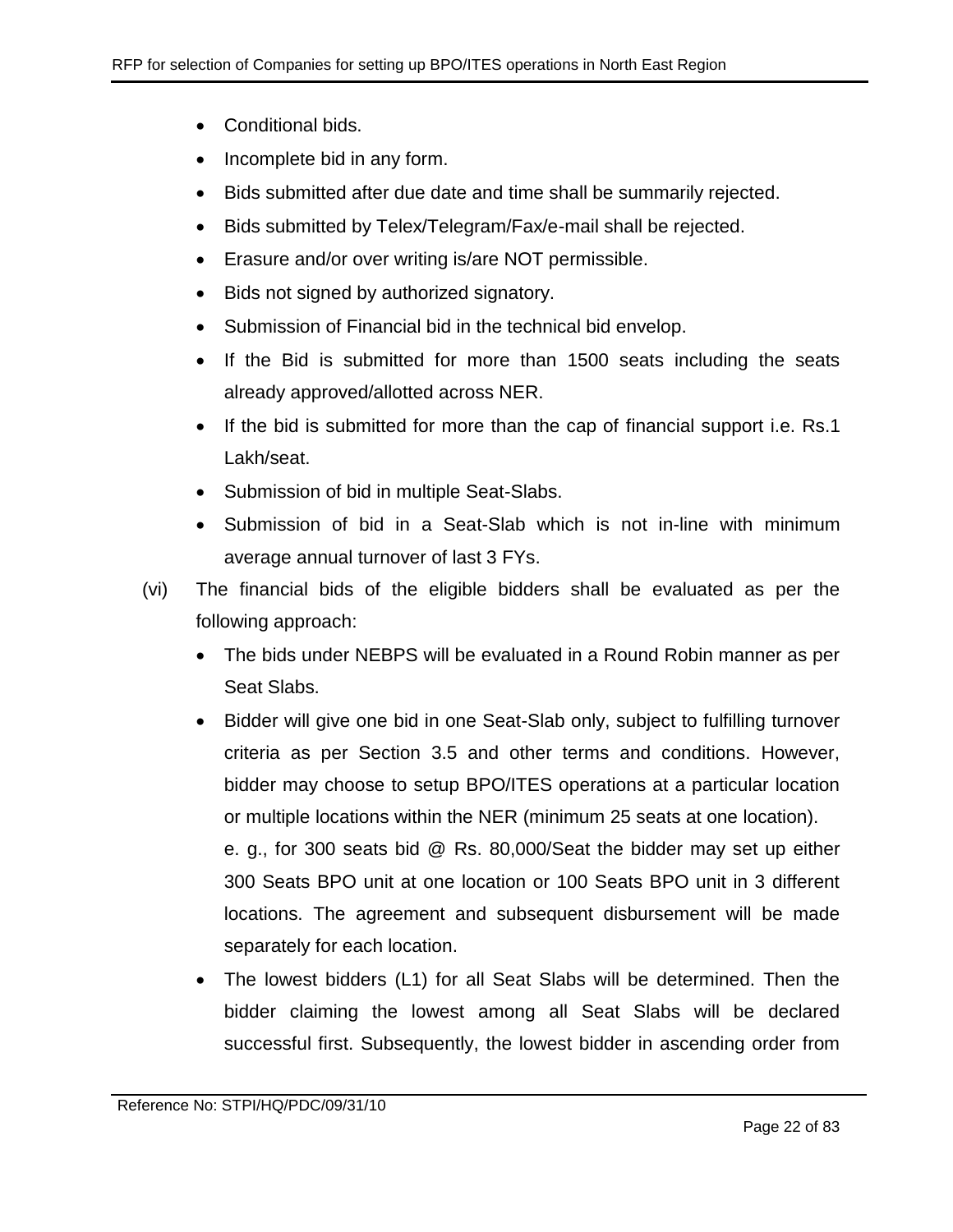- Conditional bids.
- Incomplete bid in any form.
- Bids submitted after due date and time shall be summarily rejected.
- Bids submitted by Telex/Telegram/Fax/e-mail shall be rejected.
- Erasure and/or over writing is/are NOT permissible.
- Bids not signed by authorized signatory.
- Submission of Financial bid in the technical bid envelop.
- If the Bid is submitted for more than 1500 seats including the seats already approved/allotted across NER.
- If the bid is submitted for more than the cap of financial support i.e. Rs.1 Lakh/seat.
- Submission of bid in multiple Seat-Slabs.
- Submission of bid in a Seat-Slab which is not in-line with minimum average annual turnover of last 3 FYs.

(vi) The financial bids of the eligible bidders shall be evaluated as per the following approach:

- The bids under NEBPS will be evaluated in a Round Robin manner as per Seat Slabs.
- Bidder will give one bid in one Seat-Slab only, subject to fulfilling turnover criteria as per Section 3.5 and other terms and conditions. However, bidder may choose to setup BPO/ITES operations at a particular location or multiple locations within the NER (minimum 25 seats at one location).

  e. g., for 300 seats bid @ Rs. 80,000/Seat the bidder may set up either 300 Seats BPO unit at one location or 100 Seats BPO unit in 3 different locations. The agreement and subsequent disbursement will be made separately for each location.
- The lowest bidders (L1) for all Seat Slabs will be determined. Then the bidder claiming the lowest among all Seat Slabs will be declared successful first. Subsequently, the lowest bidder in ascending order from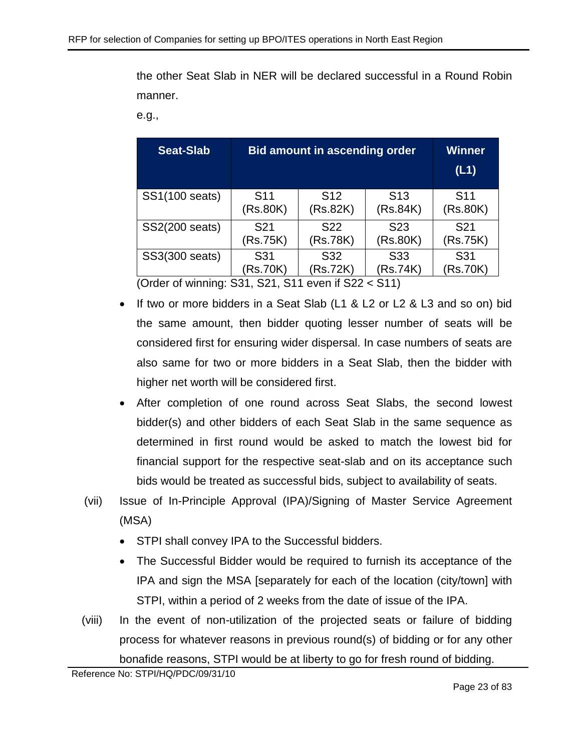the other Seat Slab in NER will be declared successful in a Round Robin manner.

e.g.,

| Seat-Slab | Bid amount in ascending order | | | Winner (L1) |
|---|---|---|---|---|
| SS1(100 seats) | S11 (Rs.80K) | S12 (Rs.82K) | S13 (Rs.84K) | S11 (Rs.80K) |
| SS2(200 seats) | S21 (Rs.75K) | S22 (Rs.78K) | S23 (Rs.80K) | S21 (Rs.75K) |
| SS3(300 seats) | S31 (Rs.70K) | S32 (Rs.72K) | S33 (Rs.74K) | S31 (Rs.70K) |

(Order of winning: S31, S21, S11 even if S22 < S11)

- If two or more bidders in a Seat Slab (L1 & L2 or L2 & L3 and so on) bid the same amount, then bidder quoting lesser number of seats will be considered first for ensuring wider dispersal. In case numbers of seats are also same for two or more bidders in a Seat Slab, then the bidder with higher net worth will be considered first.
- After completion of one round across Seat Slabs, the second lowest bidder(s) and other bidders of each Seat Slab in the same sequence as determined in first round would be asked to match the lowest bid for financial support for the respective seat-slab and on its acceptance such bids would be treated as successful bids, subject to availability of seats.

(vii) Issue of In-Principle Approval (IPA)/Signing of Master Service Agreement (MSA)

- STPI shall convey IPA to the Successful bidders.
- The Successful Bidder would be required to furnish its acceptance of the IPA and sign the MSA [separately for each of the location (city/town] with STPI, within a period of 2 weeks from the date of issue of the IPA.

(viii) In the event of non-utilization of the projected seats or failure of bidding process for whatever reasons in previous round(s) of bidding or for any other bonafide reasons, STPI would be at liberty to go for fresh round of bidding.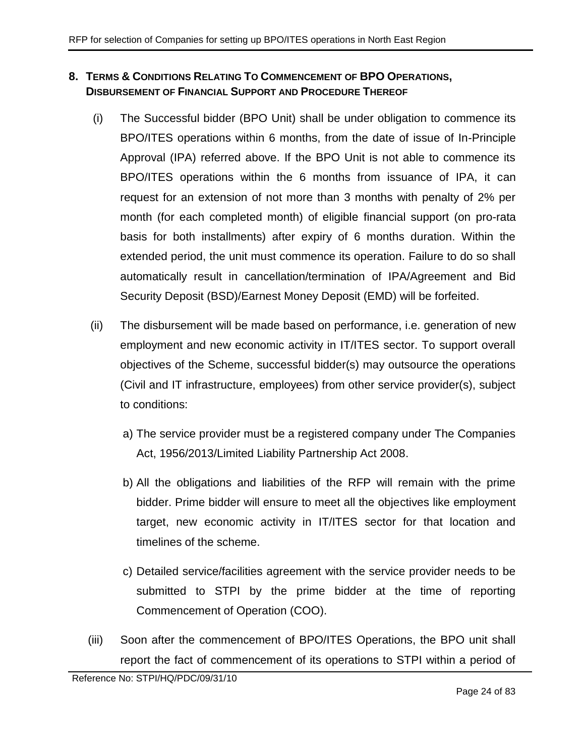## 8. Terms & Conditions Relating To Commencement of BPO Operations, Disbursement of Financial Support and Procedure Thereof

(i) The Successful bidder (BPO Unit) shall be under obligation to commence its BPO/ITES operations within 6 months, from the date of issue of In-Principle Approval (IPA) referred above. If the BPO Unit is not able to commence its BPO/ITES operations within the 6 months from issuance of IPA, it can request for an extension of not more than 3 months with penalty of 2% per month (for each completed month) of eligible financial support (on pro-rata basis for both installments) after expiry of 6 months duration. Within the extended period, the unit must commence its operation. Failure to do so shall automatically result in cancellation/termination of IPA/Agreement and Bid Security Deposit (BSD)/Earnest Money Deposit (EMD) will be forfeited.

(ii) The disbursement will be made based on performance, i.e. generation of new employment and new economic activity in IT/ITES sector. To support overall objectives of the Scheme, successful bidder(s) may outsource the operations (Civil and IT infrastructure, employees) from other service provider(s), subject to conditions:

   a) The service provider must be a registered company under The Companies Act, 1956/2013/Limited Liability Partnership Act 2008.

   b) All the obligations and liabilities of the RFP will remain with the prime bidder. Prime bidder will ensure to meet all the objectives like employment target, new economic activity in IT/ITES sector for that location and timelines of the scheme.

   c) Detailed service/facilities agreement with the service provider needs to be submitted to STPI by the prime bidder at the time of reporting Commencement of Operation (COO).

(iii) Soon after the commencement of BPO/ITES Operations, the BPO unit shall report the fact of commencement of its operations to STPI within a period of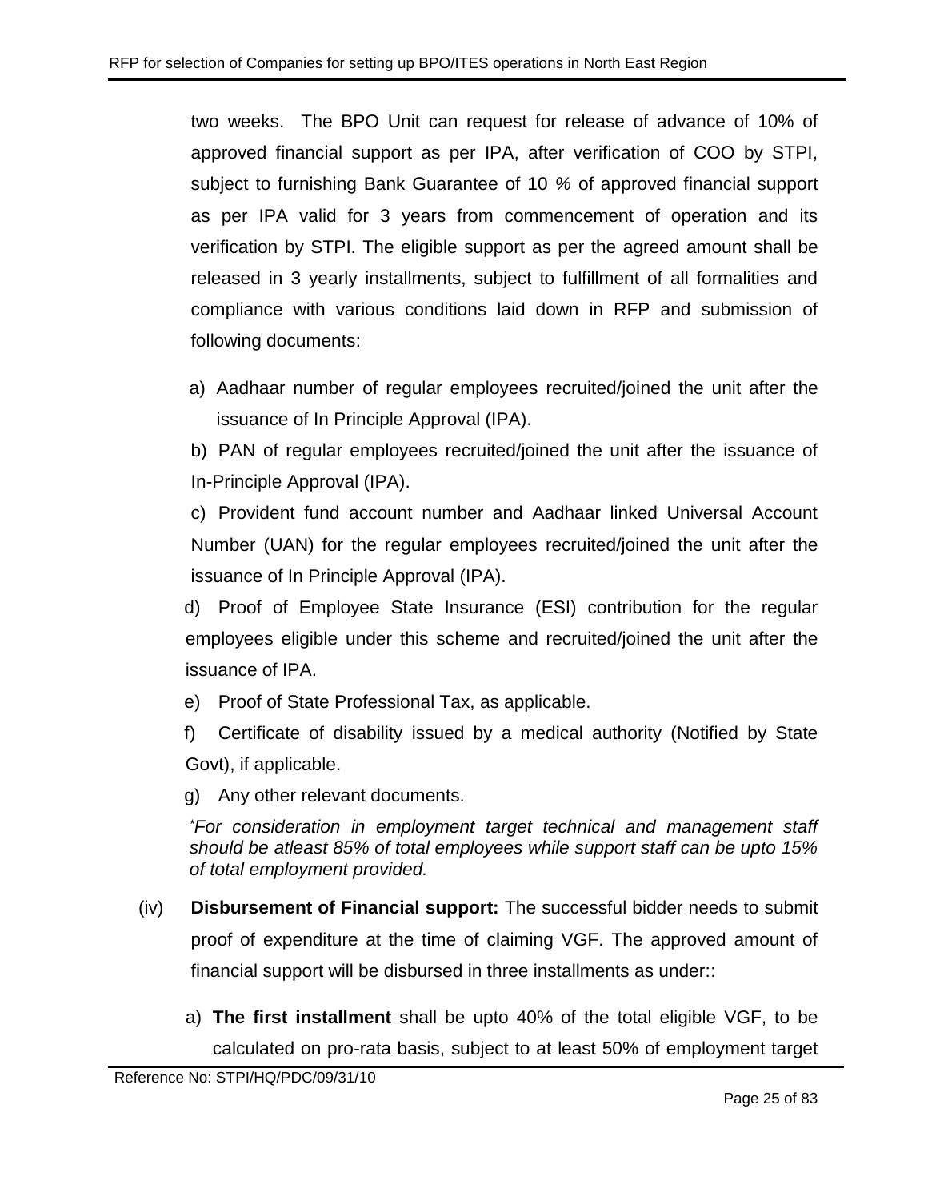two weeks. The BPO Unit can request for release of advance of 10% of approved financial support as per IPA, after verification of COO by STPI, subject to furnishing Bank Guarantee of 10 % of approved financial support as per IPA valid for 3 years from commencement of operation and its verification by STPI. The eligible support as per the agreed amount shall be released in 3 yearly installments, subject to fulfillment of all formalities and compliance with various conditions laid down in RFP and submission of following documents:

a) Aadhaar number of regular employees recruited/joined the unit after the issuance of In Principle Approval (IPA).

b) PAN of regular employees recruited/joined the unit after the issuance of In-Principle Approval (IPA).

c) Provident fund account number and Aadhaar linked Universal Account Number (UAN) for the regular employees recruited/joined the unit after the issuance of In Principle Approval (IPA).

d) Proof of Employee State Insurance (ESI) contribution for the regular employees eligible under this scheme and recruited/joined the unit after the issuance of IPA.

e) Proof of State Professional Tax, as applicable.

f) Certificate of disability issued by a medical authority (Notified by State Govt), if applicable.

g) Any other relevant documents.

*\*For consideration in employment target technical and management staff should be atleast 85% of total employees while support staff can be upto 15% of total employment provided.*

(iv) **Disbursement of Financial support:** The successful bidder needs to submit proof of expenditure at the time of claiming VGF. The approved amount of financial support will be disbursed in three installments as under::

a) **The first installment** shall be upto 40% of the total eligible VGF, to be calculated on pro-rata basis, subject to at least 50% of employment target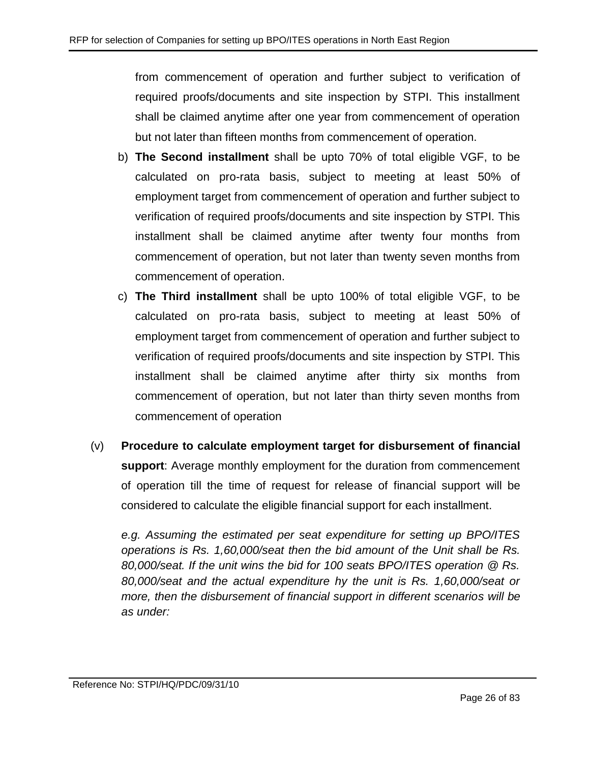from commencement of operation and further subject to verification of required proofs/documents and site inspection by STPI. This installment shall be claimed anytime after one year from commencement of operation but not later than fifteen months from commencement of operation.

b) **The Second installment** shall be upto 70% of total eligible VGF, to be calculated on pro-rata basis, subject to meeting at least 50% of employment target from commencement of operation and further subject to verification of required proofs/documents and site inspection by STPI. This installment shall be claimed anytime after twenty four months from commencement of operation, but not later than twenty seven months from commencement of operation.

c) **The Third installment** shall be upto 100% of total eligible VGF, to be calculated on pro-rata basis, subject to meeting at least 50% of employment target from commencement of operation and further subject to verification of required proofs/documents and site inspection by STPI. This installment shall be claimed anytime after thirty six months from commencement of operation, but not later than thirty seven months from commencement of operation

(v) **Procedure to calculate employment target for disbursement of financial support**: Average monthly employment for the duration from commencement of operation till the time of request for release of financial support will be considered to calculate the eligible financial support for each installment.

*e.g. Assuming the estimated per seat expenditure for setting up BPO/ITES operations is Rs. 1,60,000/seat then the bid amount of the Unit shall be Rs. 80,000/seat. If the unit wins the bid for 100 seats BPO/ITES operation @ Rs. 80,000/seat and the actual expenditure hy the unit is Rs. 1,60,000/seat or more, then the disbursement of financial support in different scenarios will be as under:*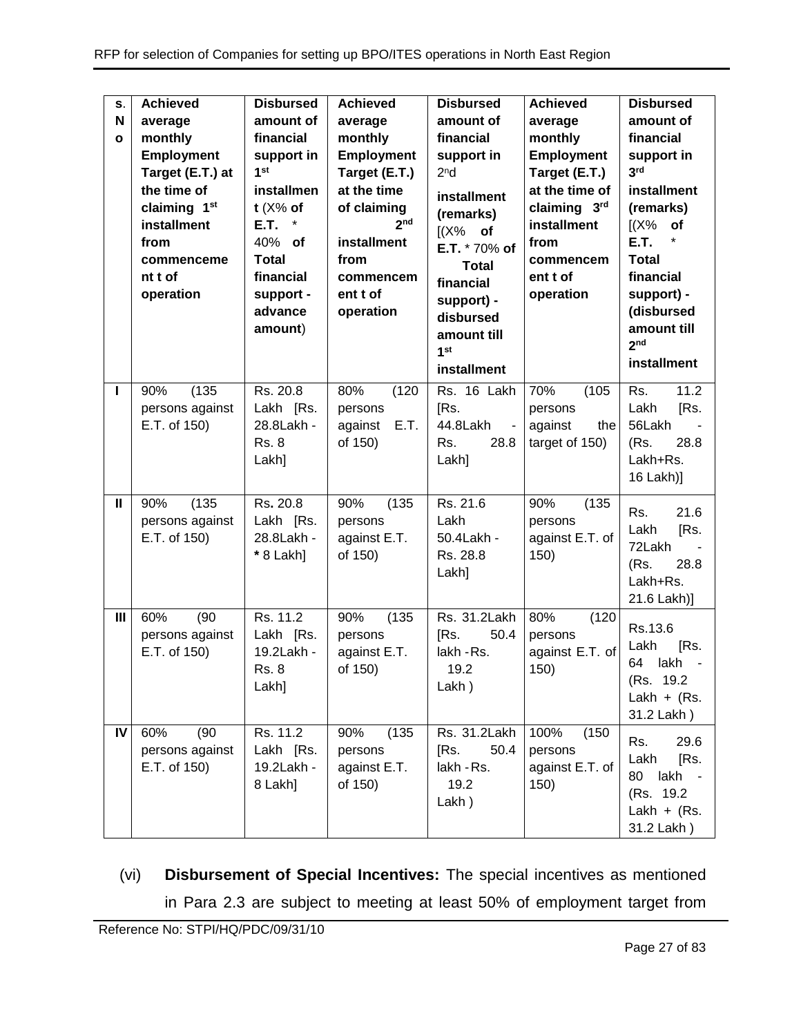| S. No | Achieved average monthly Employment Target (E.T.) at the time of claiming 1st installment from commencement of operation | Disbursed amount of financial support in 1st installment (X% of E.T. * 40% of Total financial support - advance amount) | Achieved average monthly Employment Target (E.T.) at the time of claiming 2nd installment from commencement of operation | Disbursed amount of financial support in 2nd installment (remarks) [(X% of E.T. * 70% of Total financial support) - disbursed amount till 1st installment | Achieved average monthly Employment Target (E.T.) at the time of claiming 3rd installment from commencement of operation | Disbursed amount of financial support in 3rd installment (remarks) [(X% of E.T. * Total financial support) - (disbursed amount till 2nd installment |
|---|---|---|---|---|---|---|
| I | 90% (135 persons against E.T. of 150) | Rs. 20.8 Lakh [Rs. 28.8Lakh - Rs. 8 Lakh] | 80% (120 persons against E.T. of 150) | Rs. 16 Lakh [Rs. 44.8Lakh - Rs. 28.8 Lakh] | 70% (105 persons against the target of 150) | Rs. 11.2 Lakh [Rs. 56Lakh - (Rs. 28.8 Lakh+Rs. 16 Lakh)] |
| II | 90% (135 persons against E.T. of 150) | Rs. 20.8 Lakh [Rs. 28.8Lakh - * 8 Lakh] | 90% (135 persons against E.T. of 150) | Rs. 21.6 Lakh 50.4Lakh - Rs. 28.8 Lakh] | 90% (135 persons against E.T. of 150) | Rs. 21.6 Lakh [Rs. 72Lakh - (Rs. 28.8 Lakh+Rs. 21.6 Lakh)] |
| III | 60% (90 persons against E.T. of 150) | Rs. 11.2 Lakh [Rs. 19.2Lakh - Rs. 8 Lakh] | 90% (135 persons against E.T. of 150) | Rs. 31.2Lakh [Rs. 50.4 lakh - Rs. 19.2 Lakh ) | 80% (120 persons against E.T. of 150) | Rs.13.6 Lakh [Rs. 64 lakh - (Rs. 19.2 Lakh + (Rs. 31.2 Lakh ) |
| IV | 60% (90 persons against E.T. of 150) | Rs. 11.2 Lakh [Rs. 19.2Lakh - 8 Lakh] | 90% (135 persons against E.T. of 150) | Rs. 31.2Lakh [Rs. 50.4 lakh - Rs. 19.2 Lakh ) | 100% (150 persons against E.T. of 150) | Rs. 29.6 Lakh [Rs. 80 lakh - (Rs. 19.2 Lakh + (Rs. 31.2 Lakh ) |

(vi) **Disbursement of Special Incentives:** The special incentives as mentioned in Para 2.3 are subject to meeting at least 50% of employment target from

Reference No: STPI/HQ/PDC/09/31/10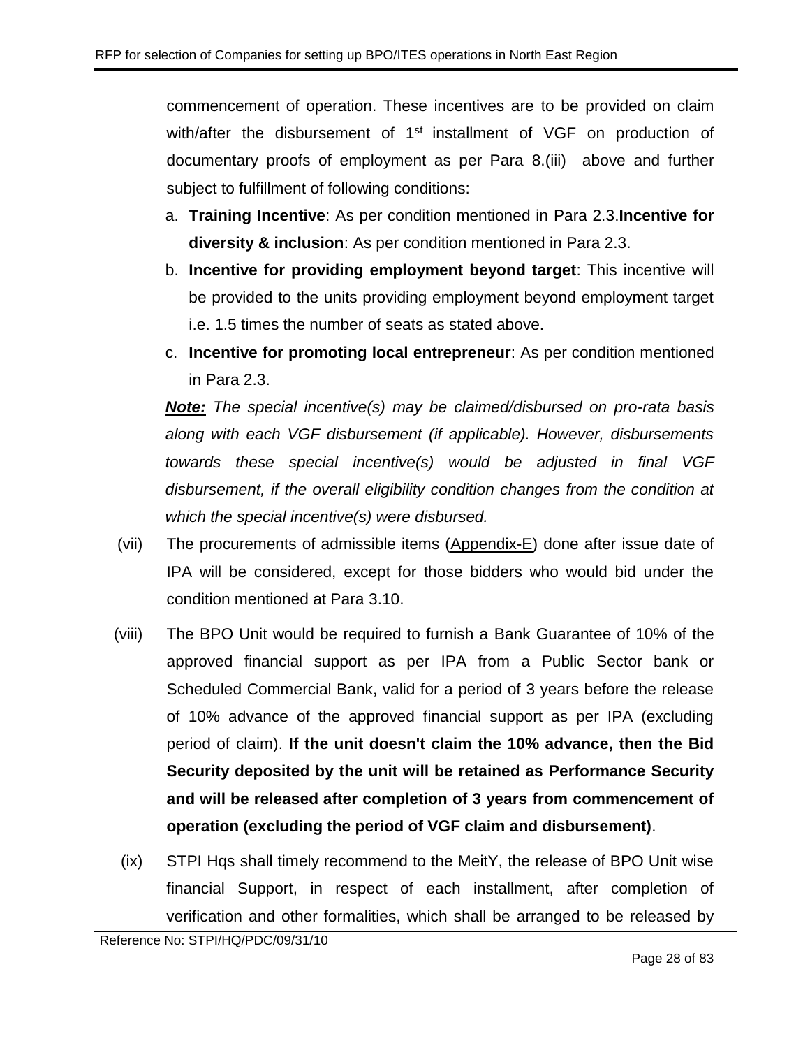commencement of operation. These incentives are to be provided on claim with/after the disbursement of 1st installment of VGF on production of documentary proofs of employment as per Para 8.(iii) above and further subject to fulfillment of following conditions:

a. **Training Incentive**: As per condition mentioned in Para 2.3.**Incentive for diversity & inclusion**: As per condition mentioned in Para 2.3.
b. **Incentive for providing employment beyond target**: This incentive will be provided to the units providing employment beyond employment target i.e. 1.5 times the number of seats as stated above.
c. **Incentive for promoting local entrepreneur**: As per condition mentioned in Para 2.3.

***Note:*** *The special incentive(s) may be claimed/disbursed on pro-rata basis along with each VGF disbursement (if applicable). However, disbursements towards these special incentive(s) would be adjusted in final VGF disbursement, if the overall eligibility condition changes from the condition at which the special incentive(s) were disbursed.*

(vii) The procurements of admissible items (Appendix-E) done after issue date of IPA will be considered, except for those bidders who would bid under the condition mentioned at Para 3.10.

(viii) The BPO Unit would be required to furnish a Bank Guarantee of 10% of the approved financial support as per IPA from a Public Sector bank or Scheduled Commercial Bank, valid for a period of 3 years before the release of 10% advance of the approved financial support as per IPA (excluding period of claim). **If the unit doesn't claim the 10% advance, then the Bid Security deposited by the unit will be retained as Performance Security and will be released after completion of 3 years from commencement of operation (excluding the period of VGF claim and disbursement)**.

(ix) STPI Hqs shall timely recommend to the MeitY, the release of BPO Unit wise financial Support, in respect of each installment, after completion of verification and other formalities, which shall be arranged to be released by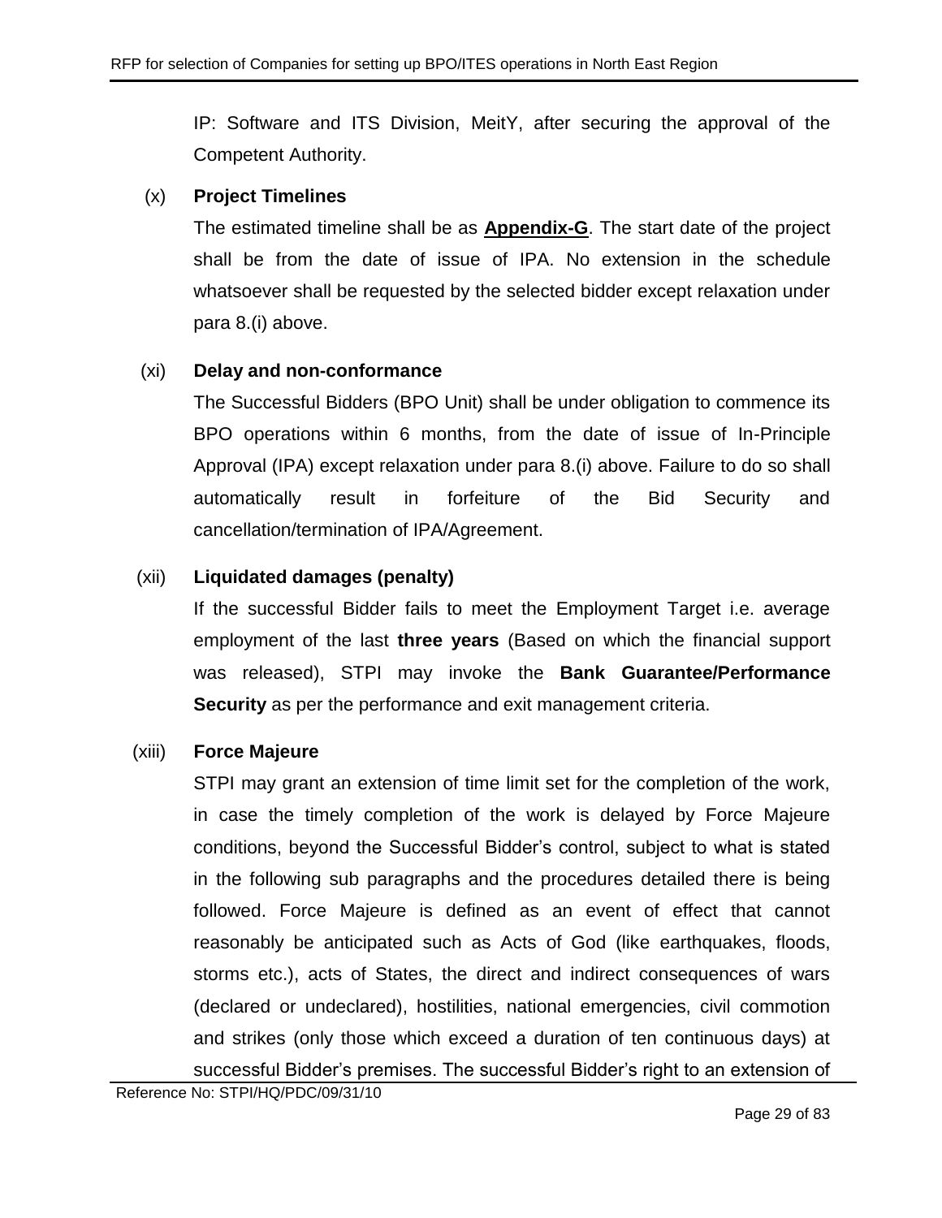IP: Software and ITS Division, MeitY, after securing the approval of the Competent Authority.

(x) **Project Timelines**

The estimated timeline shall be as **Appendix-G**. The start date of the project shall be from the date of issue of IPA. No extension in the schedule whatsoever shall be requested by the selected bidder except relaxation under para 8.(i) above.

(xi) **Delay and non-conformance**

The Successful Bidders (BPO Unit) shall be under obligation to commence its BPO operations within 6 months, from the date of issue of In-Principle Approval (IPA) except relaxation under para 8.(i) above. Failure to do so shall automatically result in forfeiture of the Bid Security and cancellation/termination of IPA/Agreement.

(xii) **Liquidated damages (penalty)**

If the successful Bidder fails to meet the Employment Target i.e. average employment of the last **three years** (Based on which the financial support was released), STPI may invoke the **Bank Guarantee/Performance Security** as per the performance and exit management criteria.

(xiii) **Force Majeure**

STPI may grant an extension of time limit set for the completion of the work, in case the timely completion of the work is delayed by Force Majeure conditions, beyond the Successful Bidder's control, subject to what is stated in the following sub paragraphs and the procedures detailed there is being followed. Force Majeure is defined as an event of effect that cannot reasonably be anticipated such as Acts of God (like earthquakes, floods, storms etc.), acts of States, the direct and indirect consequences of wars (declared or undeclared), hostilities, national emergencies, civil commotion and strikes (only those which exceed a duration of ten continuous days) at successful Bidder's premises. The successful Bidder's right to an extension of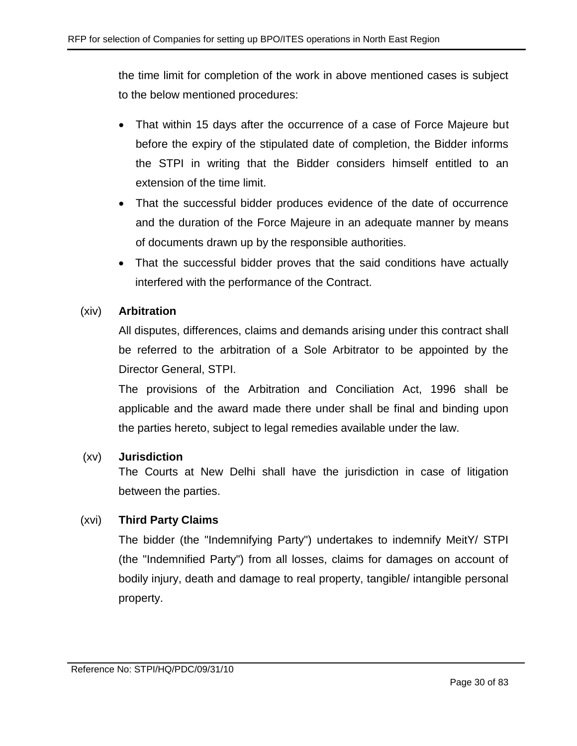the time limit for completion of the work in above mentioned cases is subject to the below mentioned procedures:

- That within 15 days after the occurrence of a case of Force Majeure but before the expiry of the stipulated date of completion, the Bidder informs the STPI in writing that the Bidder considers himself entitled to an extension of the time limit.
- That the successful bidder produces evidence of the date of occurrence and the duration of the Force Majeure in an adequate manner by means of documents drawn up by the responsible authorities.
- That the successful bidder proves that the said conditions have actually interfered with the performance of the Contract.

(xiv) **Arbitration**

All disputes, differences, claims and demands arising under this contract shall be referred to the arbitration of a Sole Arbitrator to be appointed by the Director General, STPI.

The provisions of the Arbitration and Conciliation Act, 1996 shall be applicable and the award made there under shall be final and binding upon the parties hereto, subject to legal remedies available under the law.

(xv) **Jurisdiction**

The Courts at New Delhi shall have the jurisdiction in case of litigation between the parties.

(xvi) **Third Party Claims**

The bidder (the "Indemnifying Party") undertakes to indemnify MeitY/ STPI (the "Indemnified Party") from all losses, claims for damages on account of bodily injury, death and damage to real property, tangible/ intangible personal property.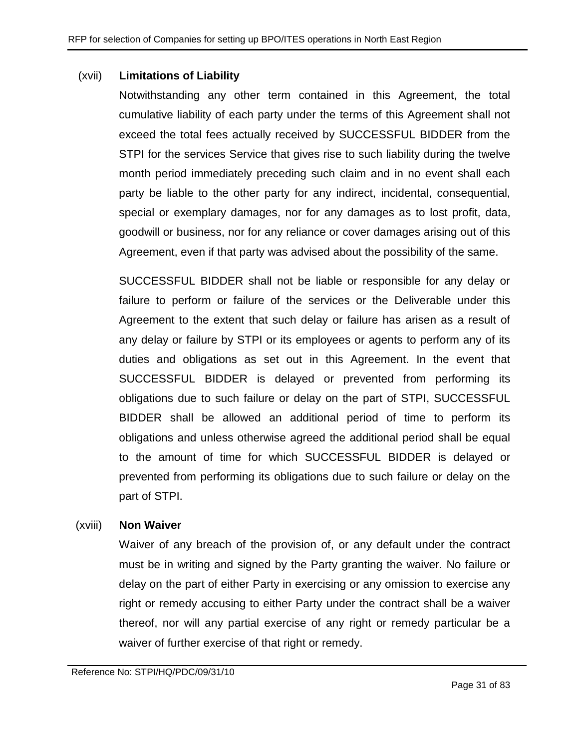(xvii) **Limitations of Liability**

Notwithstanding any other term contained in this Agreement, the total cumulative liability of each party under the terms of this Agreement shall not exceed the total fees actually received by SUCCESSFUL BIDDER from the STPI for the services Service that gives rise to such liability during the twelve month period immediately preceding such claim and in no event shall each party be liable to the other party for any indirect, incidental, consequential, special or exemplary damages, nor for any damages as to lost profit, data, goodwill or business, nor for any reliance or cover damages arising out of this Agreement, even if that party was advised about the possibility of the same.

SUCCESSFUL BIDDER shall not be liable or responsible for any delay or failure to perform or failure of the services or the Deliverable under this Agreement to the extent that such delay or failure has arisen as a result of any delay or failure by STPI or its employees or agents to perform any of its duties and obligations as set out in this Agreement. In the event that SUCCESSFUL BIDDER is delayed or prevented from performing its obligations due to such failure or delay on the part of STPI, SUCCESSFUL BIDDER shall be allowed an additional period of time to perform its obligations and unless otherwise agreed the additional period shall be equal to the amount of time for which SUCCESSFUL BIDDER is delayed or prevented from performing its obligations due to such failure or delay on the part of STPI.

(xviii) **Non Waiver**

Waiver of any breach of the provision of, or any default under the contract must be in writing and signed by the Party granting the waiver. No failure or delay on the part of either Party in exercising or any omission to exercise any right or remedy accusing to either Party under the contract shall be a waiver thereof, nor will any partial exercise of any right or remedy particular be a waiver of further exercise of that right or remedy.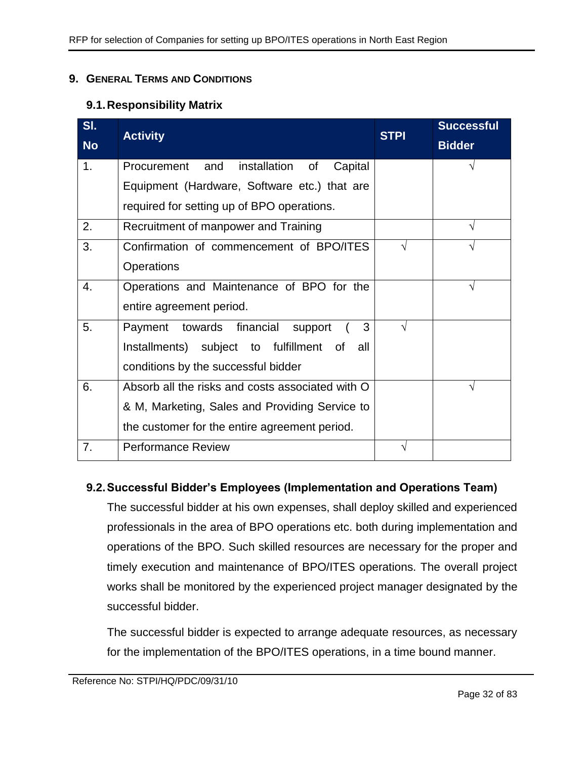## 9. General Terms and Conditions

### 9.1. Responsibility Matrix

| Sl. No | Activity | STPI | Successful Bidder |
|---|---|---|---|
| 1. | Procurement and installation of Capital Equipment (Hardware, Software etc.) that are required for setting up of BPO operations. | | √ |
| 2. | Recruitment of manpower and Training | | √ |
| 3. | Confirmation of commencement of BPO/ITES Operations | √ | √ |
| 4. | Operations and Maintenance of BPO for the entire agreement period. | | √ |
| 5. | Payment towards financial support ( 3 Installments) subject to fulfillment of all conditions by the successful bidder | √ | |
| 6. | Absorb all the risks and costs associated with O & M, Marketing, Sales and Providing Service to the customer for the entire agreement period. | | √ |
| 7. | Performance Review | √ | |

### 9.2. Successful Bidder's Employees (Implementation and Operations Team)

The successful bidder at his own expenses, shall deploy skilled and experienced professionals in the area of BPO operations etc. both during implementation and operations of the BPO. Such skilled resources are necessary for the proper and timely execution and maintenance of BPO/ITES operations. The overall project works shall be monitored by the experienced project manager designated by the successful bidder.

The successful bidder is expected to arrange adequate resources, as necessary for the implementation of the BPO/ITES operations, in a time bound manner.

Reference No: STPI/HQ/PDC/09/31/10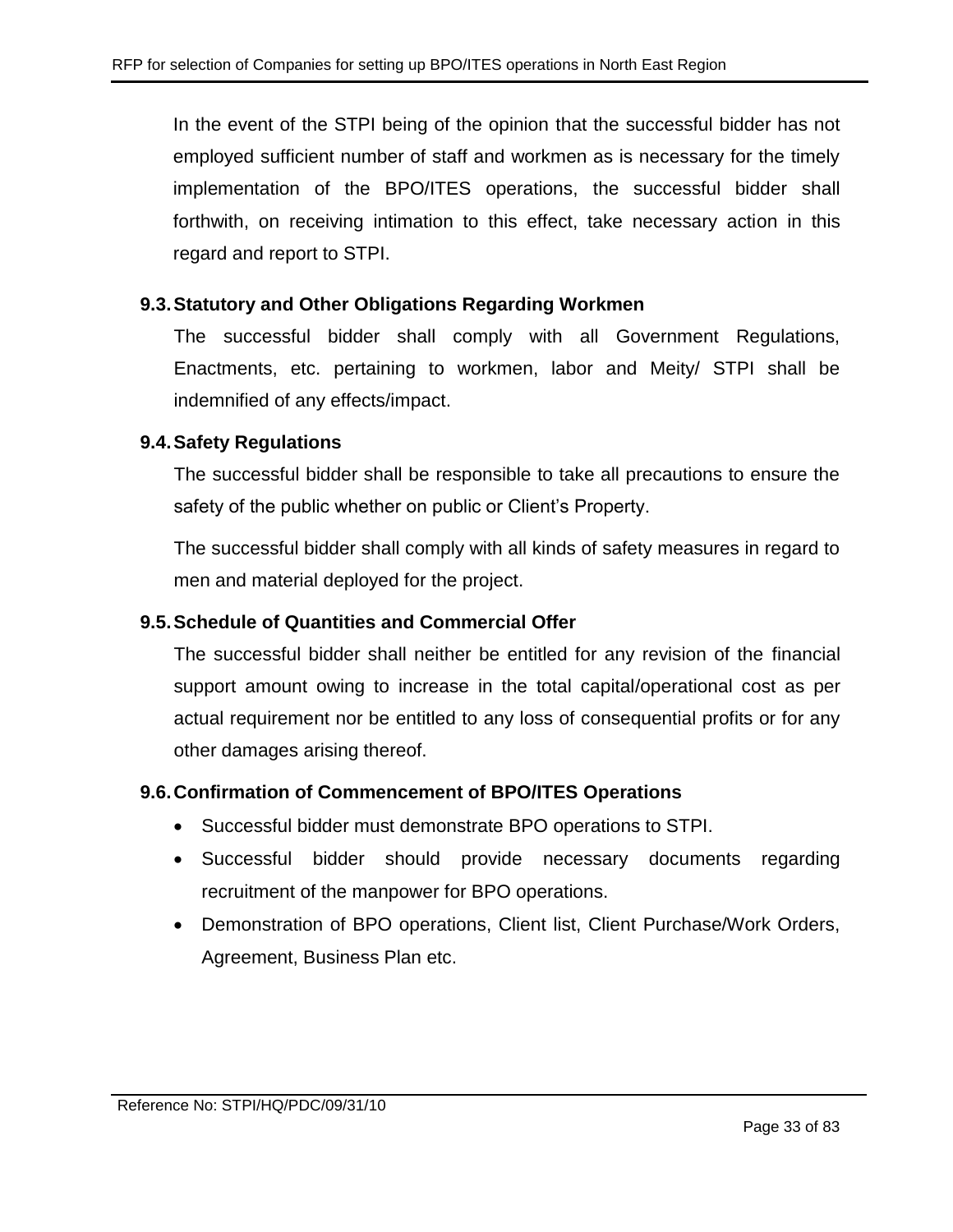In the event of the STPI being of the opinion that the successful bidder has not employed sufficient number of staff and workmen as is necessary for the timely implementation of the BPO/ITES operations, the successful bidder shall forthwith, on receiving intimation to this effect, take necessary action in this regard and report to STPI.

### 9.3. Statutory and Other Obligations Regarding Workmen

The successful bidder shall comply with all Government Regulations, Enactments, etc. pertaining to workmen, labor and Meity/ STPI shall be indemnified of any effects/impact.

### 9.4. Safety Regulations

The successful bidder shall be responsible to take all precautions to ensure the safety of the public whether on public or Client's Property.

The successful bidder shall comply with all kinds of safety measures in regard to men and material deployed for the project.

### 9.5. Schedule of Quantities and Commercial Offer

The successful bidder shall neither be entitled for any revision of the financial support amount owing to increase in the total capital/operational cost as per actual requirement nor be entitled to any loss of consequential profits or for any other damages arising thereof.

### 9.6. Confirmation of Commencement of BPO/ITES Operations

- Successful bidder must demonstrate BPO operations to STPI.
- Successful bidder should provide necessary documents regarding recruitment of the manpower for BPO operations.
- Demonstration of BPO operations, Client list, Client Purchase/Work Orders, Agreement, Business Plan etc.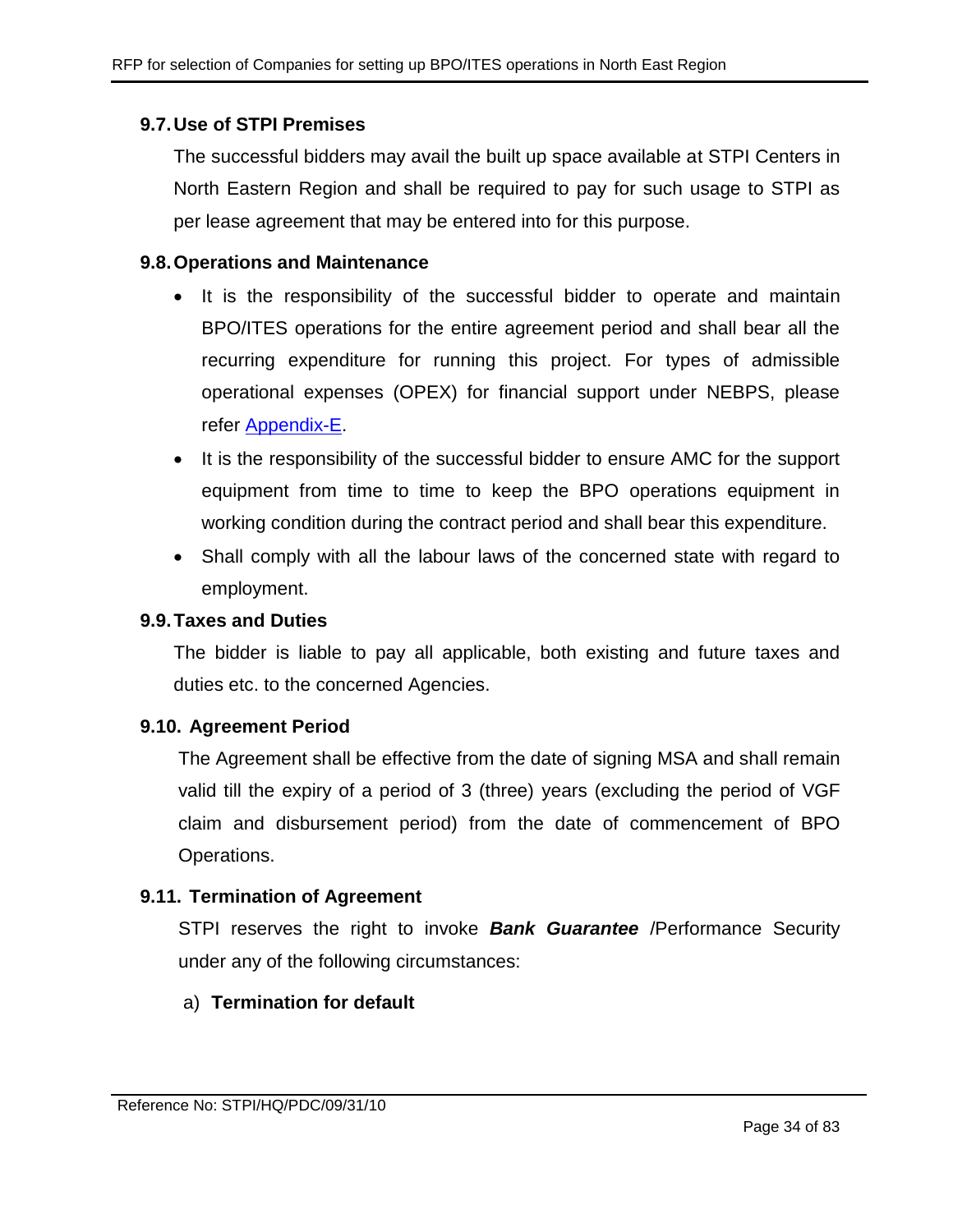### 9.7. Use of STPI Premises

The successful bidders may avail the built up space available at STPI Centers in North Eastern Region and shall be required to pay for such usage to STPI as per lease agreement that may be entered into for this purpose.

### 9.8. Operations and Maintenance

- It is the responsibility of the successful bidder to operate and maintain BPO/ITES operations for the entire agreement period and shall bear all the recurring expenditure for running this project. For types of admissible operational expenses (OPEX) for financial support under NEBPS, please refer Appendix-E.
- It is the responsibility of the successful bidder to ensure AMC for the support equipment from time to time to keep the BPO operations equipment in working condition during the contract period and shall bear this expenditure.
- Shall comply with all the labour laws of the concerned state with regard to employment.

### 9.9. Taxes and Duties

The bidder is liable to pay all applicable, both existing and future taxes and duties etc. to the concerned Agencies.

### 9.10. Agreement Period

The Agreement shall be effective from the date of signing MSA and shall remain valid till the expiry of a period of 3 (three) years (excluding the period of VGF claim and disbursement period) from the date of commencement of BPO Operations.

### 9.11. Termination of Agreement

STPI reserves the right to invoke ***Bank Guarantee*** /Performance Security under any of the following circumstances:

a) **Termination for default**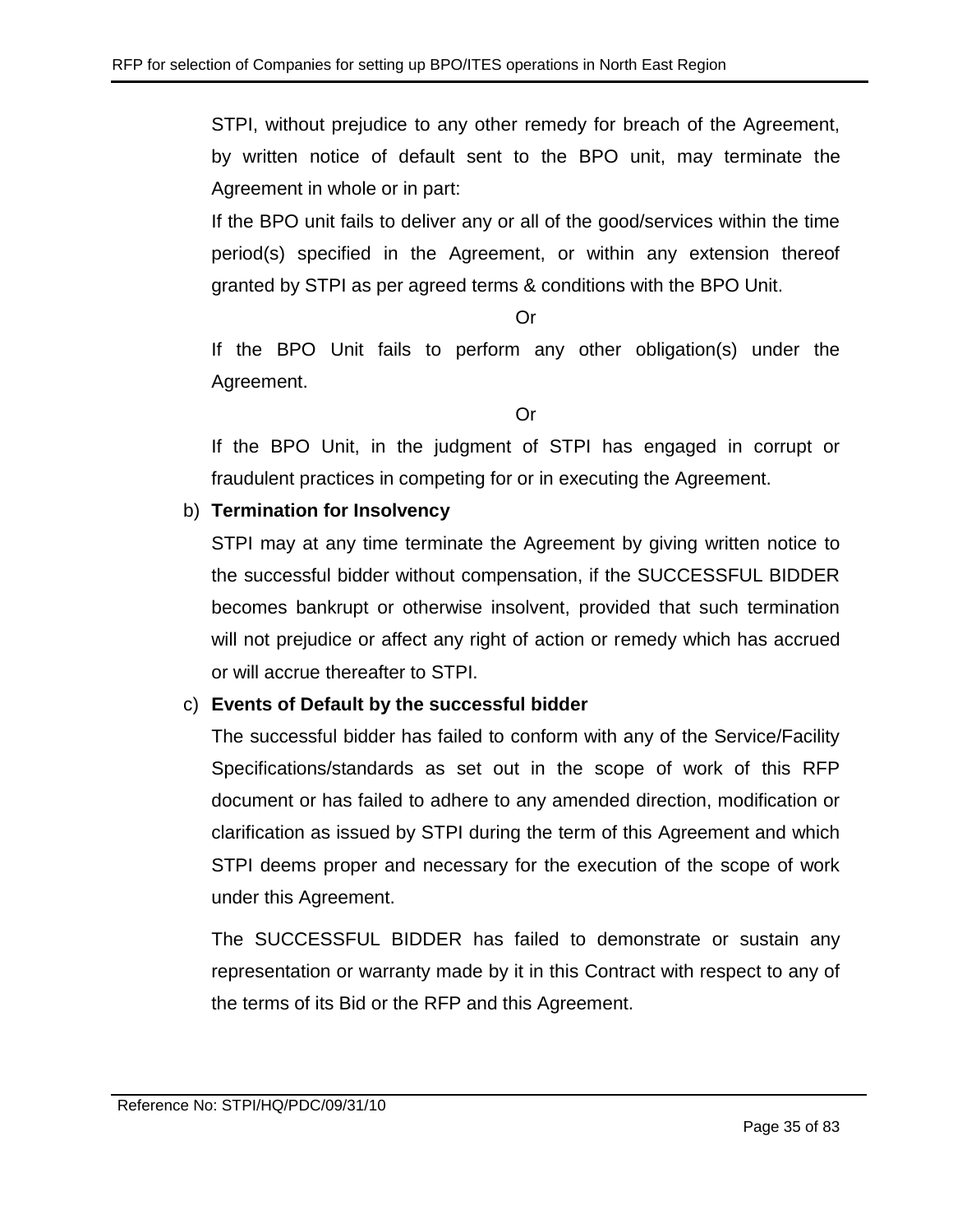STPI, without prejudice to any other remedy for breach of the Agreement, by written notice of default sent to the BPO unit, may terminate the Agreement in whole or in part:

If the BPO unit fails to deliver any or all of the good/services within the time period(s) specified in the Agreement, or within any extension thereof granted by STPI as per agreed terms & conditions with the BPO Unit.

Or

If the BPO Unit fails to perform any other obligation(s) under the Agreement.

Or

If the BPO Unit, in the judgment of STPI has engaged in corrupt or fraudulent practices in competing for or in executing the Agreement.

b) **Termination for Insolvency**

STPI may at any time terminate the Agreement by giving written notice to the successful bidder without compensation, if the SUCCESSFUL BIDDER becomes bankrupt or otherwise insolvent, provided that such termination will not prejudice or affect any right of action or remedy which has accrued or will accrue thereafter to STPI.

c) **Events of Default by the successful bidder**

The successful bidder has failed to conform with any of the Service/Facility Specifications/standards as set out in the scope of work of this RFP document or has failed to adhere to any amended direction, modification or clarification as issued by STPI during the term of this Agreement and which STPI deems proper and necessary for the execution of the scope of work under this Agreement.

The SUCCESSFUL BIDDER has failed to demonstrate or sustain any representation or warranty made by it in this Contract with respect to any of the terms of its Bid or the RFP and this Agreement.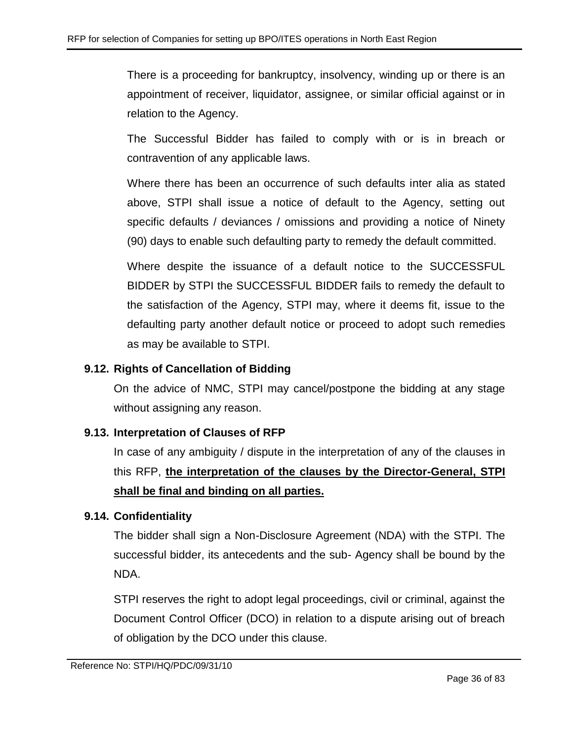There is a proceeding for bankruptcy, insolvency, winding up or there is an appointment of receiver, liquidator, assignee, or similar official against or in relation to the Agency.

The Successful Bidder has failed to comply with or is in breach or contravention of any applicable laws.

Where there has been an occurrence of such defaults inter alia as stated above, STPI shall issue a notice of default to the Agency, setting out specific defaults / deviances / omissions and providing a notice of Ninety (90) days to enable such defaulting party to remedy the default committed.

Where despite the issuance of a default notice to the SUCCESSFUL BIDDER by STPI the SUCCESSFUL BIDDER fails to remedy the default to the satisfaction of the Agency, STPI may, where it deems fit, issue to the defaulting party another default notice or proceed to adopt such remedies as may be available to STPI.

### 9.12. Rights of Cancellation of Bidding

On the advice of NMC, STPI may cancel/postpone the bidding at any stage without assigning any reason.

### 9.13. Interpretation of Clauses of RFP

In case of any ambiguity / dispute in the interpretation of any of the clauses in this RFP, **the interpretation of the clauses by the Director-General, STPI shall be final and binding on all parties.**

### 9.14. Confidentiality

The bidder shall sign a Non-Disclosure Agreement (NDA) with the STPI. The successful bidder, its antecedents and the sub- Agency shall be bound by the NDA.

STPI reserves the right to adopt legal proceedings, civil or criminal, against the Document Control Officer (DCO) in relation to a dispute arising out of breach of obligation by the DCO under this clause.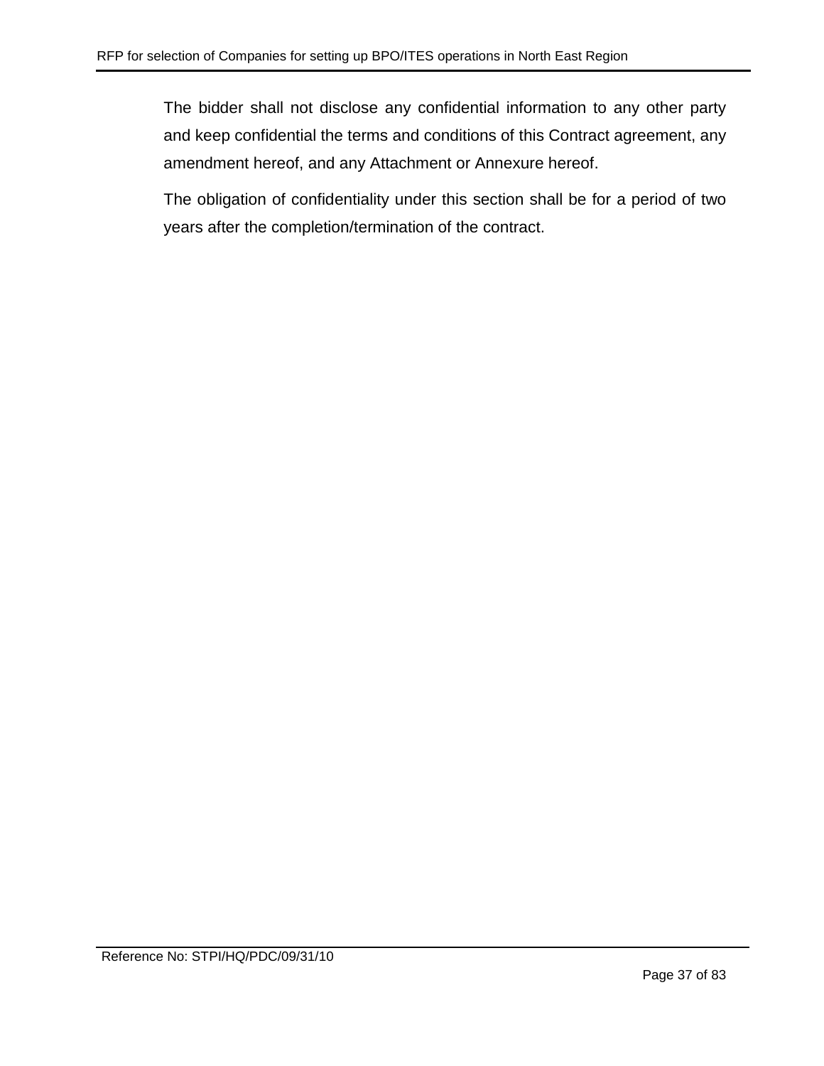The bidder shall not disclose any confidential information to any other party and keep confidential the terms and conditions of this Contract agreement, any amendment hereof, and any Attachment or Annexure hereof.

The obligation of confidentiality under this section shall be for a period of two years after the completion/termination of the contract.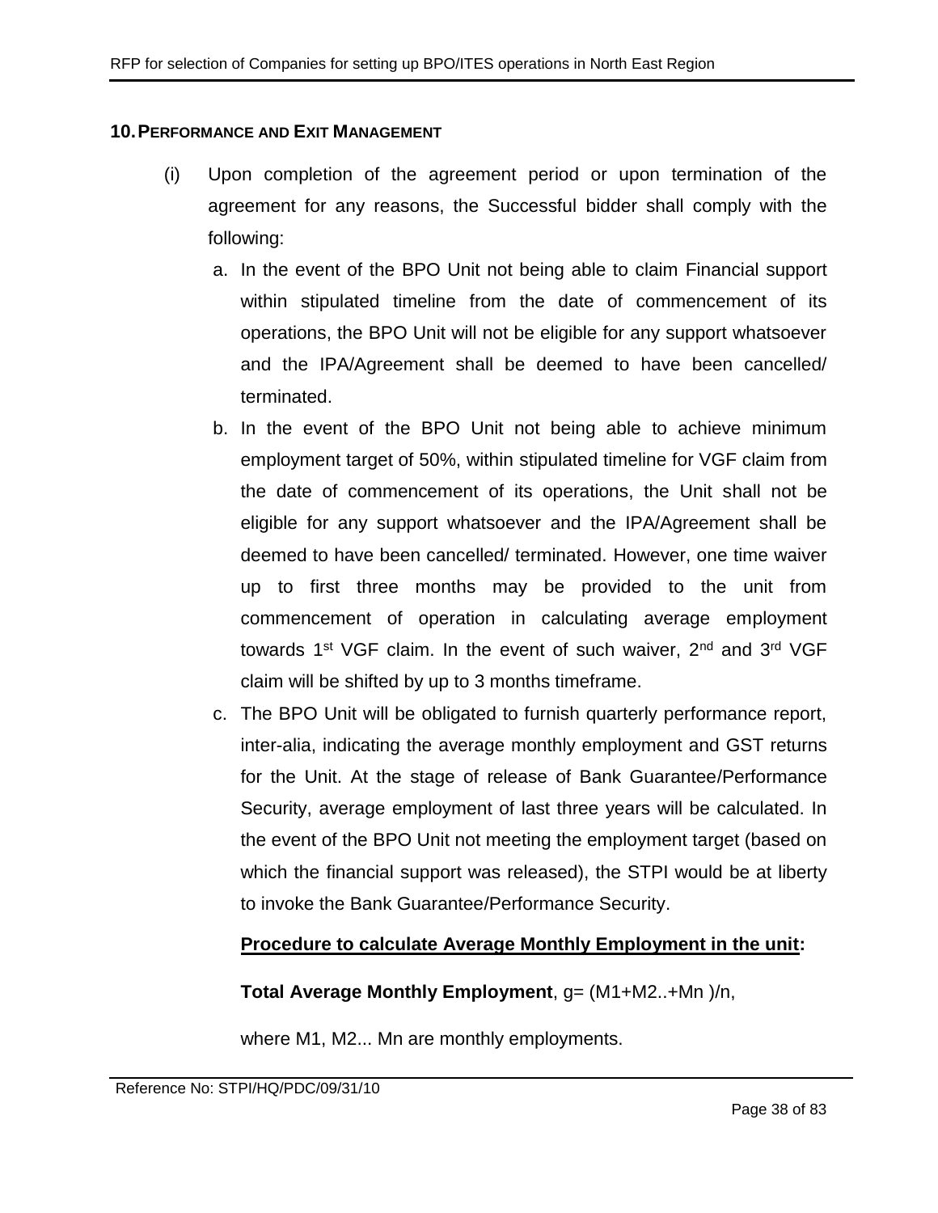## 10. PERFORMANCE AND EXIT MANAGEMENT

(i) Upon completion of the agreement period or upon termination of the agreement for any reasons, the Successful bidder shall comply with the following:

a. In the event of the BPO Unit not being able to claim Financial support within stipulated timeline from the date of commencement of its operations, the BPO Unit will not be eligible for any support whatsoever and the IPA/Agreement shall be deemed to have been cancelled/ terminated.

b. In the event of the BPO Unit not being able to achieve minimum employment target of 50%, within stipulated timeline for VGF claim from the date of commencement of its operations, the Unit shall not be eligible for any support whatsoever and the IPA/Agreement shall be deemed to have been cancelled/ terminated. However, one time waiver up to first three months may be provided to the unit from commencement of operation in calculating average employment towards 1st VGF claim. In the event of such waiver, 2nd and 3rd VGF claim will be shifted by up to 3 months timeframe.

c. The BPO Unit will be obligated to furnish quarterly performance report, inter-alia, indicating the average monthly employment and GST returns for the Unit. At the stage of release of Bank Guarantee/Performance Security, average employment of last three years will be calculated. In the event of the BPO Unit not meeting the employment target (based on which the financial support was released), the STPI would be at liberty to invoke the Bank Guarantee/Performance Security.

**Procedure to calculate Average Monthly Employment in the unit:**

**Total Average Monthly Employment**, $g = (M1+M2..+Mn)/n$,

where M1, M2... Mn are monthly employments.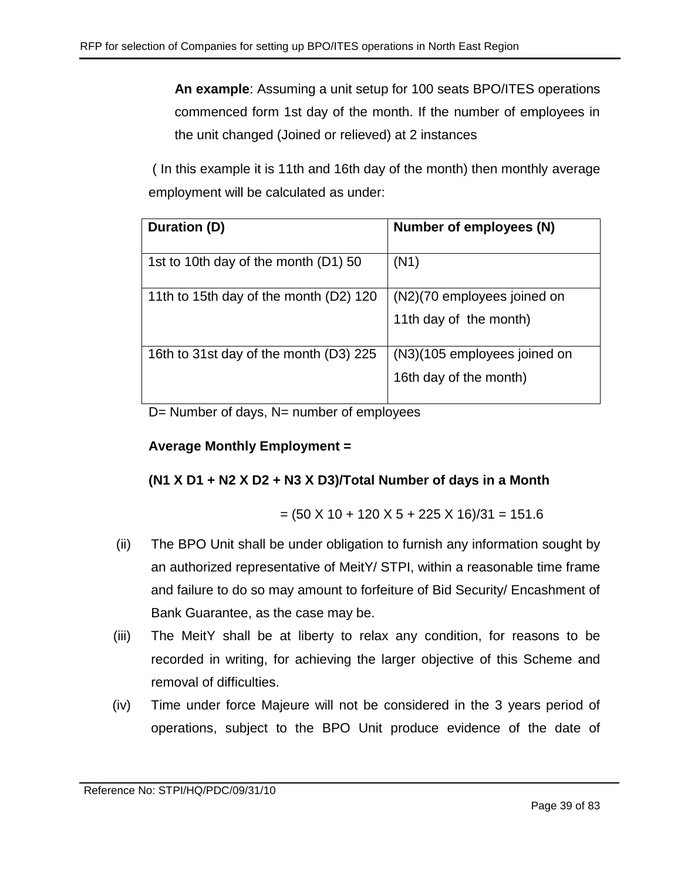**An example**: Assuming a unit setup for 100 seats BPO/ITES operations commenced form 1st day of the month. If the number of employees in the unit changed (Joined or relieved) at 2 instances

( In this example it is 11th and 16th day of the month) then monthly average employment will be calculated as under:

| **Duration (D)** | **Number of employees (N)** |
|---|---|
| 1st to 10th day of the month (D1) 50 | (N1) |
| 11th to 15th day of the month (D2) 120 | (N2)(70 employees joined on 11th day of the month) |
| 16th to 31st day of the month (D3) 225 | (N3)(105 employees joined on 16th day of the month) |

D= Number of days, N= number of employees

**Average Monthly Employment =**

**(N1 X D1 + N2 X D2 + N3 X D3)/Total Number of days in a Month**

= (50 X 10 + 120 X 5 + 225 X 16)/31 = 151.6

(ii) The BPO Unit shall be under obligation to furnish any information sought by an authorized representative of MeitY/ STPI, within a reasonable time frame and failure to do so may amount to forfeiture of Bid Security/ Encashment of Bank Guarantee, as the case may be.

(iii) The MeitY shall be at liberty to relax any condition, for reasons to be recorded in writing, for achieving the larger objective of this Scheme and removal of difficulties.

(iv) Time under force Majeure will not be considered in the 3 years period of operations, subject to the BPO Unit produce evidence of the date of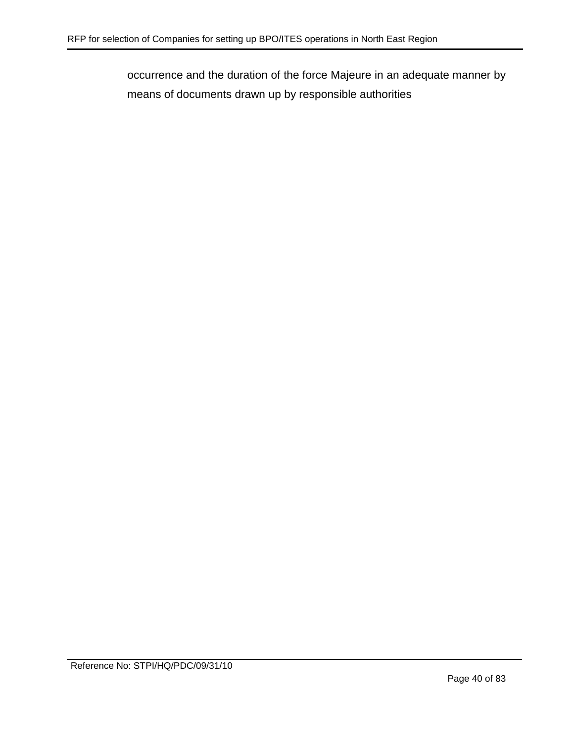occurrence and the duration of the force Majeure in an adequate manner by means of documents drawn up by responsible authorities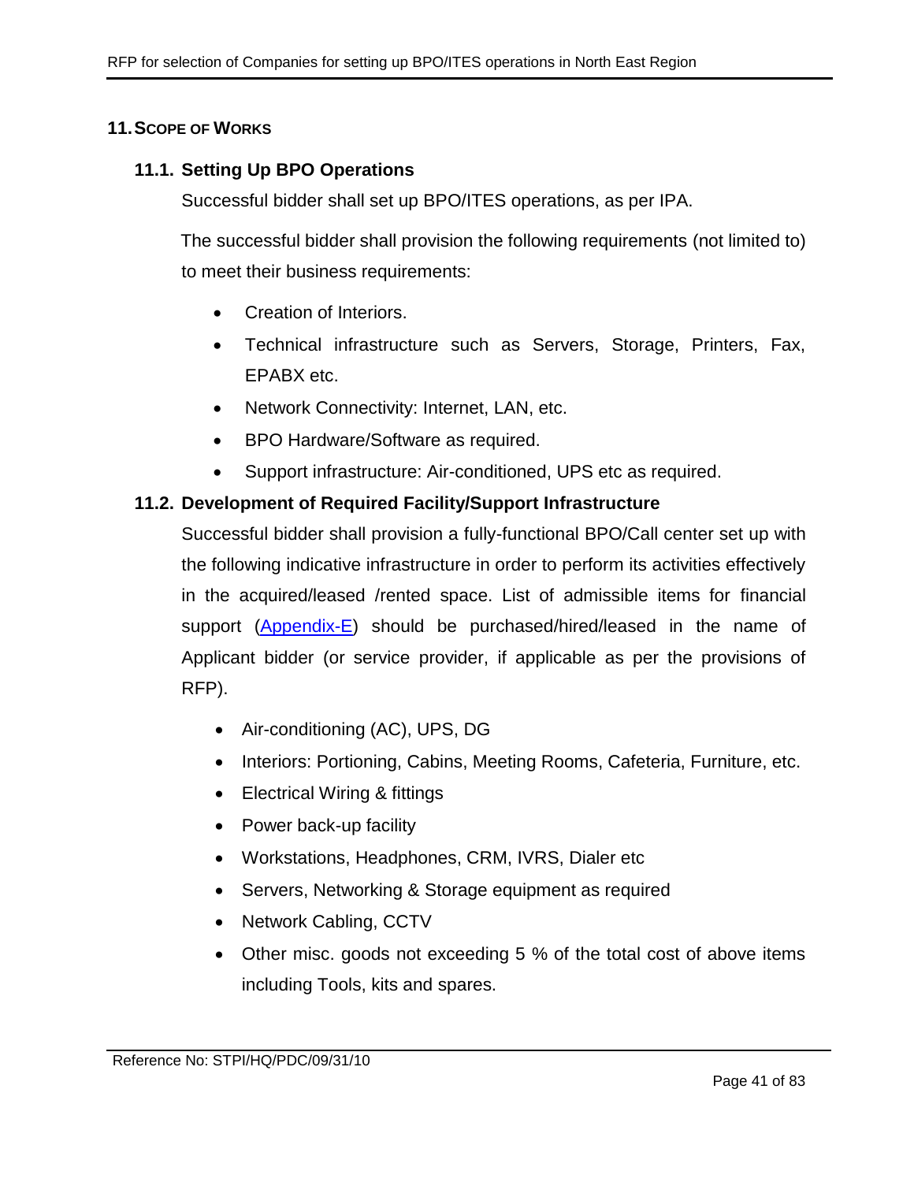## 11. Scope of Works

### 11.1. Setting Up BPO Operations

Successful bidder shall set up BPO/ITES operations, as per IPA.

The successful bidder shall provision the following requirements (not limited to) to meet their business requirements:

- Creation of Interiors.
- Technical infrastructure such as Servers, Storage, Printers, Fax, EPABX etc.
- Network Connectivity: Internet, LAN, etc.
- BPO Hardware/Software as required.
- Support infrastructure: Air-conditioned, UPS etc as required.

### 11.2. Development of Required Facility/Support Infrastructure

Successful bidder shall provision a fully-functional BPO/Call center set up with the following indicative infrastructure in order to perform its activities effectively in the acquired/leased /rented space. List of admissible items for financial support (Appendix-E) should be purchased/hired/leased in the name of Applicant bidder (or service provider, if applicable as per the provisions of RFP).

- Air-conditioning (AC), UPS, DG
- Interiors: Portioning, Cabins, Meeting Rooms, Cafeteria, Furniture, etc.
- Electrical Wiring & fittings
- Power back-up facility
- Workstations, Headphones, CRM, IVRS, Dialer etc
- Servers, Networking & Storage equipment as required
- Network Cabling, CCTV
- Other misc. goods not exceeding 5 % of the total cost of above items including Tools, kits and spares.

Reference No: STPI/HQ/PDC/09/31/10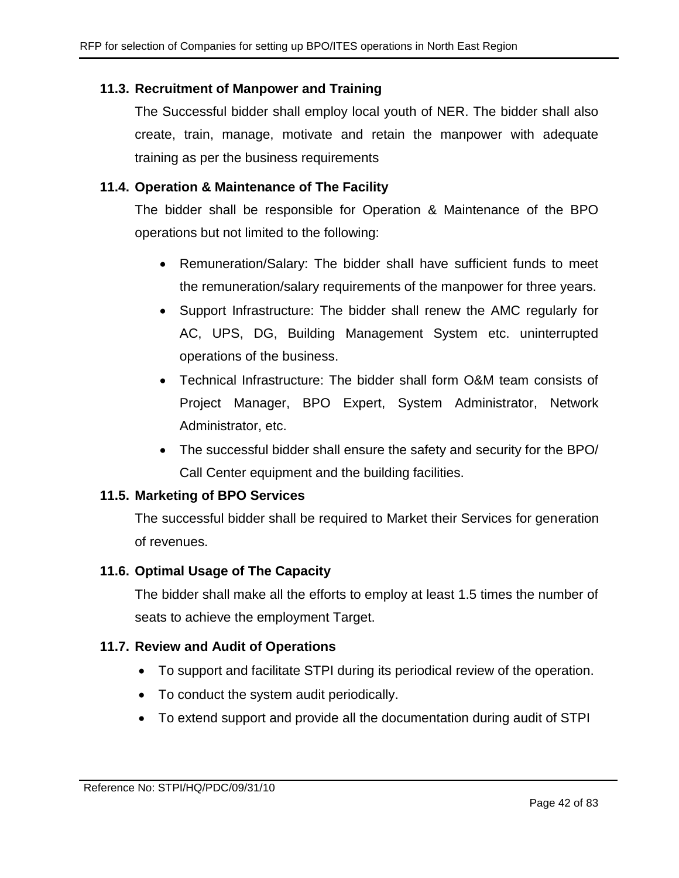### 11.3. Recruitment of Manpower and Training

The Successful bidder shall employ local youth of NER. The bidder shall also create, train, manage, motivate and retain the manpower with adequate training as per the business requirements

### 11.4. Operation & Maintenance of The Facility

The bidder shall be responsible for Operation & Maintenance of the BPO operations but not limited to the following:

- Remuneration/Salary: The bidder shall have sufficient funds to meet the remuneration/salary requirements of the manpower for three years.
- Support Infrastructure: The bidder shall renew the AMC regularly for AC, UPS, DG, Building Management System etc. uninterrupted operations of the business.
- Technical Infrastructure: The bidder shall form O&M team consists of Project Manager, BPO Expert, System Administrator, Network Administrator, etc.
- The successful bidder shall ensure the safety and security for the BPO/ Call Center equipment and the building facilities.

### 11.5. Marketing of BPO Services

The successful bidder shall be required to Market their Services for generation of revenues.

### 11.6. Optimal Usage of The Capacity

The bidder shall make all the efforts to employ at least 1.5 times the number of seats to achieve the employment Target.

### 11.7. Review and Audit of Operations

- To support and facilitate STPI during its periodical review of the operation.
- To conduct the system audit periodically.
- To extend support and provide all the documentation during audit of STPI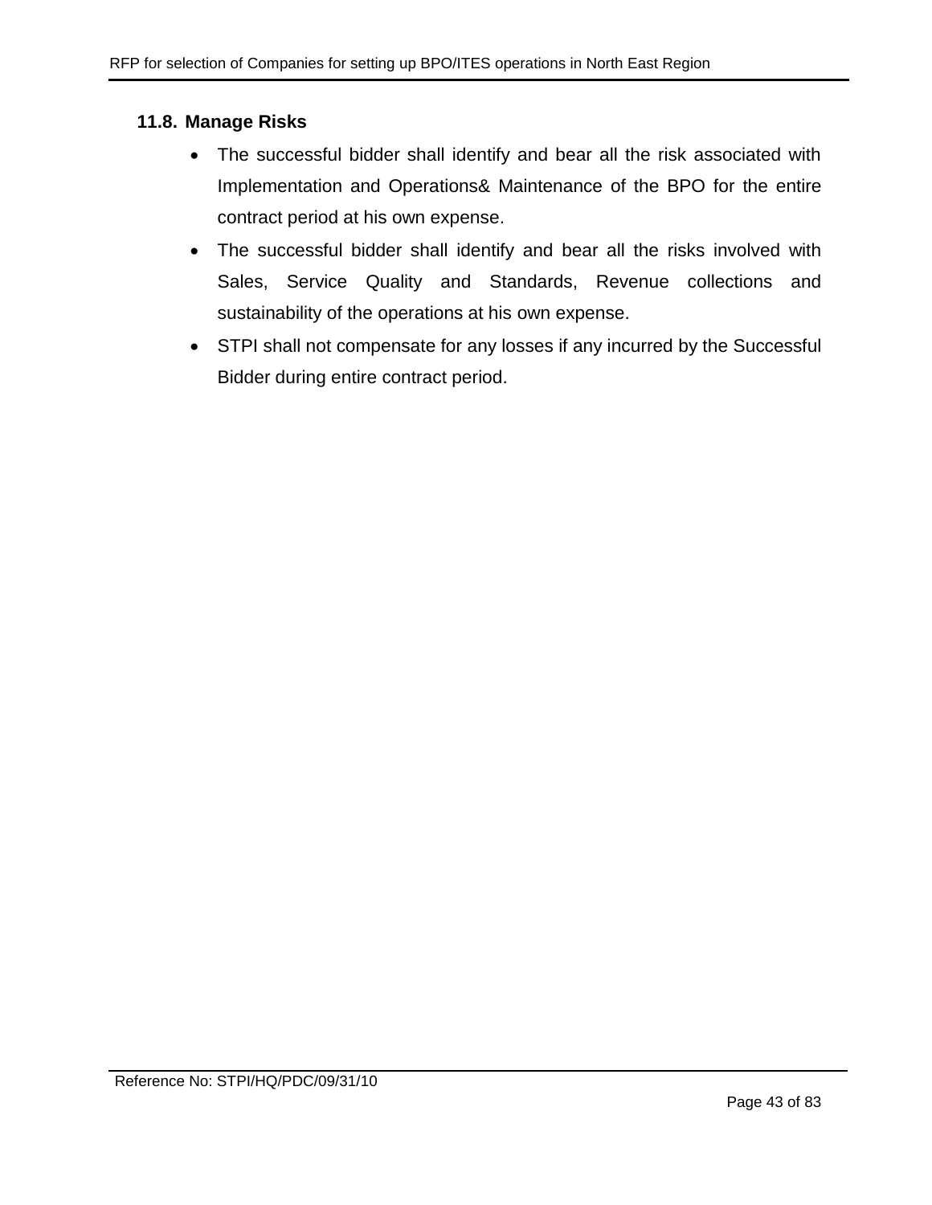### 11.8. Manage Risks

- The successful bidder shall identify and bear all the risk associated with Implementation and Operations& Maintenance of the BPO for the entire contract period at his own expense.
- The successful bidder shall identify and bear all the risks involved with Sales, Service Quality and Standards, Revenue collections and sustainability of the operations at his own expense.
- STPI shall not compensate for any losses if any incurred by the Successful Bidder during entire contract period.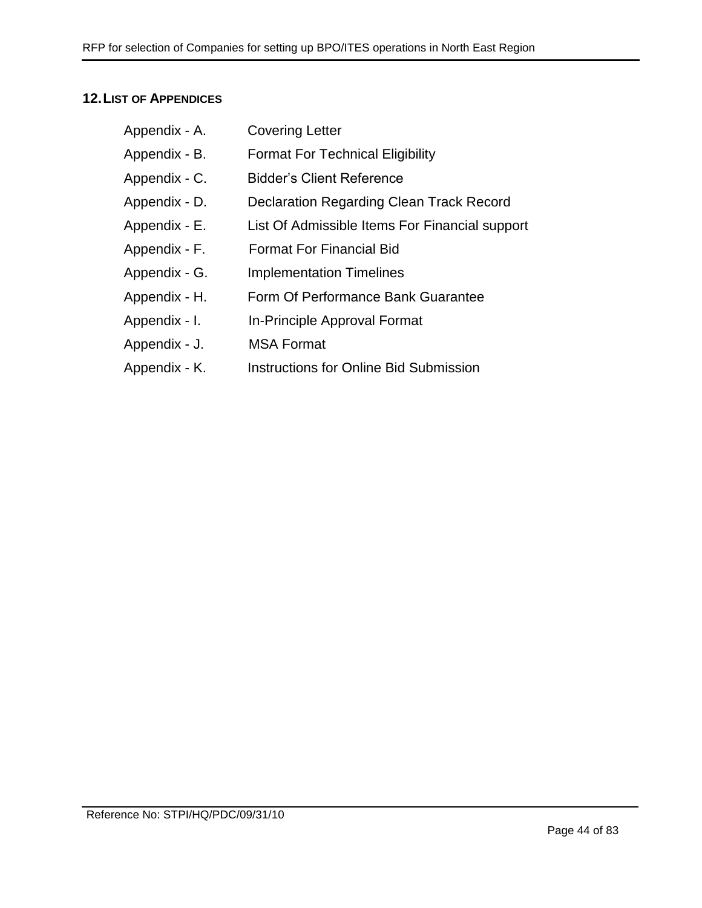## 12. LIST OF APPENDICES

Appendix - A. Covering Letter

Appendix - B. Format For Technical Eligibility

Appendix - C. Bidder's Client Reference

Appendix - D. Declaration Regarding Clean Track Record

Appendix - E. List Of Admissible Items For Financial support

Appendix - F. Format For Financial Bid

Appendix - G. Implementation Timelines

Appendix - H. Form Of Performance Bank Guarantee

Appendix - I. In-Principle Approval Format

Appendix - J. MSA Format

Appendix - K. Instructions for Online Bid Submission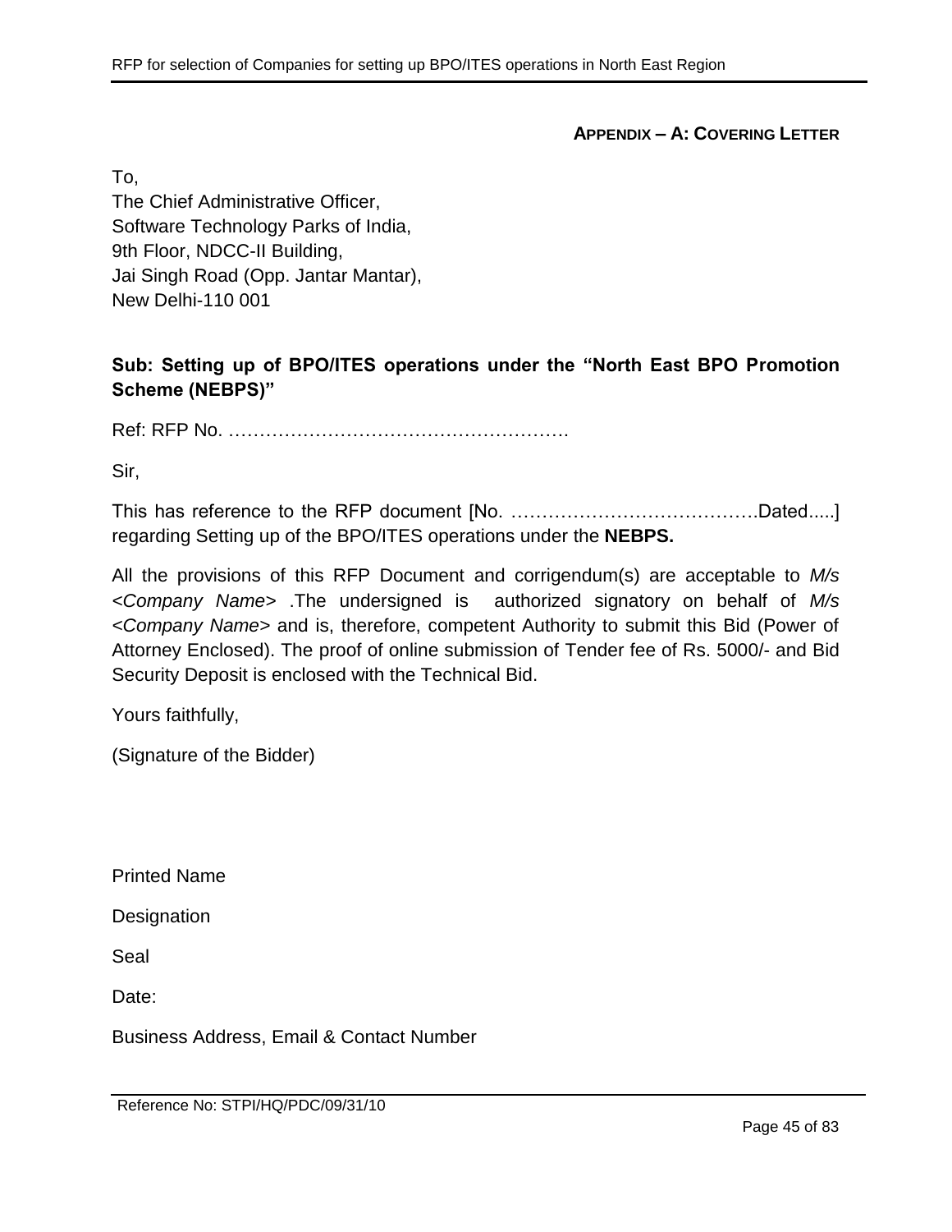## APPENDIX – A: COVERING LETTER

To,
The Chief Administrative Officer,
Software Technology Parks of India,
9th Floor, NDCC-II Building,
Jai Singh Road (Opp. Jantar Mantar),
New Delhi-110 001

**Sub: Setting up of BPO/ITES operations under the "North East BPO Promotion Scheme (NEBPS)"**

Ref: RFP No. ……………………………………………….

Sir,

This has reference to the RFP document [No. ………………………………….Dated.....] regarding Setting up of the BPO/ITES operations under the **NEBPS.**

All the provisions of this RFP Document and corrigendum(s) are acceptable to *M/s <Company Name>* .The undersigned is authorized signatory on behalf of *M/s <Company Name>* and is, therefore, competent Authority to submit this Bid (Power of Attorney Enclosed). The proof of online submission of Tender fee of Rs. 5000/- and Bid Security Deposit is enclosed with the Technical Bid.

Yours faithfully,

(Signature of the Bidder)

Printed Name

Designation

Seal

Date:

Business Address, Email & Contact Number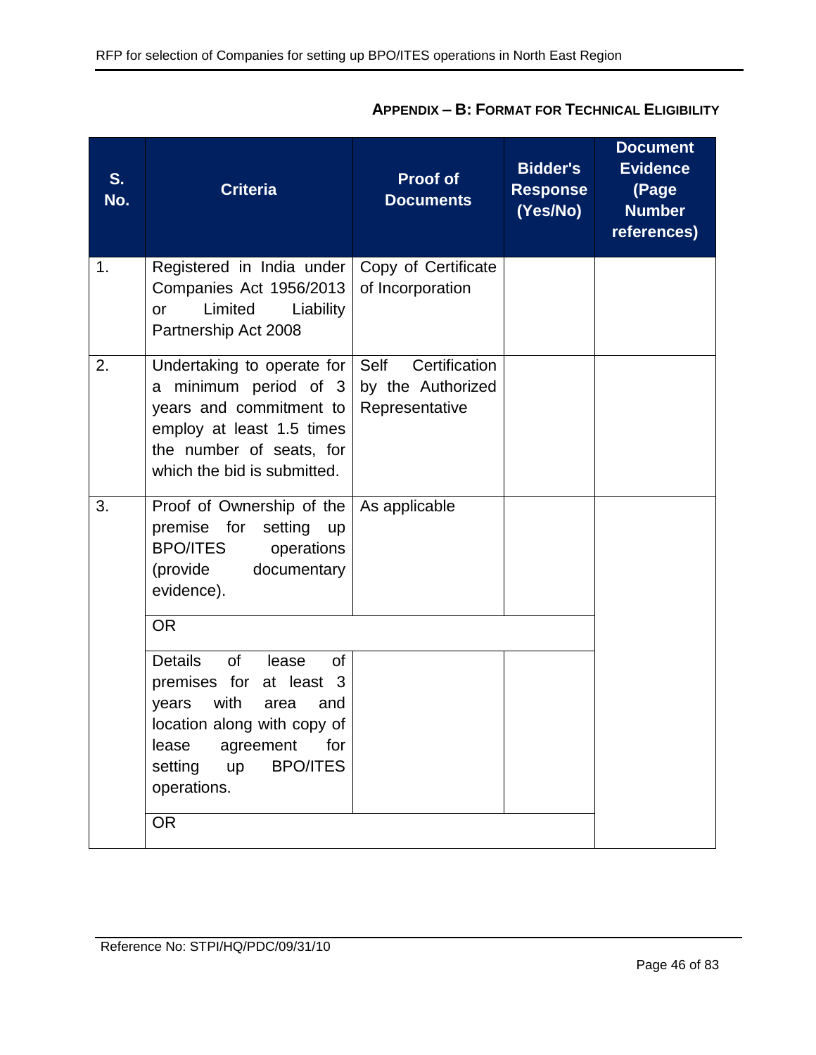**APPENDIX – B: FORMAT FOR TECHNICAL ELIGIBILITY**

| S. No. | Criteria | Proof of Documents | Bidder's Response (Yes/No) | Document Evidence (Page Number references) |
|---|---|---|---|---|
| 1. | Registered in India under Companies Act 1956/2013 or Limited Liability Partnership Act 2008 | Copy of Certificate of Incorporation | | |
| 2. | Undertaking to operate for a minimum period of 3 years and commitment to employ at least 1.5 times the number of seats, for which the bid is submitted. | Self Certification by the Authorized Representative | | |
| 3. | Proof of Ownership of the premise for setting up BPO/ITES operations (provide documentary evidence). | As applicable | | |
| | OR | | | |
| | Details of lease of premises for at least 3 years with area and location along with copy of lease agreement for setting up BPO/ITES operations. | | | |
| | OR | | | |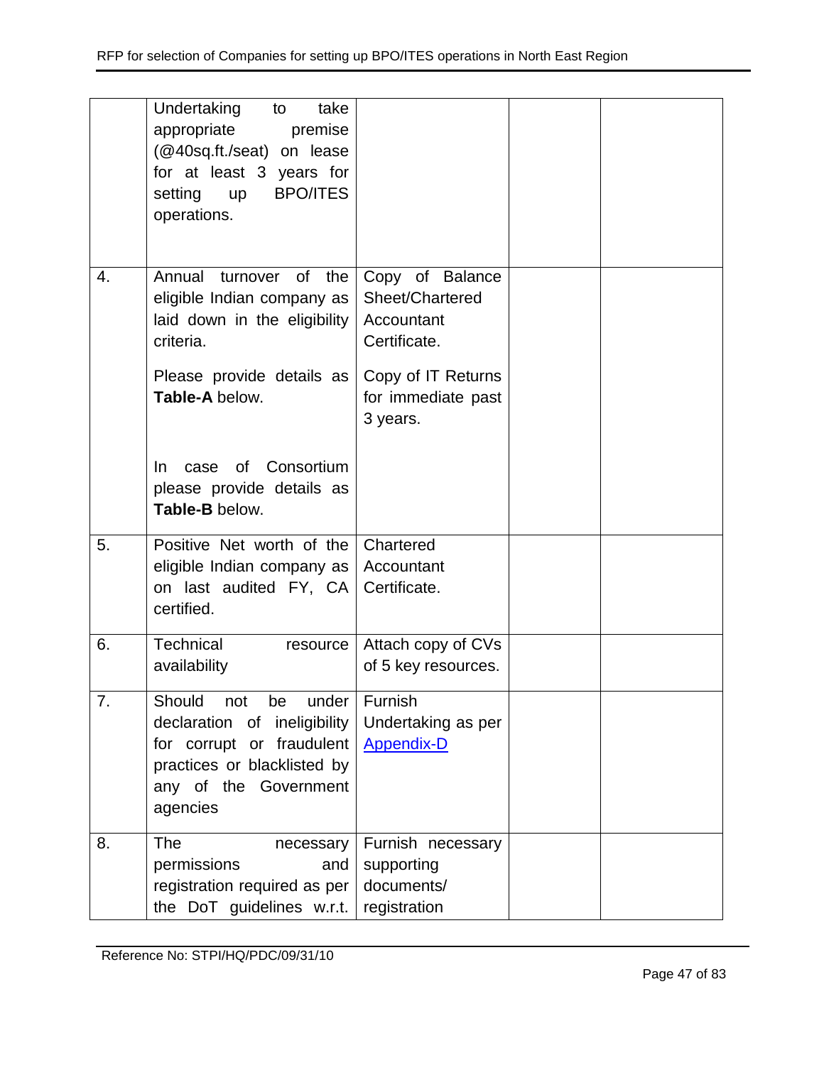| | | | | |
|---|---|---|---|---|
| | Undertaking to take appropriate premise (@40sq.ft./seat) on lease for at least 3 years for setting up BPO/ITES operations. | | | |
| 4. | Annual turnover of the eligible Indian company as laid down in the eligibility criteria.<br><br>Please provide details as **Table-A** below.<br><br>In case of Consortium please provide details as **Table-B** below. | Copy of Balance Sheet/Chartered Accountant Certificate.<br><br>Copy of IT Returns for immediate past 3 years. | | |
| 5. | Positive Net worth of the eligible Indian company as on last audited FY, CA certified. | Chartered Accountant Certificate. | | |
| 6. | Technical resource availability | Attach copy of CVs of 5 key resources. | | |
| 7. | Should not be under declaration of ineligibility for corrupt or fraudulent practices or blacklisted by any of the Government agencies | Furnish Undertaking as per Appendix-D | | |
| 8. | The necessary permissions and registration required as per the DoT guidelines w.r.t. | Furnish necessary supporting documents/ registration | | |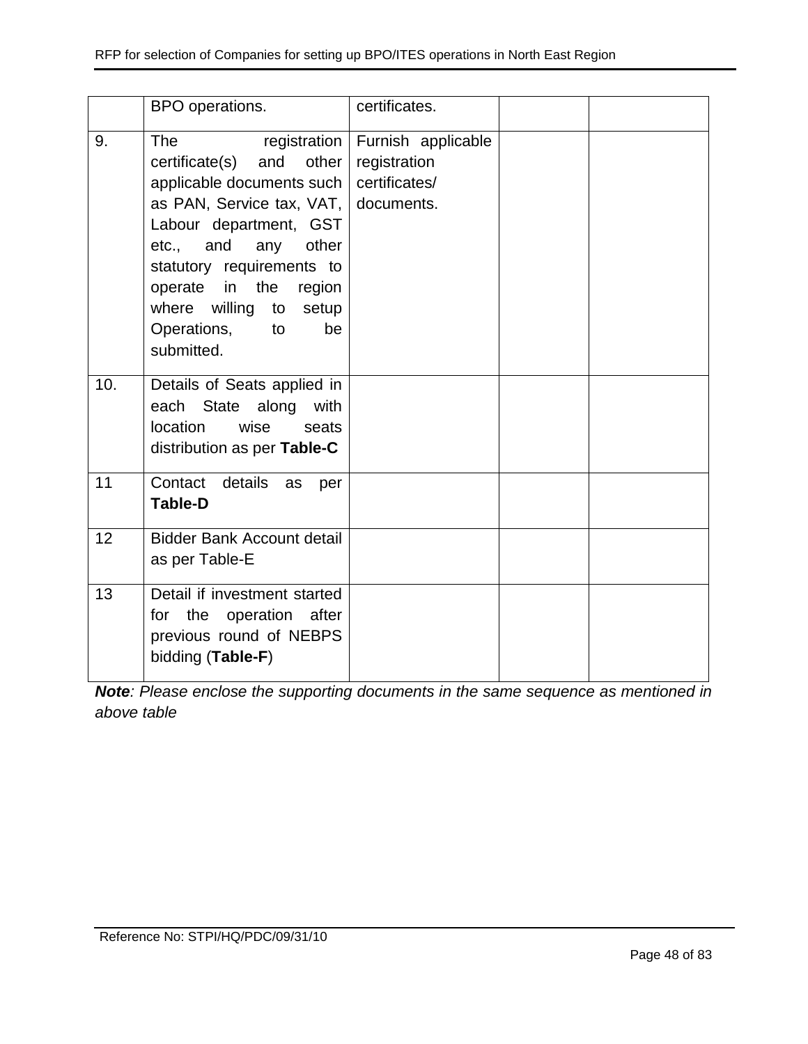| | | | | |
|---|---|---|---|---|
| | BPO operations. | certificates. | | |
| 9. | The registration certificate(s) and other applicable documents such as PAN, Service tax, VAT, Labour department, GST etc., and any other statutory requirements to operate in the region where willing to setup Operations, to be submitted. | Furnish applicable registration certificates/ documents. | | |
| 10. | Details of Seats applied in each State along with location wise seats distribution as per **Table-C** | | | |
| 11 | Contact details as per **Table-D** | | | |
| 12 | Bidder Bank Account detail as per Table-E | | | |
| 13 | Detail if investment started for the operation after previous round of NEBPS bidding (**Table-F**) | | | |

***Note**: Please enclose the supporting documents in the same sequence as mentioned in above table*

Reference No: STPI/HQ/PDC/09/31/10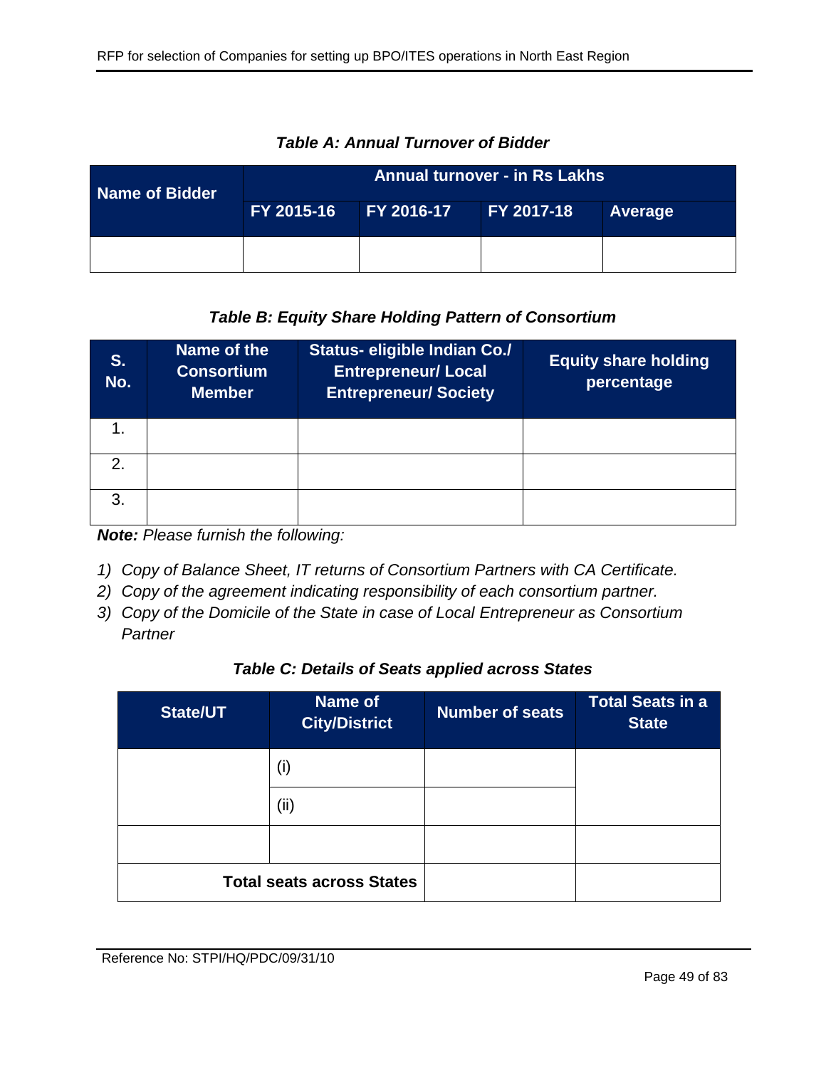***Table A: Annual Turnover of Bidder***

| Name of Bidder | Annual turnover - in Rs Lakhs | | | |
|---|---|---|---|---|
| | FY 2015-16 | FY 2016-17 | FY 2017-18 | Average |
| | | | | |

***Table B: Equity Share Holding Pattern of Consortium***

| S. No. | Name of the Consortium Member | Status- eligible Indian Co./ Entrepreneur/ Local Entrepreneur/ Society | Equity share holding percentage |
|---|---|---|---|
| 1. | | | |
| 2. | | | |
| 3. | | | |

***Note:*** *Please furnish the following:*

1) *Copy of Balance Sheet, IT returns of Consortium Partners with CA Certificate.*
2) *Copy of the agreement indicating responsibility of each consortium partner.*
3) *Copy of the Domicile of the State in case of Local Entrepreneur as Consortium Partner*

***Table C: Details of Seats applied across States***

| State/UT | Name of City/District | Number of seats | Total Seats in a State |
|---|---|---|---|
| | (i) | | |
| | (ii) | | |
| | | | |
| **Total seats across States** | | | |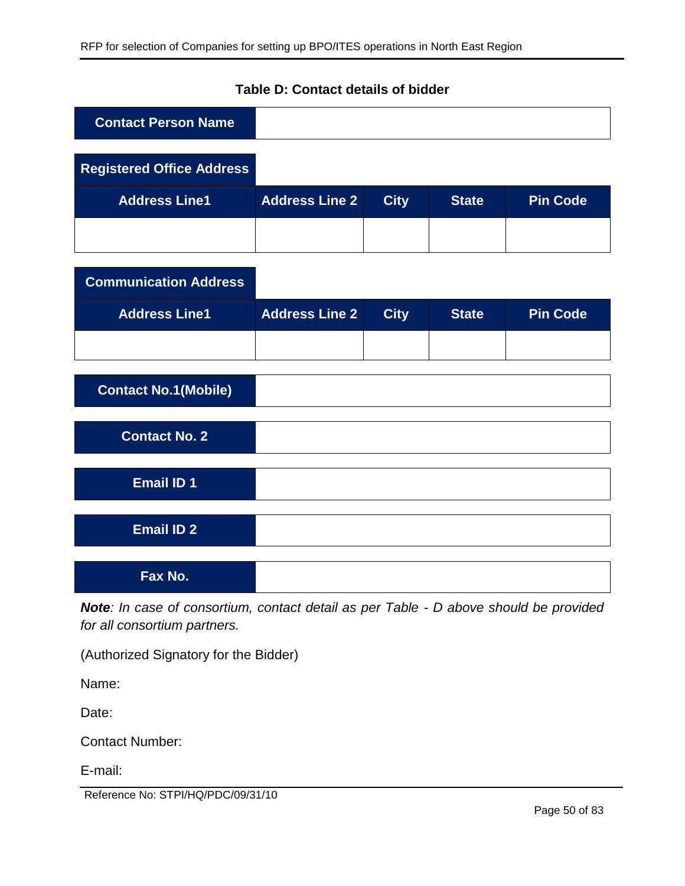**Table D: Contact details of bidder**

| Contact Person Name | |
|---|---|
| | |

| Registered Office Address | | | | |
|---|---|---|---|---|
| **Address Line1** | **Address Line 2** | **City** | **State** | **Pin Code** |
| | | | | |

| Communication Address | | | | |
|---|---|---|---|---|
| **Address Line1** | **Address Line 2** | **City** | **State** | **Pin Code** |
| | | | | |

| Contact No.1(Mobile) | |
|---|---|
| | |

| Contact No. 2 | |
|---|---|
| | |

| Email ID 1 | |
|---|---|
| | |

| Email ID 2 | |
|---|---|
| | |

| Fax No. | |
|---|---|
| | |

***Note**: In case of consortium, contact detail as per Table - D above should be provided for all consortium partners.*

(Authorized Signatory for the Bidder)

Name:

Date:

Contact Number:

E-mail:

Reference No: STPI/HQ/PDC/09/31/10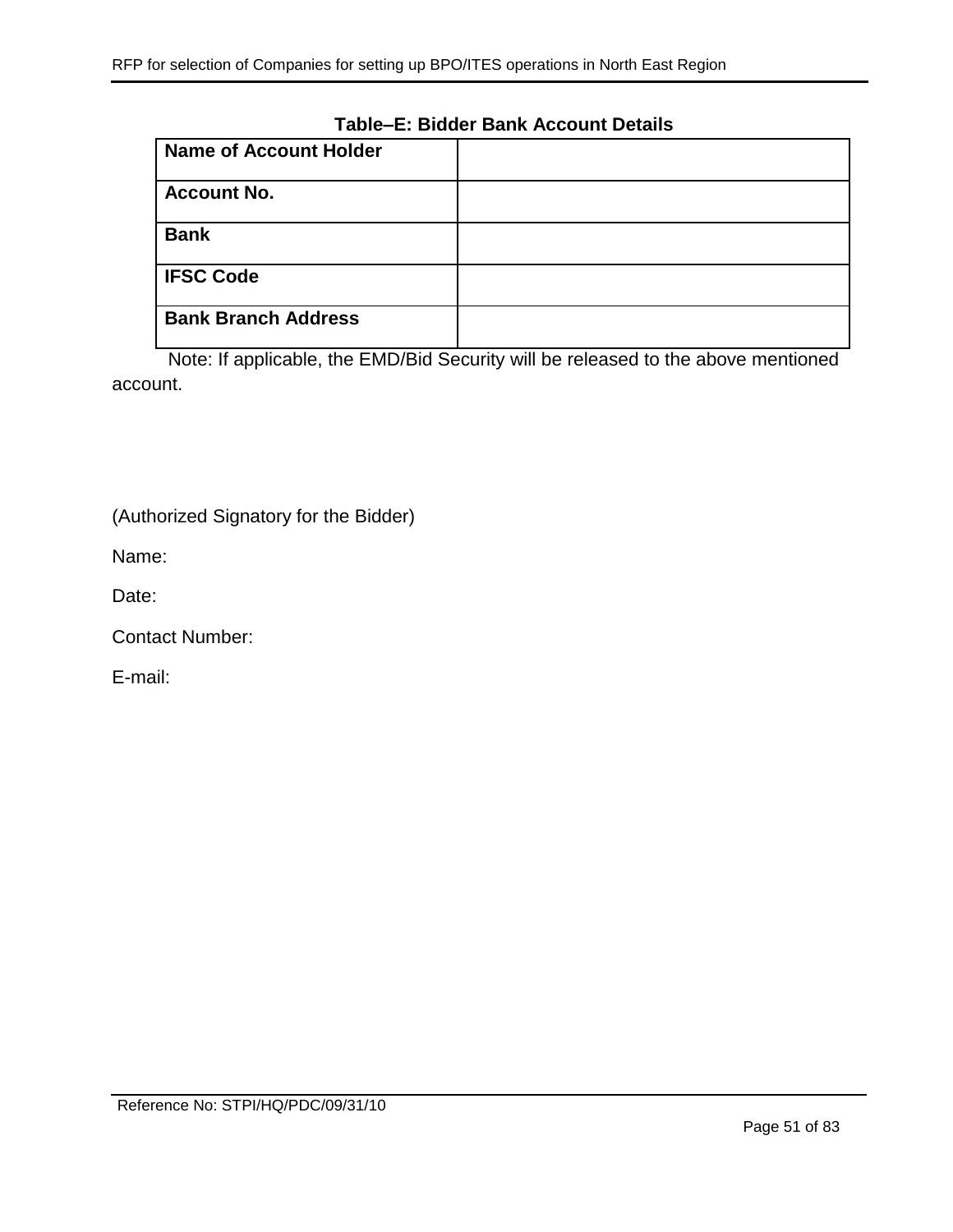**Table–E: Bidder Bank Account Details**

| **Name of Account Holder** | |
|---|---|
| **Account No.** | |
| **Bank** | |
| **IFSC Code** | |
| **Bank Branch Address** | |

Note: If applicable, the EMD/Bid Security will be released to the above mentioned account.

(Authorized Signatory for the Bidder)

Name:

Date:

Contact Number:

E-mail: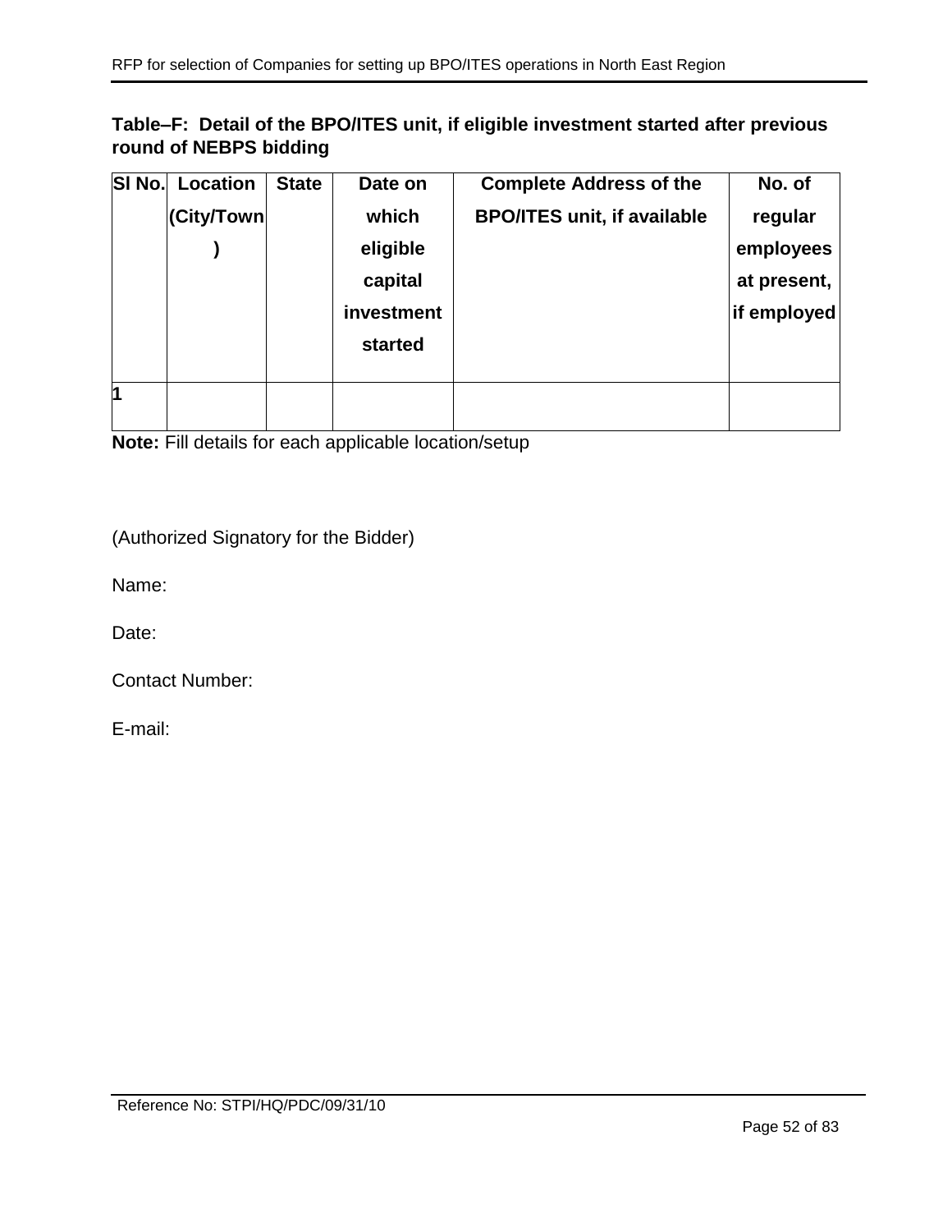**Table–F: Detail of the BPO/ITES unit, if eligible investment started after previous round of NEBPS bidding**

| Sl No. | Location (City/Town) | State | Date on which eligible capital investment started | Complete Address of the BPO/ITES unit, if available | No. of regular employees at present, if employed |
|---|---|---|---|---|---|
| 1 | | | | | |

**Note:** Fill details for each applicable location/setup

(Authorized Signatory for the Bidder)

Name:

Date:

Contact Number:

E-mail:

Reference No: STPI/HQ/PDC/09/31/10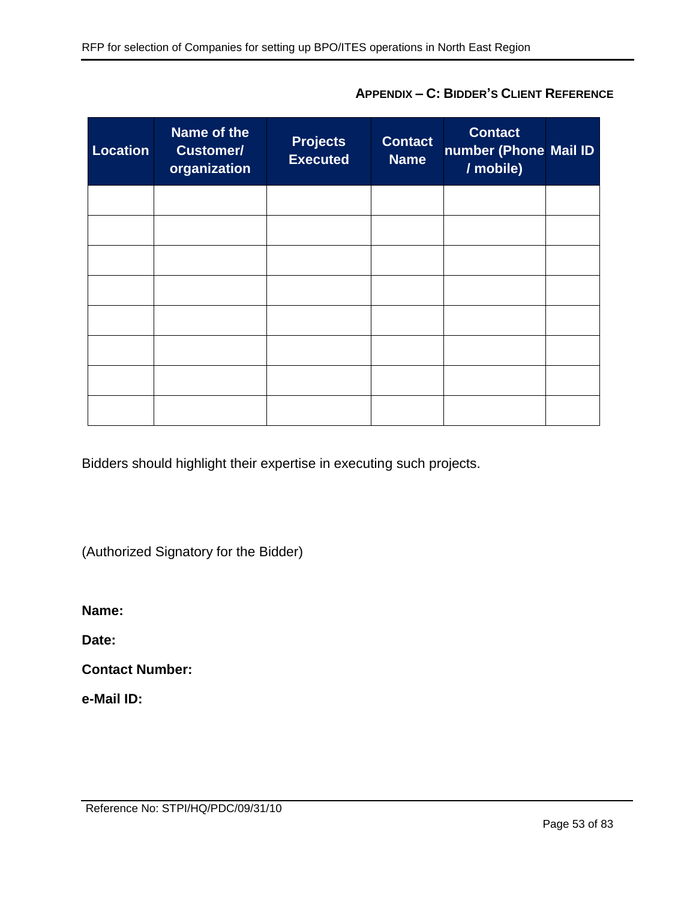## APPENDIX – C: BIDDER'S CLIENT REFERENCE

| Location | Name of the Customer/ organization | Projects Executed | Contact Name | Contact number (Phone / mobile) | Mail ID |
|---|---|---|---|---|---|
| | | | | | |
| | | | | | |
| | | | | | |
| | | | | | |
| | | | | | |
| | | | | | |
| | | | | | |
| | | | | | |

Bidders should highlight their expertise in executing such projects.

(Authorized Signatory for the Bidder)

**Name:**

**Date:**

**Contact Number:**

**e-Mail ID:**

Reference No: STPI/HQ/PDC/09/31/10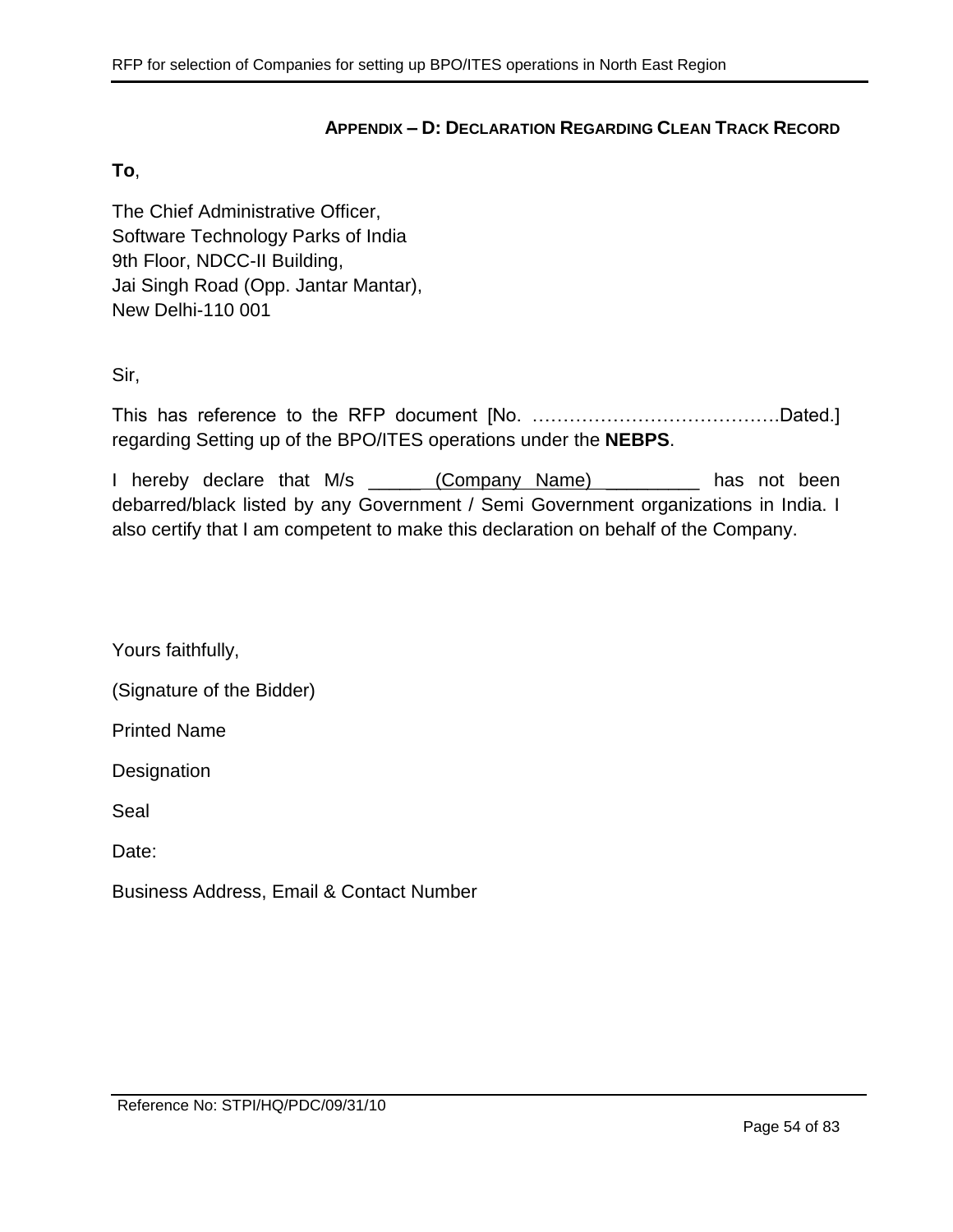## APPENDIX – D: DECLARATION REGARDING CLEAN TRACK RECORD

**To**,

The Chief Administrative Officer,
Software Technology Parks of India
9th Floor, NDCC-II Building,
Jai Singh Road (Opp. Jantar Mantar),
New Delhi-110 001

Sir,

This has reference to the RFP document [No. ………………………………….Dated.] regarding Setting up of the BPO/ITES operations under the **NEBPS**.

I hereby declare that M/s _____ (Company Name) _________ has not been debarred/black listed by any Government / Semi Government organizations in India. I also certify that I am competent to make this declaration on behalf of the Company.

Yours faithfully,

(Signature of the Bidder)

Printed Name

Designation

Seal

Date:

Business Address, Email & Contact Number

Reference No: STPI/HQ/PDC/09/31/10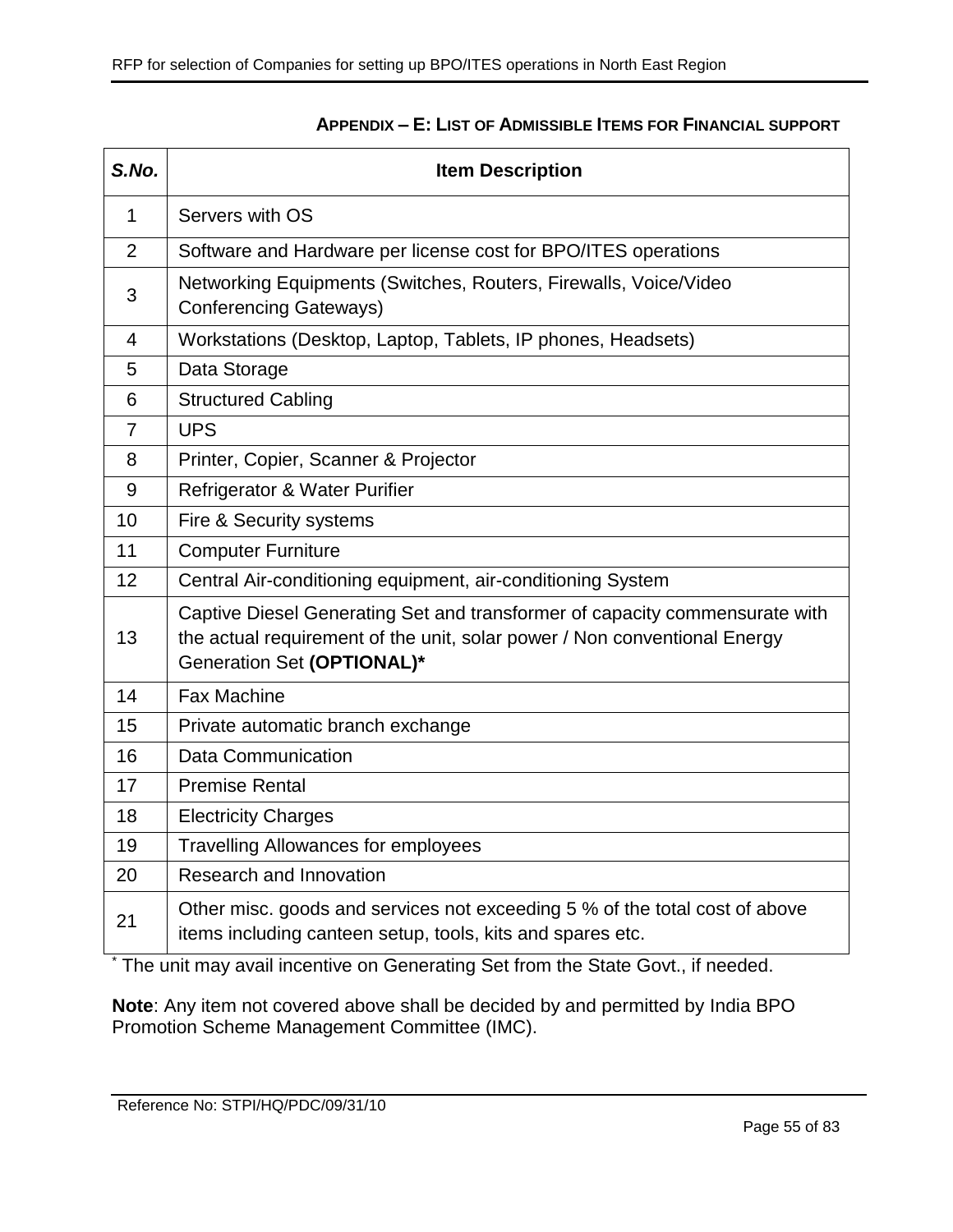## APPENDIX – E: LIST OF ADMISSIBLE ITEMS FOR FINANCIAL SUPPORT

| *S.No.* | **Item Description** |
|---|---|
| 1 | Servers with OS |
| 2 | Software and Hardware per license cost for BPO/ITES operations |
| 3 | Networking Equipments (Switches, Routers, Firewalls, Voice/Video Conferencing Gateways) |
| 4 | Workstations (Desktop, Laptop, Tablets, IP phones, Headsets) |
| 5 | Data Storage |
| 6 | Structured Cabling |
| 7 | UPS |
| 8 | Printer, Copier, Scanner & Projector |
| 9 | Refrigerator & Water Purifier |
| 10 | Fire & Security systems |
| 11 | Computer Furniture |
| 12 | Central Air-conditioning equipment, air-conditioning System |
| 13 | Captive Diesel Generating Set and transformer of capacity commensurate with the actual requirement of the unit, solar power / Non conventional Energy Generation Set **(OPTIONAL)*** |
| 14 | Fax Machine |
| 15 | Private automatic branch exchange |
| 16 | Data Communication |
| 17 | Premise Rental |
| 18 | Electricity Charges |
| 19 | Travelling Allowances for employees |
| 20 | Research and Innovation |
| 21 | Other misc. goods and services not exceeding 5 % of the total cost of above items including canteen setup, tools, kits and spares etc. |

* The unit may avail incentive on Generating Set from the State Govt., if needed.

**Note**: Any item not covered above shall be decided by and permitted by India BPO Promotion Scheme Management Committee (IMC).

Reference No: STPI/HQ/PDC/09/31/10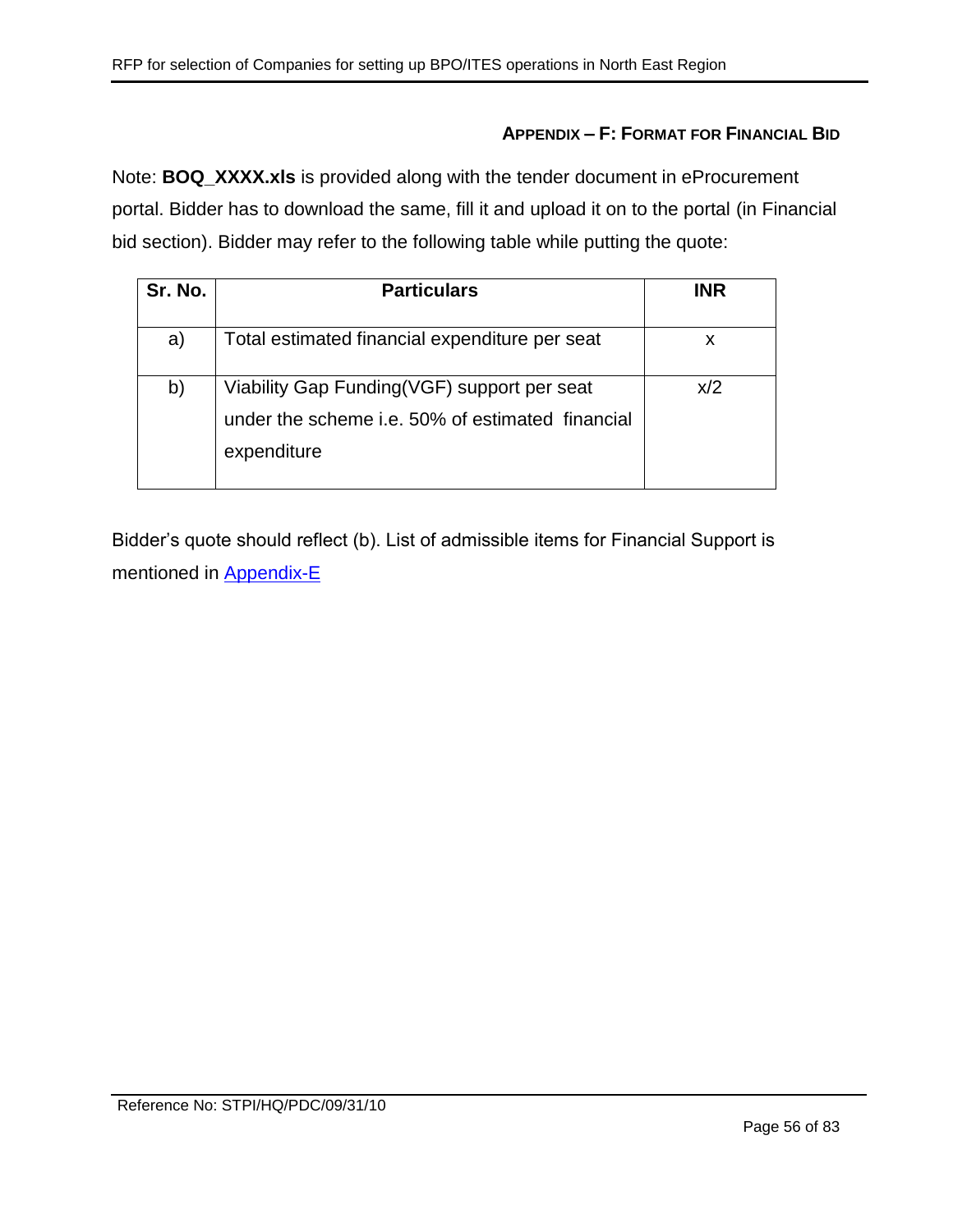## APPENDIX – F: FORMAT FOR FINANCIAL BID

Note: **BOQ_XXXX.xls** is provided along with the tender document in eProcurement portal. Bidder has to download the same, fill it and upload it on to the portal (in Financial bid section). Bidder may refer to the following table while putting the quote:

| Sr. No. | Particulars | INR |
|---|---|---|
| a) | Total estimated financial expenditure per seat | x |
| b) | Viability Gap Funding(VGF) support per seat under the scheme i.e. 50% of estimated financial expenditure | x/2 |

Bidder's quote should reflect (b). List of admissible items for Financial Support is mentioned in Appendix-E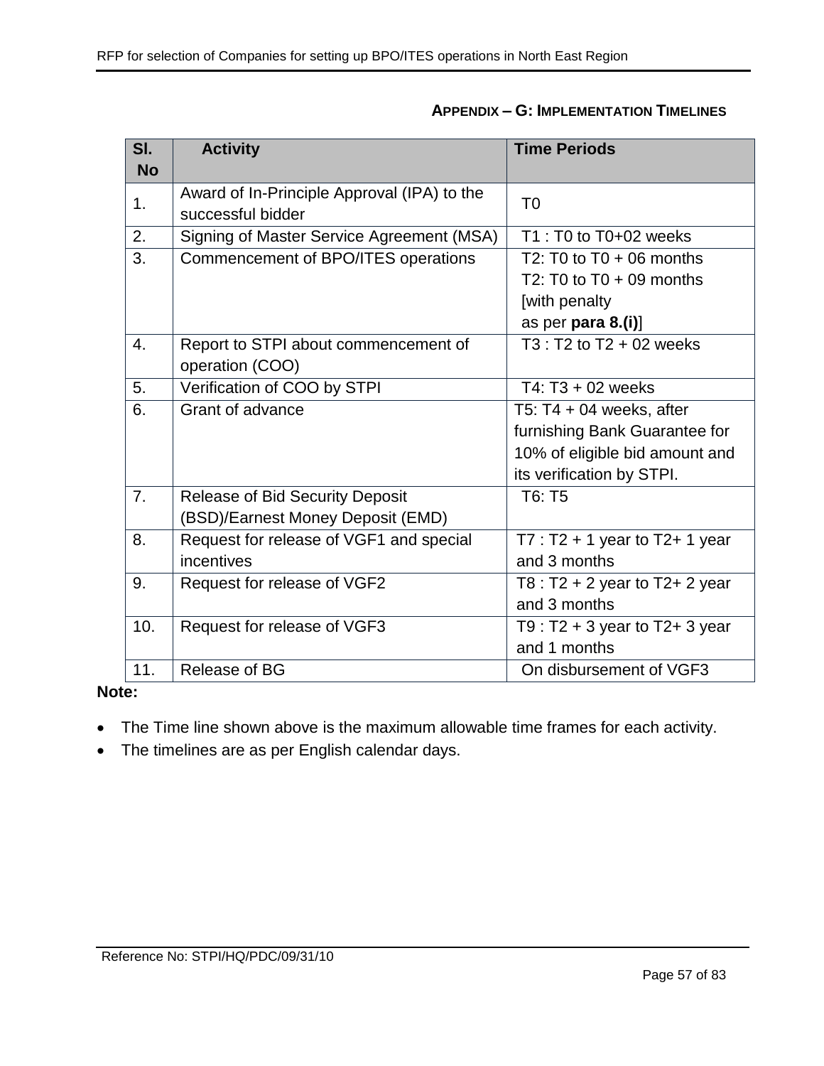### APPENDIX – G: IMPLEMENTATION TIMELINES

| Sl. No | Activity | Time Periods |
|---|---|---|
| 1. | Award of In-Principle Approval (IPA) to the successful bidder | T0 |
| 2. | Signing of Master Service Agreement (MSA) | T1 : T0 to T0+02 weeks |
| 3. | Commencement of BPO/ITES operations | T2: T0 to T0 + 06 months<br>T2: T0 to T0 + 09 months [with penalty as per **para 8.(i)**] |
| 4. | Report to STPI about commencement of operation (COO) | T3 : T2 to T2 + 02 weeks |
| 5. | Verification of COO by STPI | T4: T3 + 02 weeks |
| 6. | Grant of advance | T5: T4 + 04 weeks, after furnishing Bank Guarantee for 10% of eligible bid amount and its verification by STPI. |
| 7. | Release of Bid Security Deposit (BSD)/Earnest Money Deposit (EMD) | T6: T5 |
| 8. | Request for release of VGF1 and special incentives | T7 : T2 + 1 year to T2+ 1 year and 3 months |
| 9. | Request for release of VGF2 | T8 : T2 + 2 year to T2+ 2 year and 3 months |
| 10. | Request for release of VGF3 | T9 : T2 + 3 year to T2+ 3 year and 1 months |
| 11. | Release of BG | On disbursement of VGF3 |

**Note:**

- The Time line shown above is the maximum allowable time frames for each activity.
- The timelines are as per English calendar days.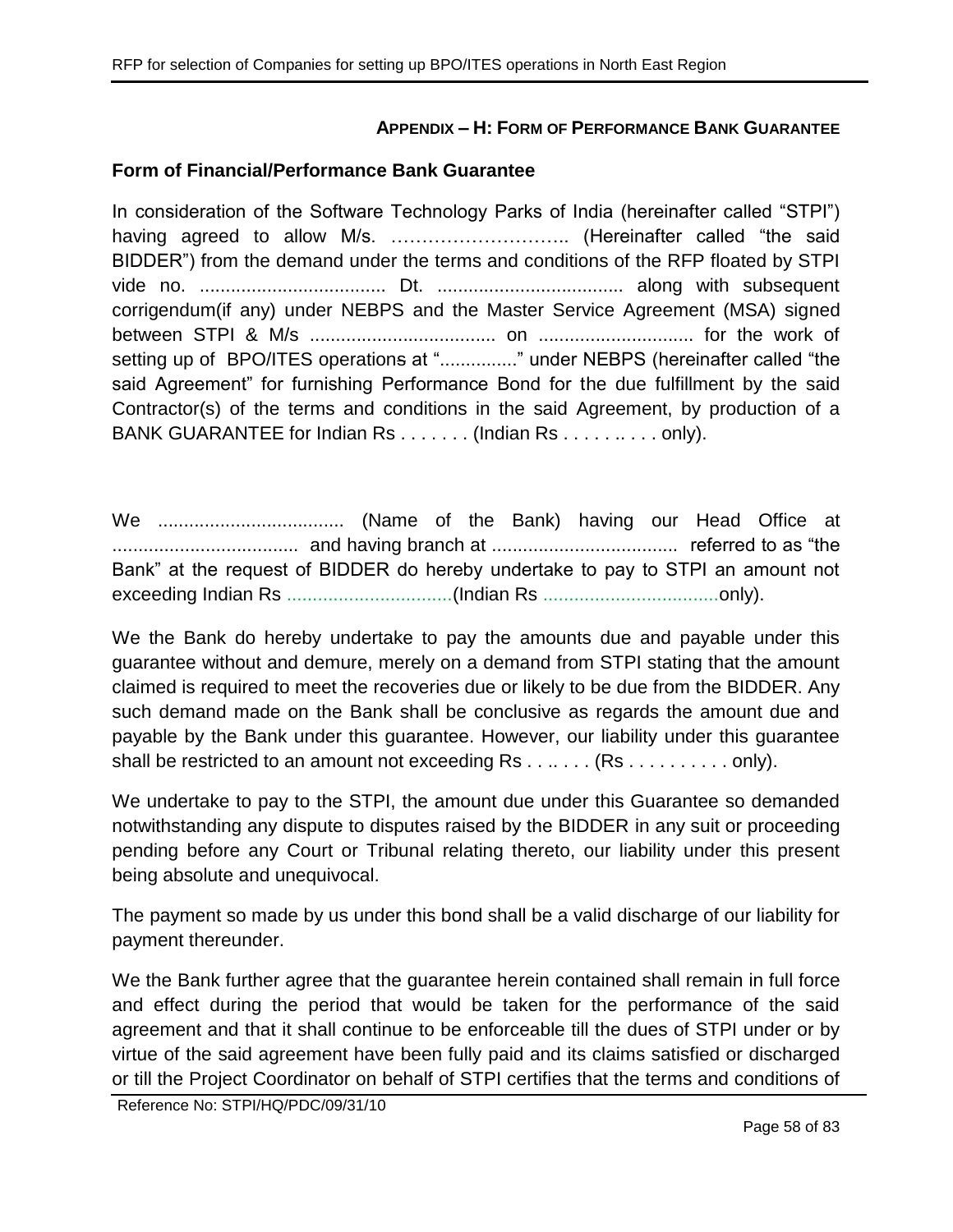### APPENDIX – H: FORM OF PERFORMANCE BANK GUARANTEE

**Form of Financial/Performance Bank Guarantee**

In consideration of the Software Technology Parks of India (hereinafter called "STPI") having agreed to allow M/s. ……………………….. (Hereinafter called "the said BIDDER") from the demand under the terms and conditions of the RFP floated by STPI vide no. .................................... Dt. .................................... along with subsequent corrigendum(if any) under NEBPS and the Master Service Agreement (MSA) signed between STPI & M/s .................................... on .............................. for the work of setting up of BPO/ITES operations at "..............." under NEBPS (hereinafter called "the said Agreement" for furnishing Performance Bond for the due fulfillment by the said Contractor(s) of the terms and conditions in the said Agreement, by production of a BANK GUARANTEE for Indian Rs . . . . . . . (Indian Rs . . . . . .. . . . only).

We .................................... (Name of the Bank) having our Head Office at .................................... and having branch at .................................... referred to as "the Bank" at the request of BIDDER do hereby undertake to pay to STPI an amount not exceeding Indian Rs ................................(Indian Rs ..................................only).

We the Bank do hereby undertake to pay the amounts due and payable under this guarantee without and demure, merely on a demand from STPI stating that the amount claimed is required to meet the recoveries due or likely to be due from the BIDDER. Any such demand made on the Bank shall be conclusive as regards the amount due and payable by the Bank under this guarantee. However, our liability under this guarantee shall be restricted to an amount not exceeding Rs . . .. . . . (Rs . . . . . . . . . . only).

We undertake to pay to the STPI, the amount due under this Guarantee so demanded notwithstanding any dispute to disputes raised by the BIDDER in any suit or proceeding pending before any Court or Tribunal relating thereto, our liability under this present being absolute and unequivocal.

The payment so made by us under this bond shall be a valid discharge of our liability for payment thereunder.

We the Bank further agree that the guarantee herein contained shall remain in full force and effect during the period that would be taken for the performance of the said agreement and that it shall continue to be enforceable till the dues of STPI under or by virtue of the said agreement have been fully paid and its claims satisfied or discharged or till the Project Coordinator on behalf of STPI certifies that the terms and conditions of

Reference No: STPI/HQ/PDC/09/31/10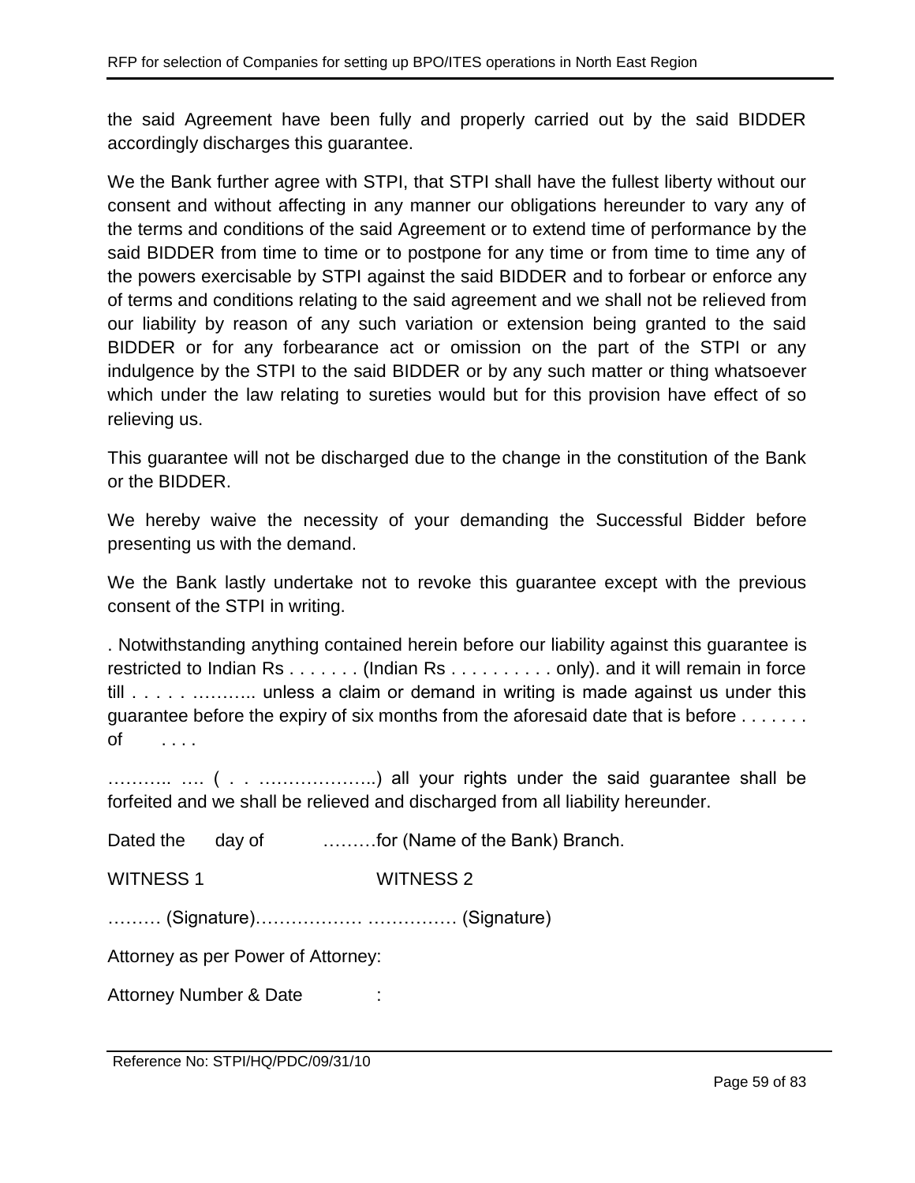the said Agreement have been fully and properly carried out by the said BIDDER accordingly discharges this guarantee.

We the Bank further agree with STPI, that STPI shall have the fullest liberty without our consent and without affecting in any manner our obligations hereunder to vary any of the terms and conditions of the said Agreement or to extend time of performance by the said BIDDER from time to time or to postpone for any time or from time to time any of the powers exercisable by STPI against the said BIDDER and to forbear or enforce any of terms and conditions relating to the said agreement and we shall not be relieved from our liability by reason of any such variation or extension being granted to the said BIDDER or for any forbearance act or omission on the part of the STPI or any indulgence by the STPI to the said BIDDER or by any such matter or thing whatsoever which under the law relating to sureties would but for this provision have effect of so relieving us.

This guarantee will not be discharged due to the change in the constitution of the Bank or the BIDDER.

We hereby waive the necessity of your demanding the Successful Bidder before presenting us with the demand.

We the Bank lastly undertake not to revoke this guarantee except with the previous consent of the STPI in writing.

. Notwithstanding anything contained herein before our liability against this guarantee is restricted to Indian Rs . . . . . . . (Indian Rs . . . . . . . . . . only). and it will remain in force till . . . . . ……….. unless a claim or demand in writing is made against us under this guarantee before the expiry of six months from the aforesaid date that is before . . . . . . . of . . . .

……….. …. ( . . ………………..) all your rights under the said guarantee shall be forfeited and we shall be relieved and discharged from all liability hereunder.

Dated the day of ………for (Name of the Bank) Branch.

WITNESS 1 WITNESS 2

……… (Signature)……………… …………… (Signature)

Attorney as per Power of Attorney:

Attorney Number & Date :

Reference No: STPI/HQ/PDC/09/31/10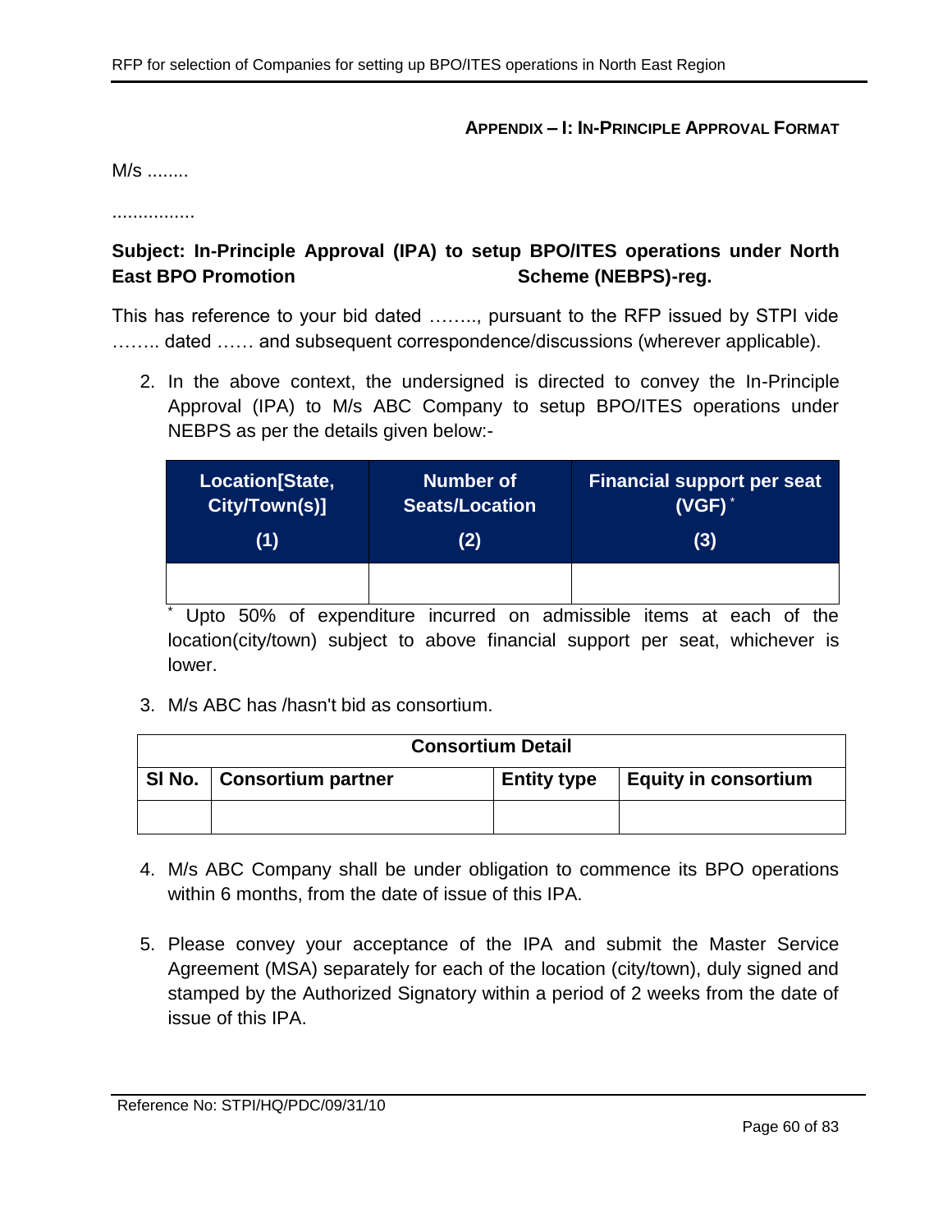**APPENDIX – I: IN-PRINCIPLE APPROVAL FORMAT**

M/s ........

................

**Subject: In-Principle Approval (IPA) to setup BPO/ITES operations under North East BPO Promotion Scheme (NEBPS)-reg.**

This has reference to your bid dated …….., pursuant to the RFP issued by STPI vide …….. dated …… and subsequent correspondence/discussions (wherever applicable).

2. In the above context, the undersigned is directed to convey the In-Principle Approval (IPA) to M/s ABC Company to setup BPO/ITES operations under NEBPS as per the details given below:-

| Location[State, City/Town(s)] (1) | Number of Seats/Location (2) | Financial support per seat (VGF) * (3) |
|---|---|---|
| | | |

\* Upto 50% of expenditure incurred on admissible items at each of the location(city/town) subject to above financial support per seat, whichever is lower.

3. M/s ABC has /hasn't bid as consortium.

| Consortium Detail | | | |
|---|---|---|---|
| **Sl No.** | **Consortium partner** | **Entity type** | **Equity in consortium** |
| | | | |

4. M/s ABC Company shall be under obligation to commence its BPO operations within 6 months, from the date of issue of this IPA.

5. Please convey your acceptance of the IPA and submit the Master Service Agreement (MSA) separately for each of the location (city/town), duly signed and stamped by the Authorized Signatory within a period of 2 weeks from the date of issue of this IPA.

Reference No: STPI/HQ/PDC/09/31/10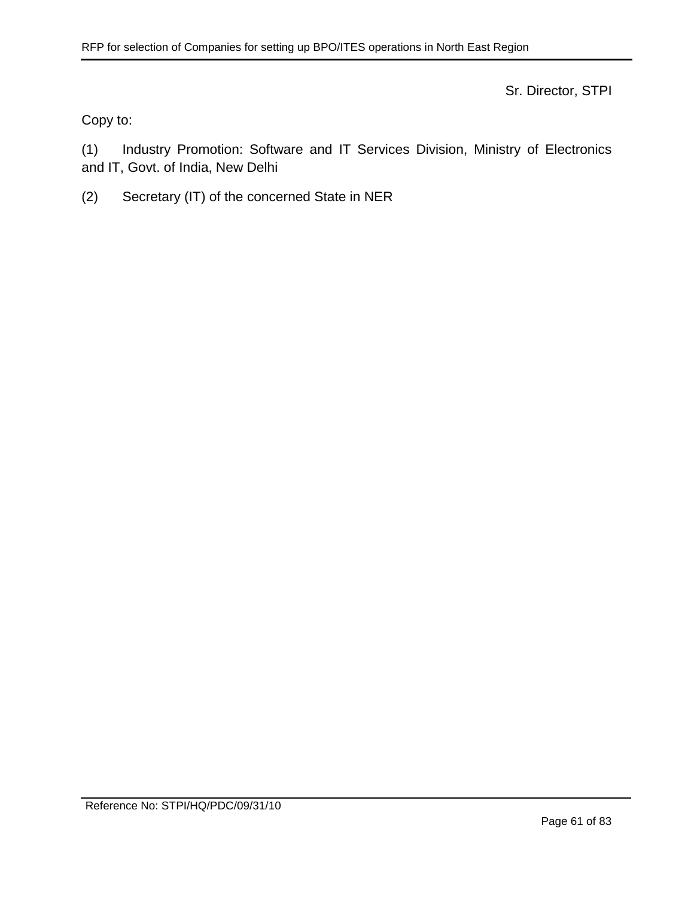Sr. Director, STPI

Copy to:

(1) Industry Promotion: Software and IT Services Division, Ministry of Electronics and IT, Govt. of India, New Delhi

(2) Secretary (IT) of the concerned State in NER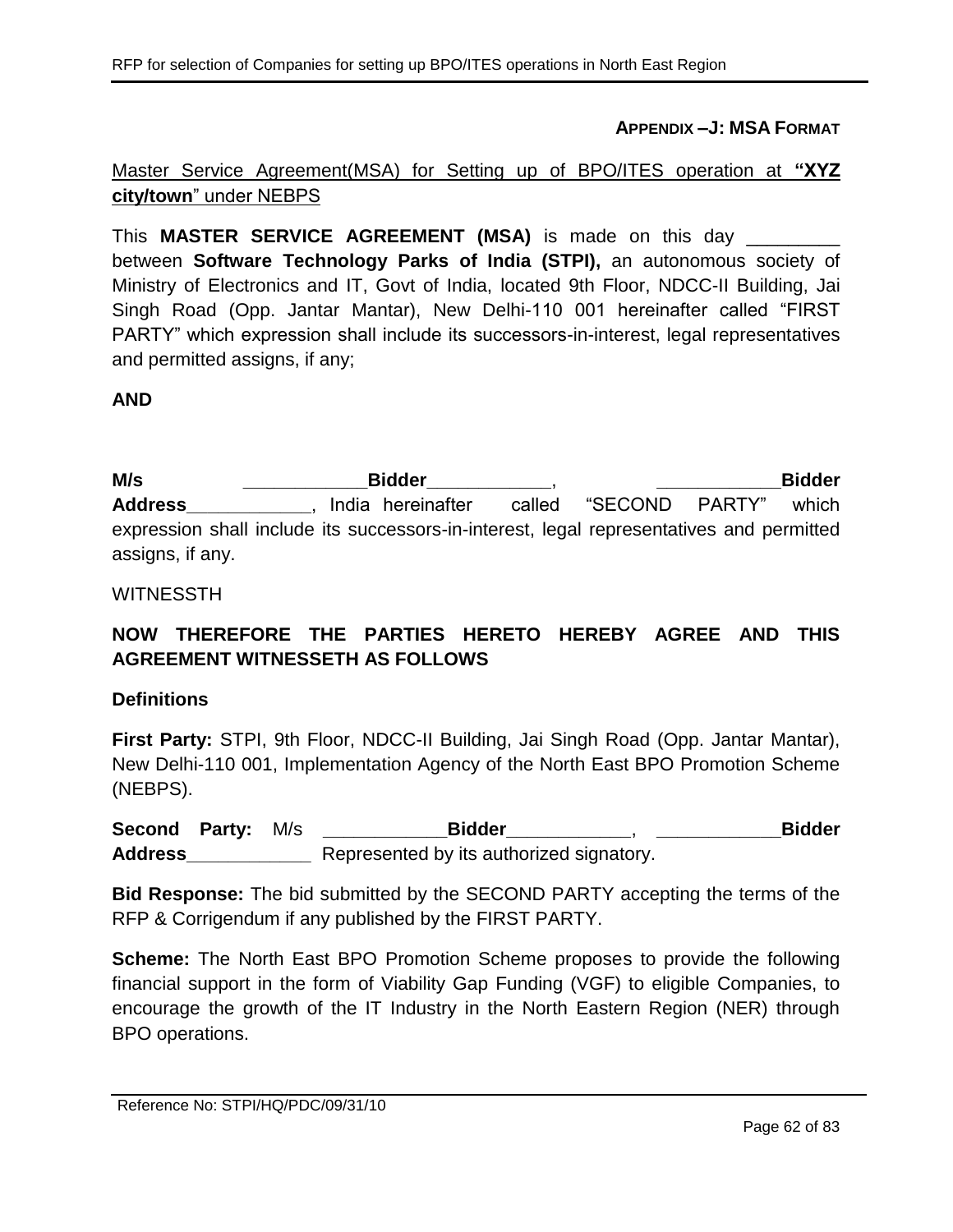**APPENDIX –J: MSA FORMAT**

Master Service Agreement(MSA) for Setting up of BPO/ITES operation at **"XYZ city/town**" under NEBPS

This **MASTER SERVICE AGREEMENT (MSA)** is made on this day _________ between **Software Technology Parks of India (STPI),** an autonomous society of Ministry of Electronics and IT, Govt of India, located 9th Floor, NDCC-II Building, Jai Singh Road (Opp. Jantar Mantar), New Delhi-110 001 hereinafter called "FIRST PARTY" which expression shall include its successors-in-interest, legal representatives and permitted assigns, if any;

**AND**

**M/s ____________Bidder____________, ____________Bidder Address____________**, India hereinafter called "SECOND PARTY" which expression shall include its successors-in-interest, legal representatives and permitted assigns, if any.

WITNESSTH

**NOW THEREFORE THE PARTIES HERETO HEREBY AGREE AND THIS AGREEMENT WITNESSETH AS FOLLOWS**

**Definitions**

**First Party:** STPI, 9th Floor, NDCC-II Building, Jai Singh Road (Opp. Jantar Mantar), New Delhi-110 001, Implementation Agency of the North East BPO Promotion Scheme (NEBPS).

**Second Party:** M/s **____________Bidder____________, ____________Bidder Address____________** Represented by its authorized signatory.

**Bid Response:** The bid submitted by the SECOND PARTY accepting the terms of the RFP & Corrigendum if any published by the FIRST PARTY.

**Scheme:** The North East BPO Promotion Scheme proposes to provide the following financial support in the form of Viability Gap Funding (VGF) to eligible Companies, to encourage the growth of the IT Industry in the North Eastern Region (NER) through BPO operations.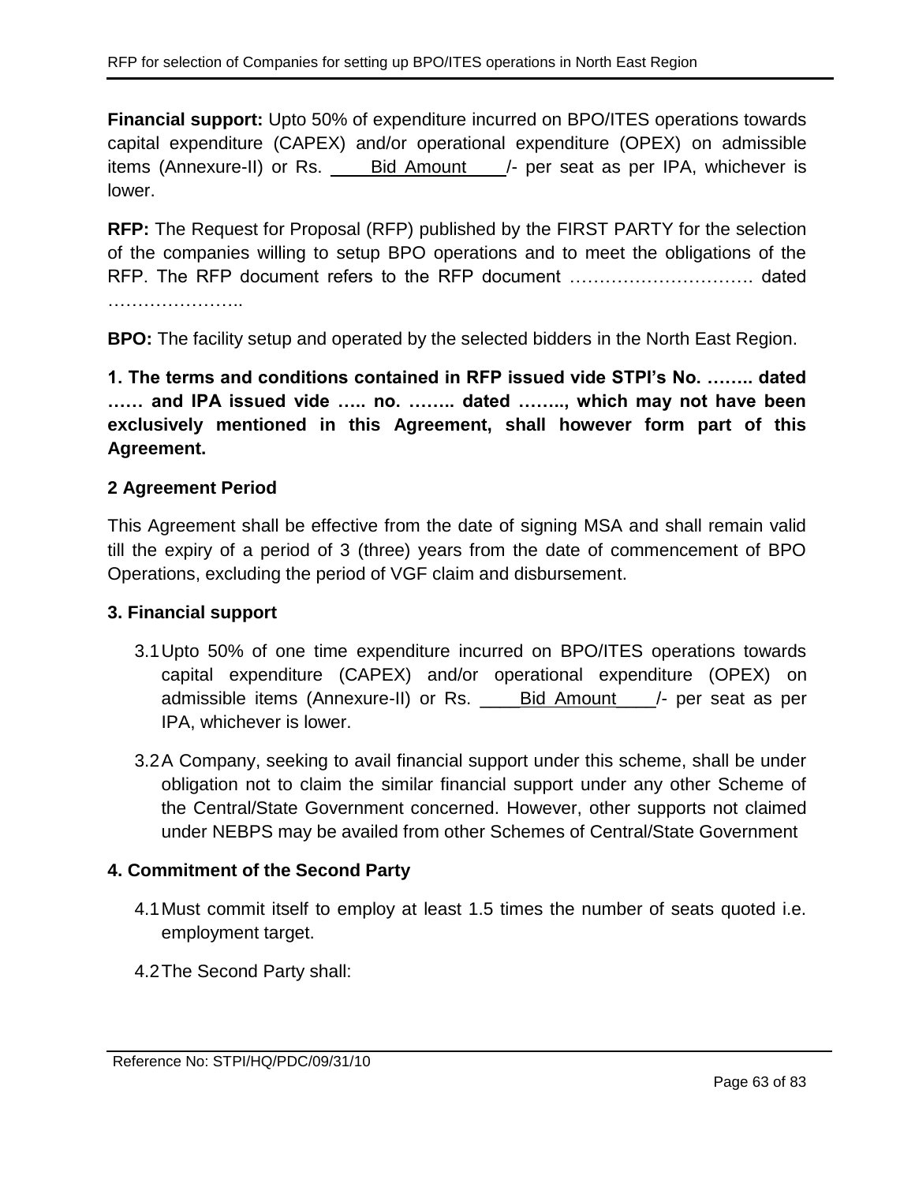**Financial support:** Upto 50% of expenditure incurred on BPO/ITES operations towards capital expenditure (CAPEX) and/or operational expenditure (OPEX) on admissible items (Annexure-II) or Rs. ____Bid Amount____/- per seat as per IPA, whichever is lower.

**RFP:** The Request for Proposal (RFP) published by the FIRST PARTY for the selection of the companies willing to setup BPO operations and to meet the obligations of the RFP. The RFP document refers to the RFP document ………………………… dated …………………..

**BPO:** The facility setup and operated by the selected bidders in the North East Region.

**1. The terms and conditions contained in RFP issued vide STPI's No. …….. dated …… and IPA issued vide ….. no. …….. dated …….., which may not have been exclusively mentioned in this Agreement, shall however form part of this Agreement.**

**2 Agreement Period**

This Agreement shall be effective from the date of signing MSA and shall remain valid till the expiry of a period of 3 (three) years from the date of commencement of BPO Operations, excluding the period of VGF claim and disbursement.

**3. Financial support**

3.1 Upto 50% of one time expenditure incurred on BPO/ITES operations towards capital expenditure (CAPEX) and/or operational expenditure (OPEX) on admissible items (Annexure-II) or Rs. ____Bid Amount____/- per seat as per IPA, whichever is lower.

3.2 A Company, seeking to avail financial support under this scheme, shall be under obligation not to claim the similar financial support under any other Scheme of the Central/State Government concerned. However, other supports not claimed under NEBPS may be availed from other Schemes of Central/State Government

**4. Commitment of the Second Party**

4.1 Must commit itself to employ at least 1.5 times the number of seats quoted i.e. employment target.

4.2 The Second Party shall:

Reference No: STPI/HQ/PDC/09/31/10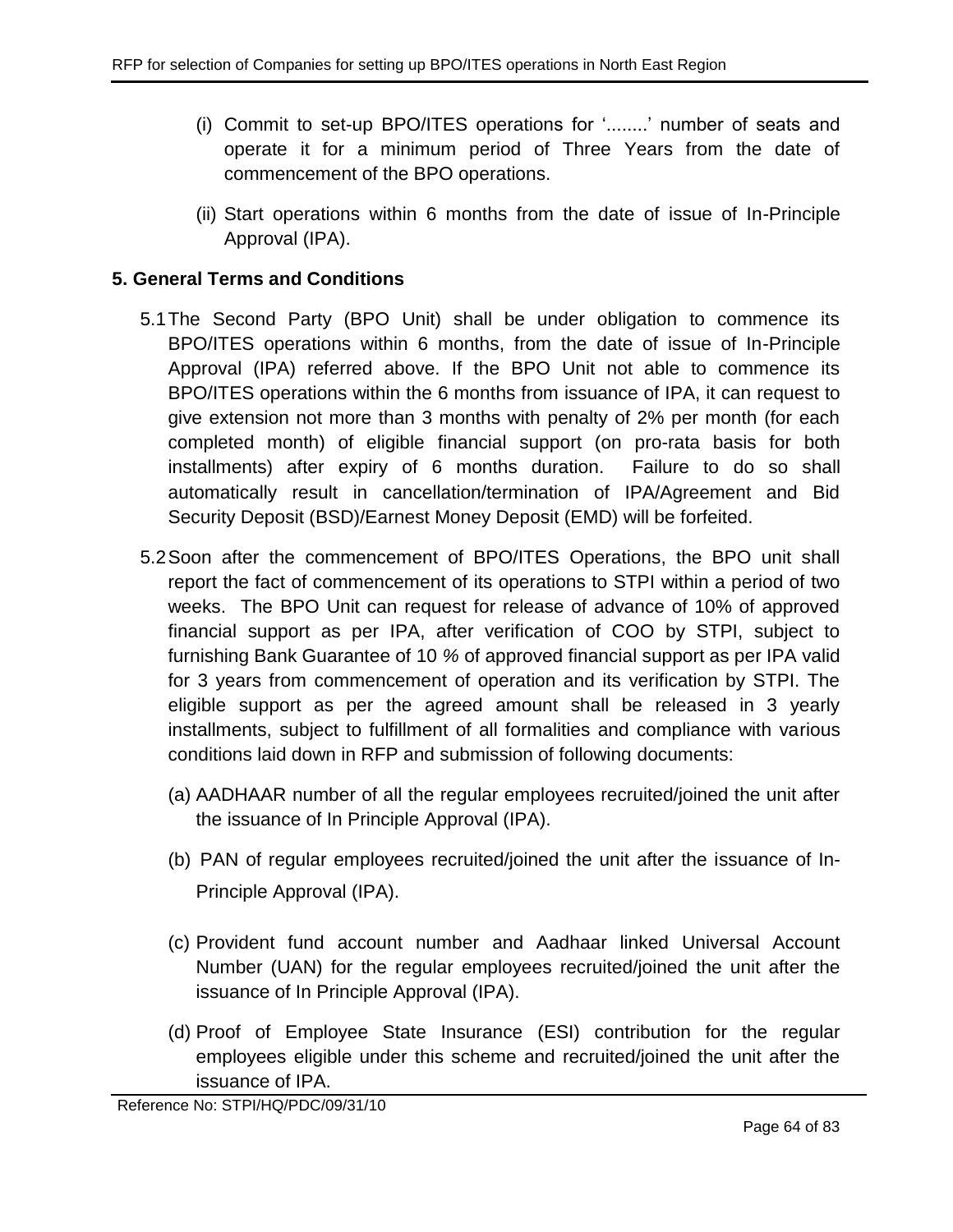(i) Commit to set-up BPO/ITES operations for '........' number of seats and operate it for a minimum period of Three Years from the date of commencement of the BPO operations.

(ii) Start operations within 6 months from the date of issue of In-Principle Approval (IPA).

## 5. General Terms and Conditions

5.1 The Second Party (BPO Unit) shall be under obligation to commence its BPO/ITES operations within 6 months, from the date of issue of In-Principle Approval (IPA) referred above. If the BPO Unit not able to commence its BPO/ITES operations within the 6 months from issuance of IPA, it can request to give extension not more than 3 months with penalty of 2% per month (for each completed month) of eligible financial support (on pro-rata basis for both installments) after expiry of 6 months duration. Failure to do so shall automatically result in cancellation/termination of IPA/Agreement and Bid Security Deposit (BSD)/Earnest Money Deposit (EMD) will be forfeited.

5.2 Soon after the commencement of BPO/ITES Operations, the BPO unit shall report the fact of commencement of its operations to STPI within a period of two weeks. The BPO Unit can request for release of advance of 10% of approved financial support as per IPA, after verification of COO by STPI, subject to furnishing Bank Guarantee of 10 % of approved financial support as per IPA valid for 3 years from commencement of operation and its verification by STPI. The eligible support as per the agreed amount shall be released in 3 yearly installments, subject to fulfillment of all formalities and compliance with various conditions laid down in RFP and submission of following documents:

(a) AADHAAR number of all the regular employees recruited/joined the unit after the issuance of In Principle Approval (IPA).

(b) PAN of regular employees recruited/joined the unit after the issuance of In-Principle Approval (IPA).

(c) Provident fund account number and Aadhaar linked Universal Account Number (UAN) for the regular employees recruited/joined the unit after the issuance of In Principle Approval (IPA).

(d) Proof of Employee State Insurance (ESI) contribution for the regular employees eligible under this scheme and recruited/joined the unit after the issuance of IPA.

Reference No: STPI/HQ/PDC/09/31/10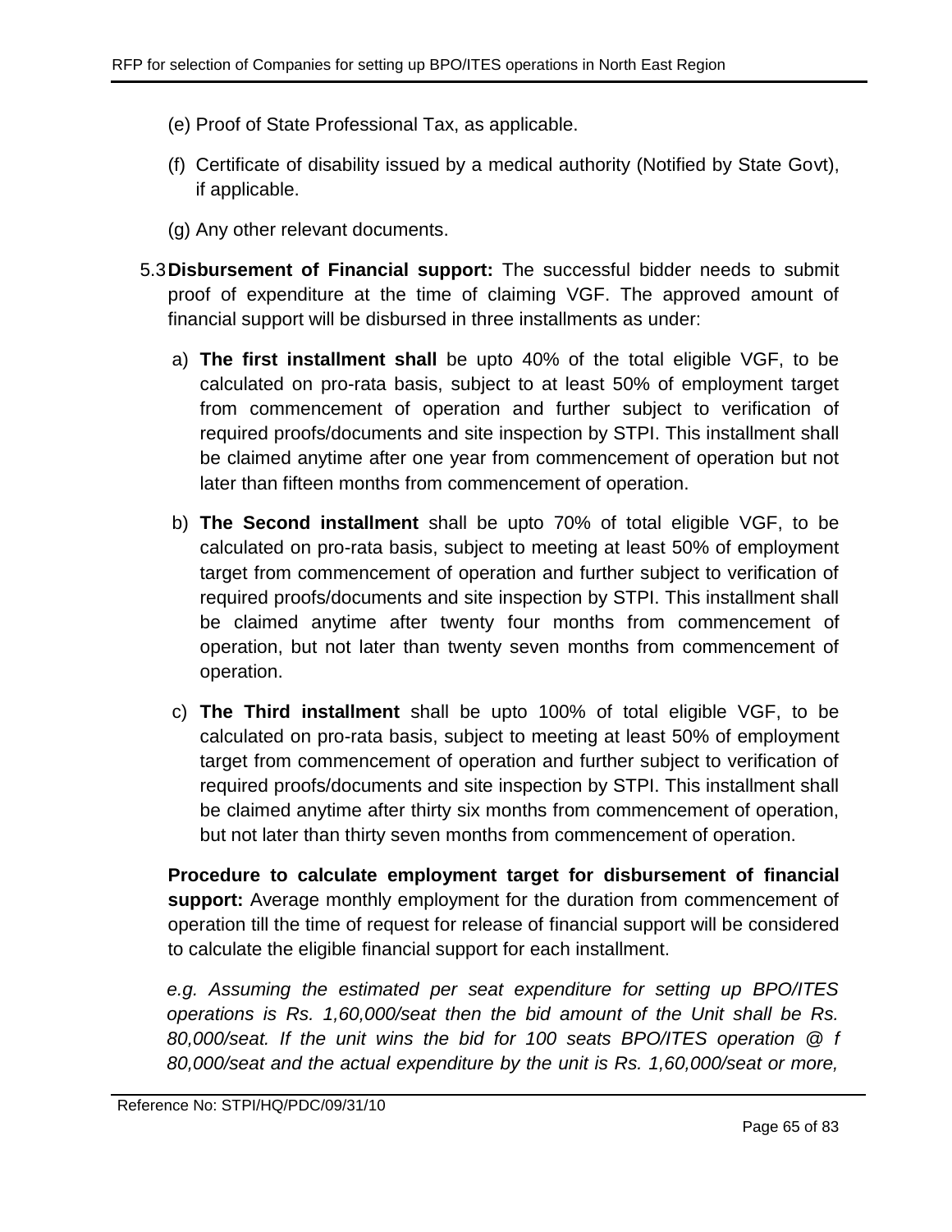(e) Proof of State Professional Tax, as applicable.

(f) Certificate of disability issued by a medical authority (Notified by State Govt), if applicable.

(g) Any other relevant documents.

5.3 **Disbursement of Financial support:** The successful bidder needs to submit proof of expenditure at the time of claiming VGF. The approved amount of financial support will be disbursed in three installments as under:

a) **The first installment shall** be upto 40% of the total eligible VGF, to be calculated on pro-rata basis, subject to at least 50% of employment target from commencement of operation and further subject to verification of required proofs/documents and site inspection by STPI. This installment shall be claimed anytime after one year from commencement of operation but not later than fifteen months from commencement of operation.

b) **The Second installment** shall be upto 70% of total eligible VGF, to be calculated on pro-rata basis, subject to meeting at least 50% of employment target from commencement of operation and further subject to verification of required proofs/documents and site inspection by STPI. This installment shall be claimed anytime after twenty four months from commencement of operation, but not later than twenty seven months from commencement of operation.

c) **The Third installment** shall be upto 100% of total eligible VGF, to be calculated on pro-rata basis, subject to meeting at least 50% of employment target from commencement of operation and further subject to verification of required proofs/documents and site inspection by STPI. This installment shall be claimed anytime after thirty six months from commencement of operation, but not later than thirty seven months from commencement of operation.

**Procedure to calculate employment target for disbursement of financial support:** Average monthly employment for the duration from commencement of operation till the time of request for release of financial support will be considered to calculate the eligible financial support for each installment.

*e.g. Assuming the estimated per seat expenditure for setting up BPO/ITES operations is Rs. 1,60,000/seat then the bid amount of the Unit shall be Rs. 80,000/seat. If the unit wins the bid for 100 seats BPO/ITES operation @ f 80,000/seat and the actual expenditure by the unit is Rs. 1,60,000/seat or more,*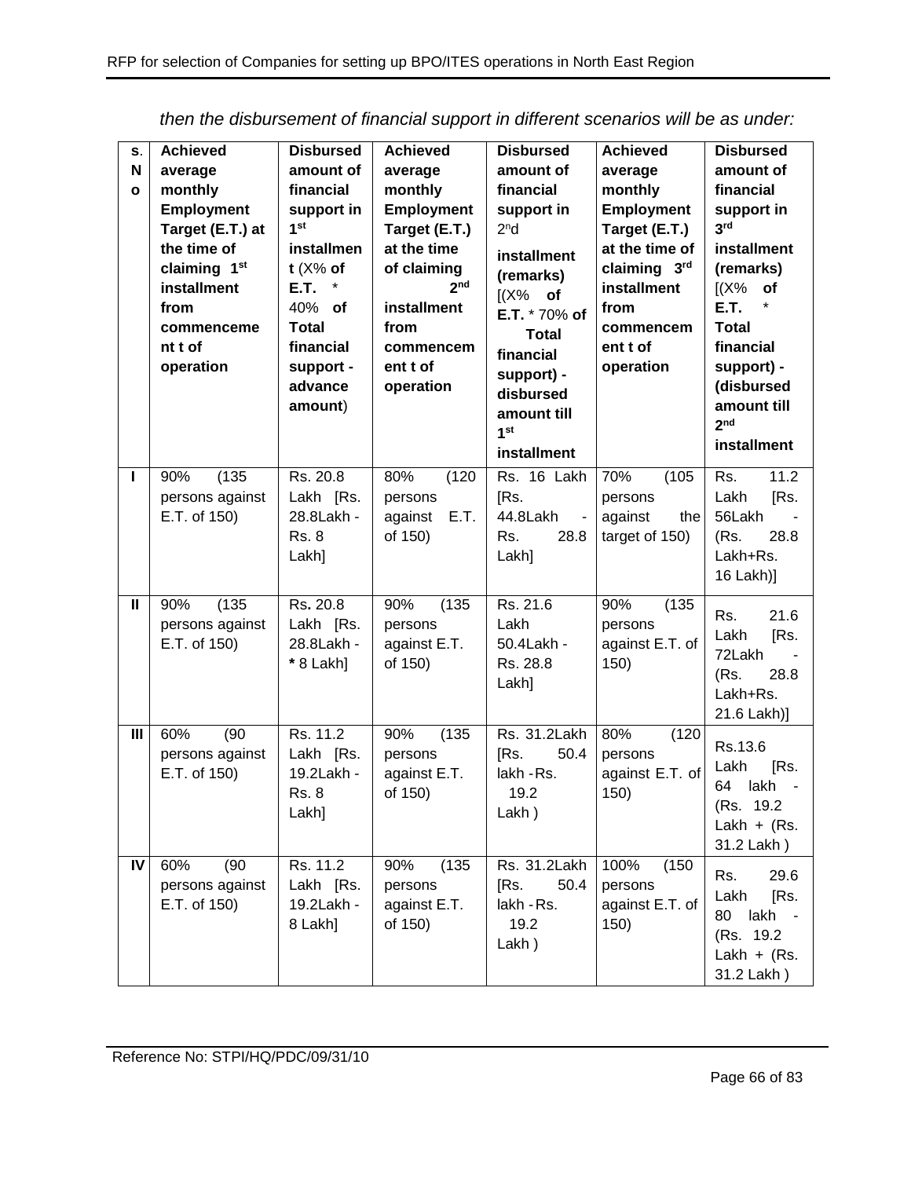*then the disbursement of financial support in different scenarios will be as under:*

| S. No | Achieved average monthly Employment Target (E.T.) at the time of claiming 1st installment from commencement t of operation | Disbursed amount of financial support in 1st installment (X% of E.T. * 40% of Total financial support - advance amount) | Achieved average monthly Employment Target (E.T.) at the time of claiming 2nd installment from commencement t of operation | Disbursed amount of financial support in 2nd installment (remarks) [(X% of E.T. * 70% of Total financial support) - disbursed amount till 1st installment | Achieved average monthly Employment Target (E.T.) at the time of claiming 3rd installment from commencement t of operation | Disbursed amount of financial support in 3rd installment (remarks) [(X% of E.T. * Total financial support) - (disbursed amount till 2nd installment |
|---|---|---|---|---|---|---|
| I | 90% (135 persons against E.T. of 150) | Rs. 20.8 Lakh [Rs. 28.8Lakh - Rs. 8 Lakh] | 80% (120 persons against E.T. of 150) | Rs. 16 Lakh [Rs. 44.8Lakh - Rs. 28.8 Lakh] | 70% (105 persons against the target of 150) | Rs. 11.2 Lakh [Rs. 56Lakh - (Rs. 28.8 Lakh+Rs. 16 Lakh)] |
| II | 90% (135 persons against E.T. of 150) | Rs. 20.8 Lakh [Rs. 28.8Lakh - * 8 Lakh] | 90% (135 persons against E.T. of 150) | Rs. 21.6 Lakh 50.4Lakh - Rs. 28.8 Lakh] | 90% (135 persons against E.T. of 150) | Rs. 21.6 Lakh [Rs. 72Lakh - (Rs. 28.8 Lakh+Rs. 21.6 Lakh)] |
| III | 60% (90 persons against E.T. of 150) | Rs. 11.2 Lakh [Rs. 19.2Lakh - Rs. 8 Lakh] | 90% (135 persons against E.T. of 150) | Rs. 31.2Lakh [Rs. 50.4 lakh - Rs. 19.2 Lakh ) | 80% (120 persons against E.T. of 150) | Rs.13.6 Lakh [Rs. 64 lakh - (Rs. 19.2 Lakh + (Rs. 31.2 Lakh ) |
| IV | 60% (90 persons against E.T. of 150) | Rs. 11.2 Lakh [Rs. 19.2Lakh - 8 Lakh] | 90% (135 persons against E.T. of 150) | Rs. 31.2Lakh [Rs. 50.4 lakh - Rs. 19.2 Lakh ) | 100% (150 persons against E.T. of 150) | Rs. 29.6 Lakh [Rs. 80 lakh - (Rs. 19.2 Lakh + (Rs. 31.2 Lakh ) |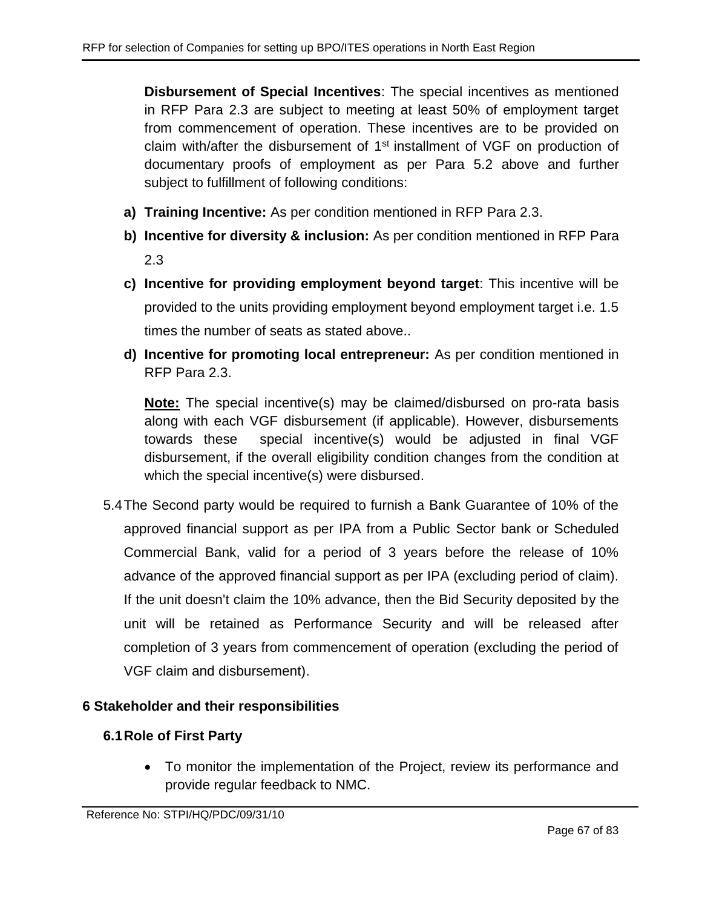**Disbursement of Special Incentives**: The special incentives as mentioned in RFP Para 2.3 are subject to meeting at least 50% of employment target from commencement of operation. These incentives are to be provided on claim with/after the disbursement of 1st installment of VGF on production of documentary proofs of employment as per Para 5.2 above and further subject to fulfillment of following conditions:

a) **Training Incentive:** As per condition mentioned in RFP Para 2.3.
b) **Incentive for diversity & inclusion:** As per condition mentioned in RFP Para 2.3
c) **Incentive for providing employment beyond target**: This incentive will be provided to the units providing employment beyond employment target i.e. 1.5 times the number of seats as stated above..
d) **Incentive for promoting local entrepreneur:** As per condition mentioned in RFP Para 2.3.

**Note:** The special incentive(s) may be claimed/disbursed on pro-rata basis along with each VGF disbursement (if applicable). However, disbursements towards these special incentive(s) would be adjusted in final VGF disbursement, if the overall eligibility condition changes from the condition at which the special incentive(s) were disbursed.

5.4 The Second party would be required to furnish a Bank Guarantee of 10% of the approved financial support as per IPA from a Public Sector bank or Scheduled Commercial Bank, valid for a period of 3 years before the release of 10% advance of the approved financial support as per IPA (excluding period of claim). If the unit doesn't claim the 10% advance, then the Bid Security deposited by the unit will be retained as Performance Security and will be released after completion of 3 years from commencement of operation (excluding the period of VGF claim and disbursement).

# 6 Stakeholder and their responsibilities

## 6.1 Role of First Party

- To monitor the implementation of the Project, review its performance and provide regular feedback to NMC.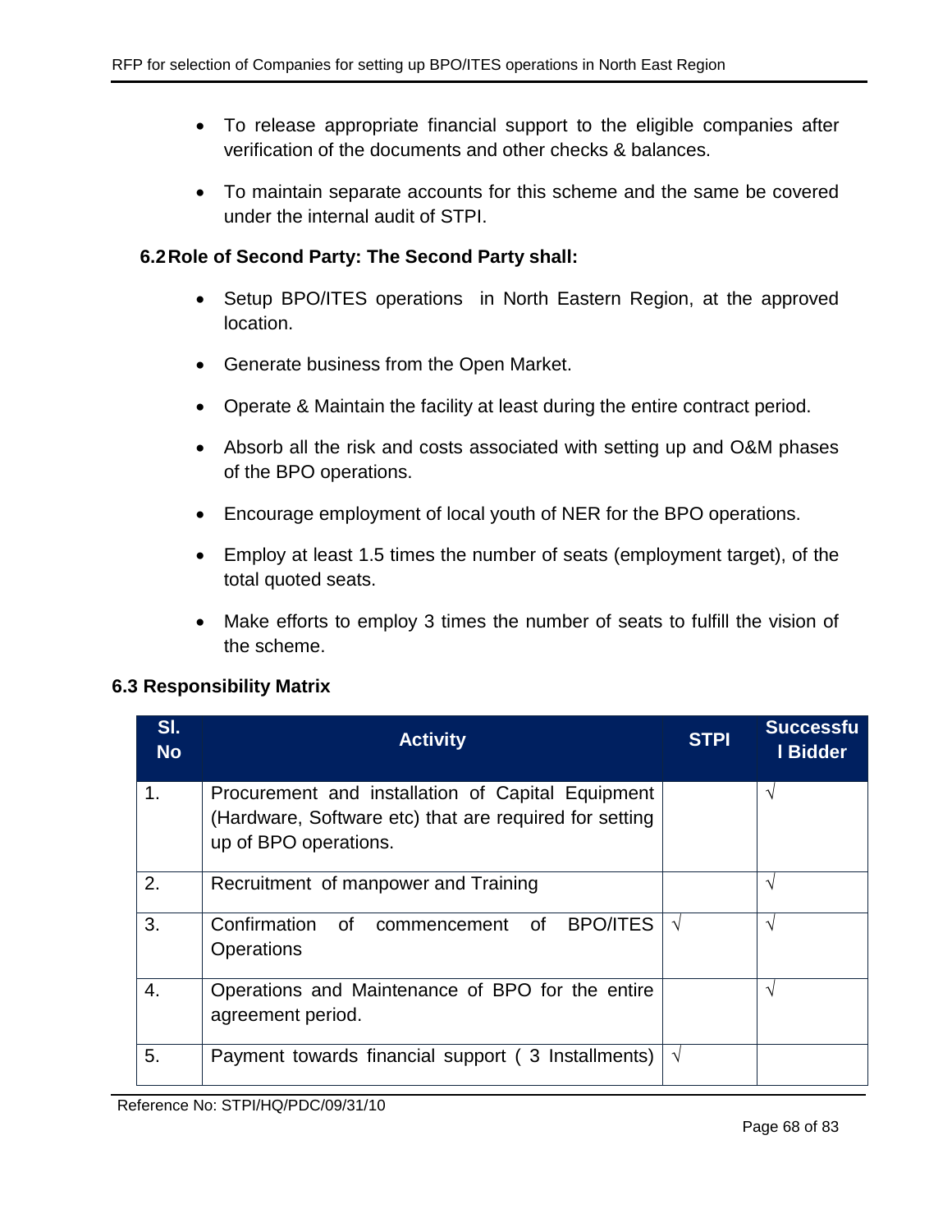- To release appropriate financial support to the eligible companies after verification of the documents and other checks & balances.

- To maintain separate accounts for this scheme and the same be covered under the internal audit of STPI.

### 6.2 Role of Second Party: The Second Party shall:

- Setup BPO/ITES operations in North Eastern Region, at the approved location.

- Generate business from the Open Market.

- Operate & Maintain the facility at least during the entire contract period.

- Absorb all the risk and costs associated with setting up and O&M phases of the BPO operations.

- Encourage employment of local youth of NER for the BPO operations.

- Employ at least 1.5 times the number of seats (employment target), of the total quoted seats.

- Make efforts to employ 3 times the number of seats to fulfill the vision of the scheme.

### 6.3 Responsibility Matrix

| Sl. No | Activity | STPI | Successful Bidder |
|---|---|---|---|
| 1. | Procurement and installation of Capital Equipment (Hardware, Software etc) that are required for setting up of BPO operations. | | √ |
| 2. | Recruitment of manpower and Training | | √ |
| 3. | Confirmation of commencement of BPO/ITES Operations | √ | √ |
| 4. | Operations and Maintenance of BPO for the entire agreement period. | | √ |
| 5. | Payment towards financial support ( 3 Installments) | √ | |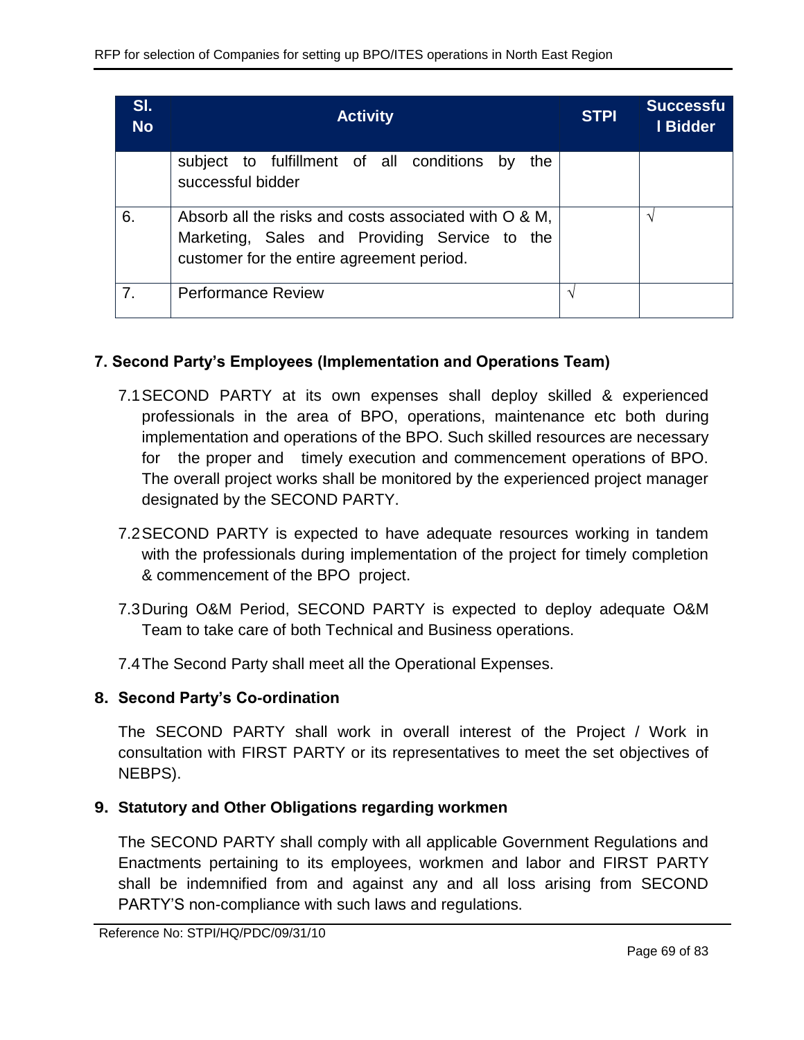| Sl. No | Activity | STPI | Successful Bidder |
|---|---|---|---|
| | subject to fulfillment of all conditions by the successful bidder | | |
| 6. | Absorb all the risks and costs associated with O & M, Marketing, Sales and Providing Service to the customer for the entire agreement period. | | √ |
| 7. | Performance Review | √ | |

## 7. Second Party's Employees (Implementation and Operations Team)

7.1 SECOND PARTY at its own expenses shall deploy skilled & experienced professionals in the area of BPO, operations, maintenance etc both during implementation and operations of the BPO. Such skilled resources are necessary for the proper and timely execution and commencement operations of BPO. The overall project works shall be monitored by the experienced project manager designated by the SECOND PARTY.

7.2 SECOND PARTY is expected to have adequate resources working in tandem with the professionals during implementation of the project for timely completion & commencement of the BPO project.

7.3 During O&M Period, SECOND PARTY is expected to deploy adequate O&M Team to take care of both Technical and Business operations.

7.4 The Second Party shall meet all the Operational Expenses.

## 8. Second Party's Co-ordination

The SECOND PARTY shall work in overall interest of the Project / Work in consultation with FIRST PARTY or its representatives to meet the set objectives of NEBPS).

## 9. Statutory and Other Obligations regarding workmen

The SECOND PARTY shall comply with all applicable Government Regulations and Enactments pertaining to its employees, workmen and labor and FIRST PARTY shall be indemnified from and against any and all loss arising from SECOND PARTY'S non-compliance with such laws and regulations.

Reference No: STPI/HQ/PDC/09/31/10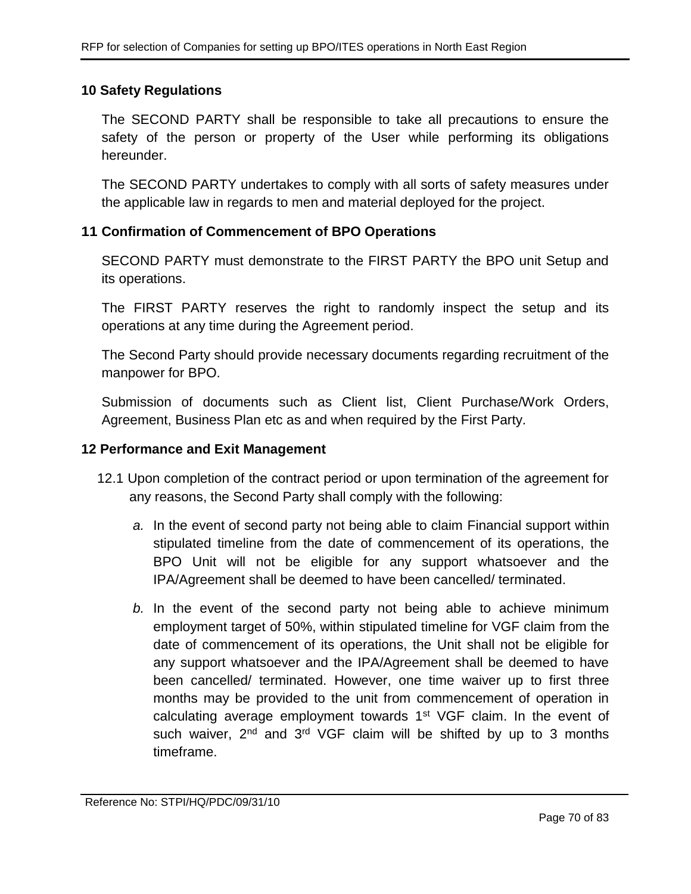## 10 Safety Regulations

The SECOND PARTY shall be responsible to take all precautions to ensure the safety of the person or property of the User while performing its obligations hereunder.

The SECOND PARTY undertakes to comply with all sorts of safety measures under the applicable law in regards to men and material deployed for the project.

## 11 Confirmation of Commencement of BPO Operations

SECOND PARTY must demonstrate to the FIRST PARTY the BPO unit Setup and its operations.

The FIRST PARTY reserves the right to randomly inspect the setup and its operations at any time during the Agreement period.

The Second Party should provide necessary documents regarding recruitment of the manpower for BPO.

Submission of documents such as Client list, Client Purchase/Work Orders, Agreement, Business Plan etc as and when required by the First Party.

## 12 Performance and Exit Management

12.1 Upon completion of the contract period or upon termination of the agreement for any reasons, the Second Party shall comply with the following:

*a.* In the event of second party not being able to claim Financial support within stipulated timeline from the date of commencement of its operations, the BPO Unit will not be eligible for any support whatsoever and the IPA/Agreement shall be deemed to have been cancelled/ terminated.

*b.* In the event of the second party not being able to achieve minimum employment target of 50%, within stipulated timeline for VGF claim from the date of commencement of its operations, the Unit shall not be eligible for any support whatsoever and the IPA/Agreement shall be deemed to have been cancelled/ terminated. However, one time waiver up to first three months may be provided to the unit from commencement of operation in calculating average employment towards 1st VGF claim. In the event of such waiver, 2nd and 3rd VGF claim will be shifted by up to 3 months timeframe.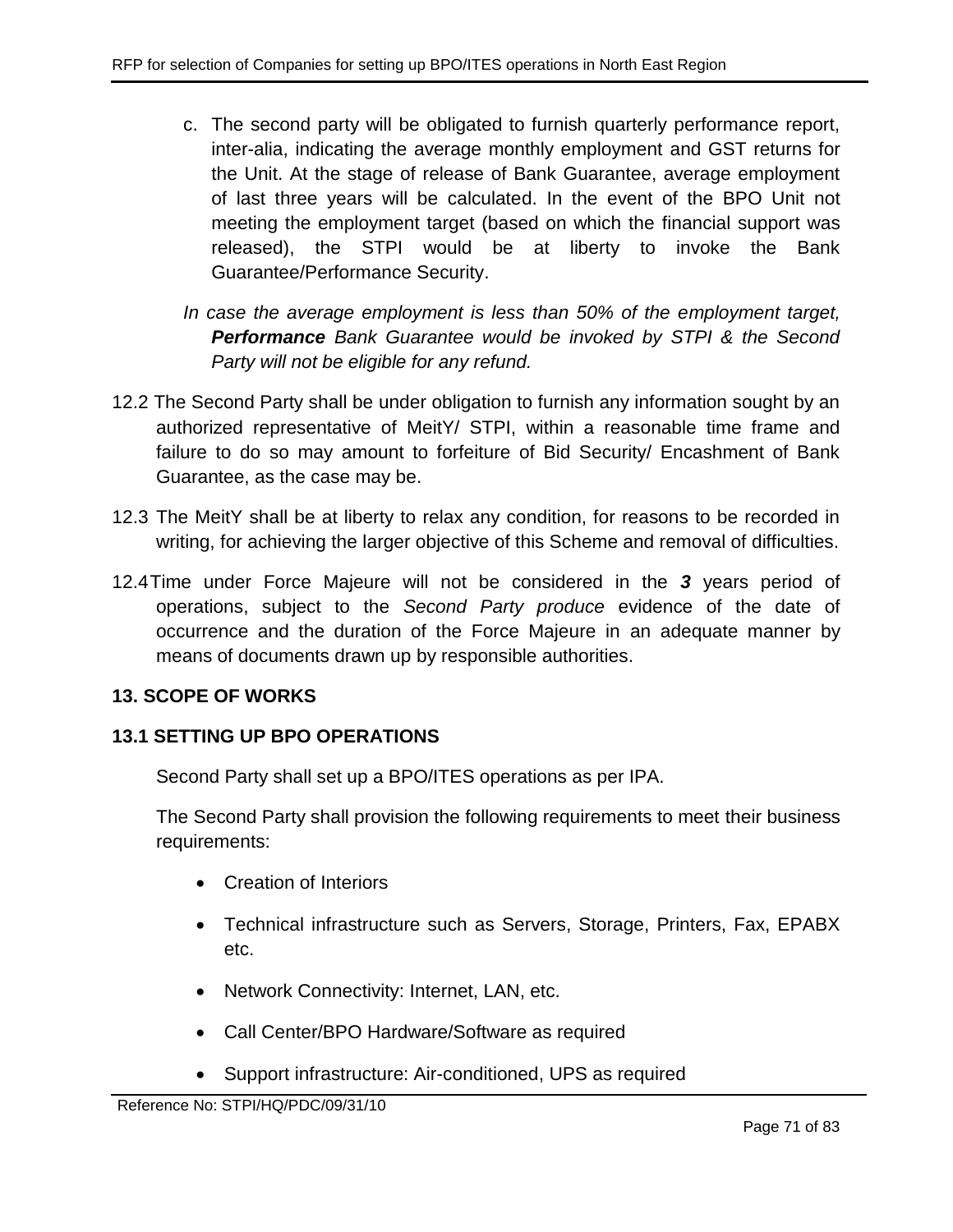c. The second party will be obligated to furnish quarterly performance report, inter-alia, indicating the average monthly employment and GST returns for the Unit. At the stage of release of Bank Guarantee, average employment of last three years will be calculated. In the event of the BPO Unit not meeting the employment target (based on which the financial support was released), the STPI would be at liberty to invoke the Bank Guarantee/Performance Security.

*In case the average employment is less than 50% of the employment target, **Performance** Bank Guarantee would be invoked by STPI & the Second Party will not be eligible for any refund.*

12.2 The Second Party shall be under obligation to furnish any information sought by an authorized representative of MeitY/ STPI, within a reasonable time frame and failure to do so may amount to forfeiture of Bid Security/ Encashment of Bank Guarantee, as the case may be.

12.3 The MeitY shall be at liberty to relax any condition, for reasons to be recorded in writing, for achieving the larger objective of this Scheme and removal of difficulties.

12.4 Time under Force Majeure will not be considered in the ***3*** years period of operations, subject to the *Second Party produce* evidence of the date of occurrence and the duration of the Force Majeure in an adequate manner by means of documents drawn up by responsible authorities.

## 13. SCOPE OF WORKS

### 13.1 SETTING UP BPO OPERATIONS

Second Party shall set up a BPO/ITES operations as per IPA.

The Second Party shall provision the following requirements to meet their business requirements:

- Creation of Interiors
- Technical infrastructure such as Servers, Storage, Printers, Fax, EPABX etc.
- Network Connectivity: Internet, LAN, etc.
- Call Center/BPO Hardware/Software as required
- Support infrastructure: Air-conditioned, UPS as required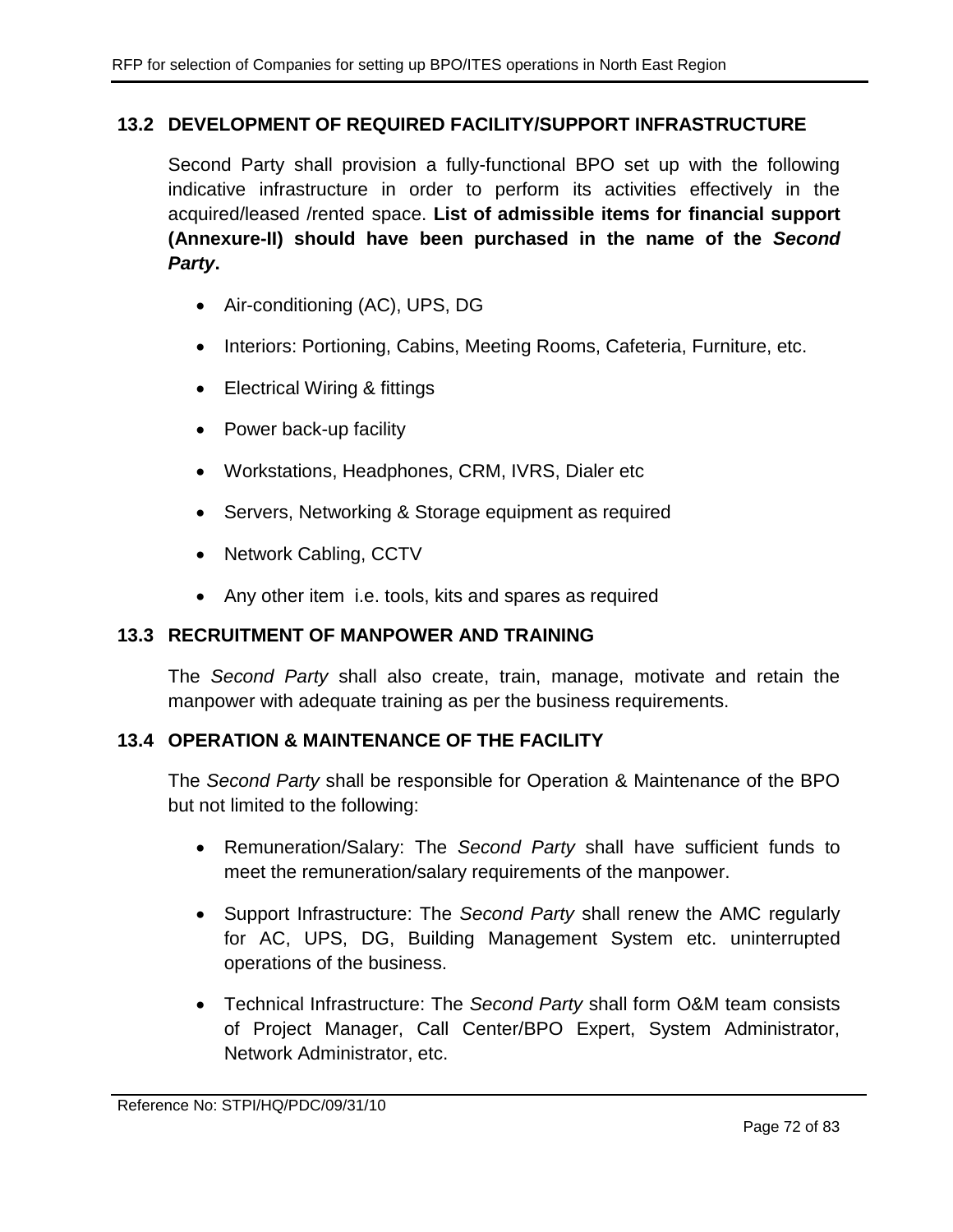### 13.2 DEVELOPMENT OF REQUIRED FACILITY/SUPPORT INFRASTRUCTURE

Second Party shall provision a fully-functional BPO set up with the following indicative infrastructure in order to perform its activities effectively in the acquired/leased /rented space. **List of admissible items for financial support (Annexure-II) should have been purchased in the name of the *Second Party*.**

- Air-conditioning (AC), UPS, DG
- Interiors: Portioning, Cabins, Meeting Rooms, Cafeteria, Furniture, etc.
- Electrical Wiring & fittings
- Power back-up facility
- Workstations, Headphones, CRM, IVRS, Dialer etc
- Servers, Networking & Storage equipment as required
- Network Cabling, CCTV
- Any other item i.e. tools, kits and spares as required

### 13.3 RECRUITMENT OF MANPOWER AND TRAINING

The *Second Party* shall also create, train, manage, motivate and retain the manpower with adequate training as per the business requirements.

### 13.4 OPERATION & MAINTENANCE OF THE FACILITY

The *Second Party* shall be responsible for Operation & Maintenance of the BPO but not limited to the following:

- Remuneration/Salary: The *Second Party* shall have sufficient funds to meet the remuneration/salary requirements of the manpower.
- Support Infrastructure: The *Second Party* shall renew the AMC regularly for AC, UPS, DG, Building Management System etc. uninterrupted operations of the business.
- Technical Infrastructure: The *Second Party* shall form O&M team consists of Project Manager, Call Center/BPO Expert, System Administrator, Network Administrator, etc.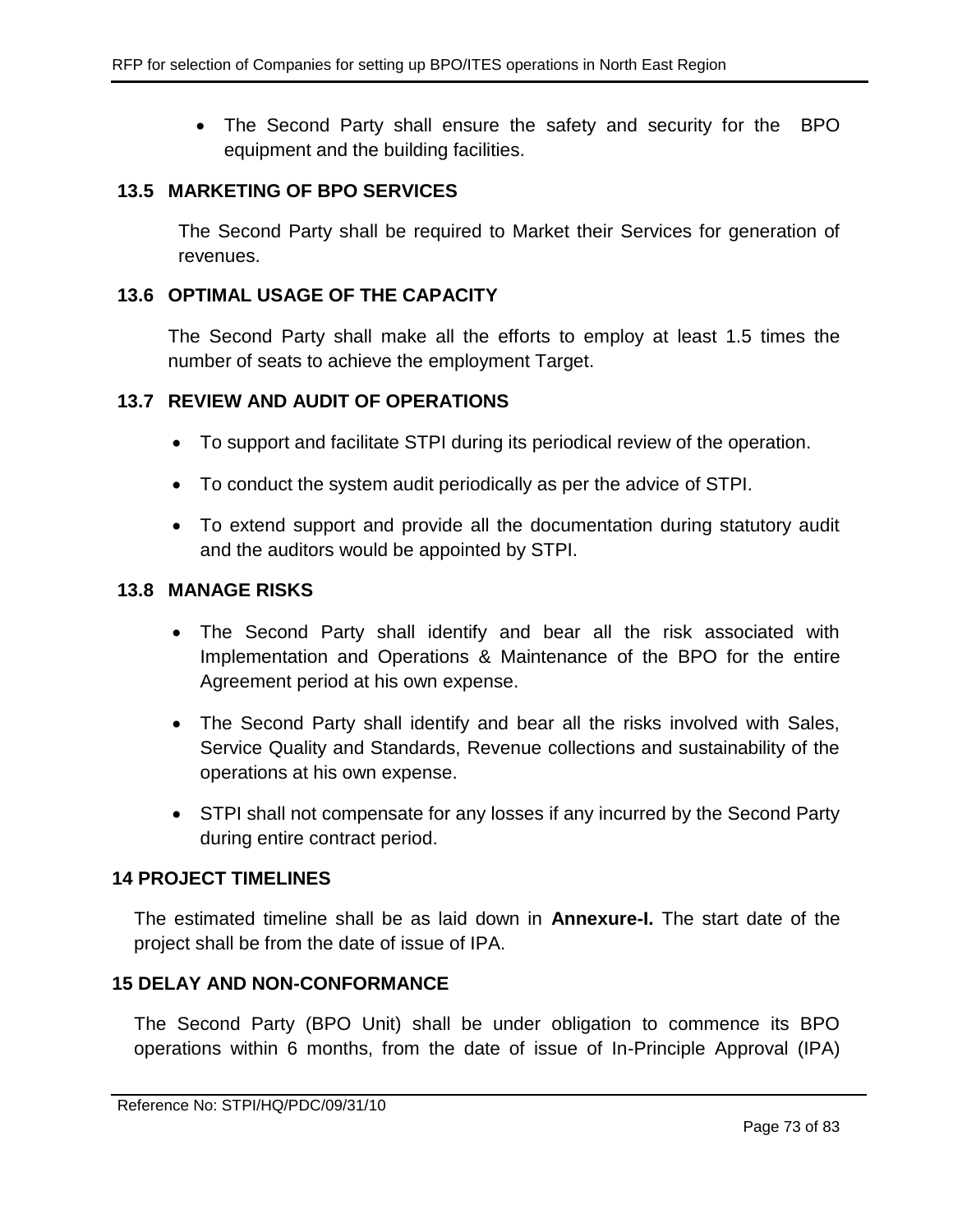- The Second Party shall ensure the safety and security for the BPO equipment and the building facilities.

### 13.5 MARKETING OF BPO SERVICES

The Second Party shall be required to Market their Services for generation of revenues.

### 13.6 OPTIMAL USAGE OF THE CAPACITY

The Second Party shall make all the efforts to employ at least 1.5 times the number of seats to achieve the employment Target.

### 13.7 REVIEW AND AUDIT OF OPERATIONS

- To support and facilitate STPI during its periodical review of the operation.
- To conduct the system audit periodically as per the advice of STPI.
- To extend support and provide all the documentation during statutory audit and the auditors would be appointed by STPI.

### 13.8 MANAGE RISKS

- The Second Party shall identify and bear all the risk associated with Implementation and Operations & Maintenance of the BPO for the entire Agreement period at his own expense.
- The Second Party shall identify and bear all the risks involved with Sales, Service Quality and Standards, Revenue collections and sustainability of the operations at his own expense.
- STPI shall not compensate for any losses if any incurred by the Second Party during entire contract period.

## 14 PROJECT TIMELINES

The estimated timeline shall be as laid down in **Annexure-I.** The start date of the project shall be from the date of issue of IPA.

## 15 DELAY AND NON-CONFORMANCE

The Second Party (BPO Unit) shall be under obligation to commence its BPO operations within 6 months, from the date of issue of In-Principle Approval (IPA)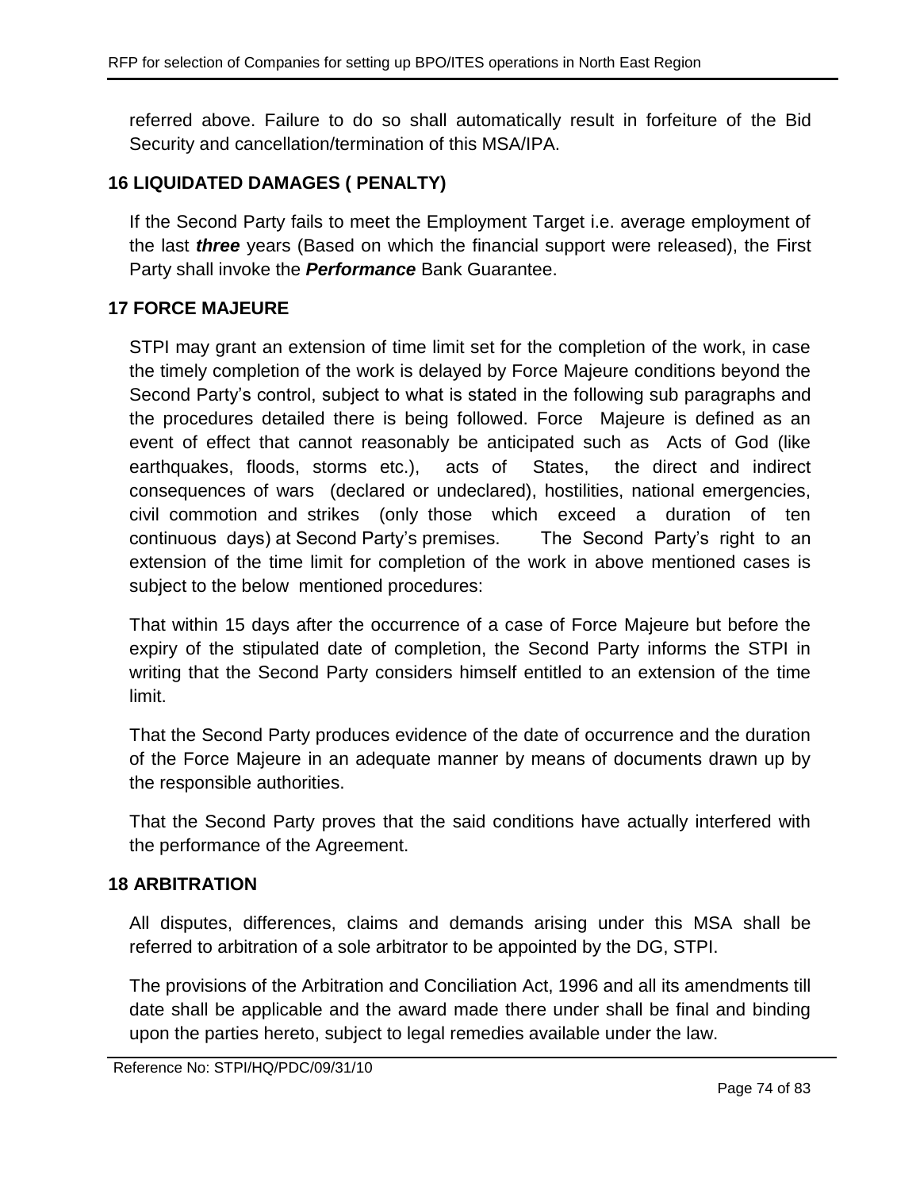referred above. Failure to do so shall automatically result in forfeiture of the Bid Security and cancellation/termination of this MSA/IPA.

## 16 LIQUIDATED DAMAGES ( PENALTY)

If the Second Party fails to meet the Employment Target i.e. average employment of the last ***three*** years (Based on which the financial support were released), the First Party shall invoke the ***Performance*** Bank Guarantee.

## 17 FORCE MAJEURE

STPI may grant an extension of time limit set for the completion of the work, in case the timely completion of the work is delayed by Force Majeure conditions beyond the Second Party's control, subject to what is stated in the following sub paragraphs and the procedures detailed there is being followed. Force Majeure is defined as an event of effect that cannot reasonably be anticipated such as Acts of God (like earthquakes, floods, storms etc.), acts of States, the direct and indirect consequences of wars (declared or undeclared), hostilities, national emergencies, civil commotion and strikes (only those which exceed a duration of ten continuous days) at Second Party's premises. The Second Party's right to an extension of the time limit for completion of the work in above mentioned cases is subject to the below mentioned procedures:

That within 15 days after the occurrence of a case of Force Majeure but before the expiry of the stipulated date of completion, the Second Party informs the STPI in writing that the Second Party considers himself entitled to an extension of the time limit.

That the Second Party produces evidence of the date of occurrence and the duration of the Force Majeure in an adequate manner by means of documents drawn up by the responsible authorities.

That the Second Party proves that the said conditions have actually interfered with the performance of the Agreement.

## 18 ARBITRATION

All disputes, differences, claims and demands arising under this MSA shall be referred to arbitration of a sole arbitrator to be appointed by the DG, STPI.

The provisions of the Arbitration and Conciliation Act, 1996 and all its amendments till date shall be applicable and the award made there under shall be final and binding upon the parties hereto, subject to legal remedies available under the law.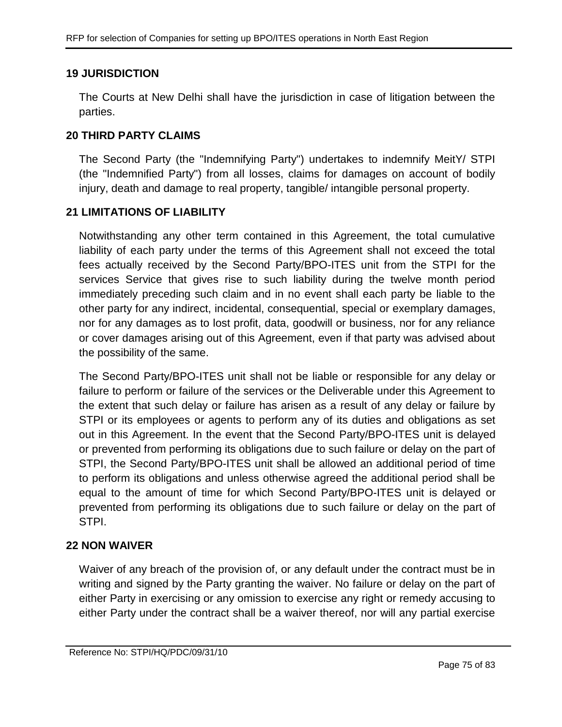## 19 JURISDICTION

The Courts at New Delhi shall have the jurisdiction in case of litigation between the parties.

## 20 THIRD PARTY CLAIMS

The Second Party (the "Indemnifying Party") undertakes to indemnify MeitY/ STPI (the "Indemnified Party") from all losses, claims for damages on account of bodily injury, death and damage to real property, tangible/ intangible personal property.

## 21 LIMITATIONS OF LIABILITY

Notwithstanding any other term contained in this Agreement, the total cumulative liability of each party under the terms of this Agreement shall not exceed the total fees actually received by the Second Party/BPO-ITES unit from the STPI for the services Service that gives rise to such liability during the twelve month period immediately preceding such claim and in no event shall each party be liable to the other party for any indirect, incidental, consequential, special or exemplary damages, nor for any damages as to lost profit, data, goodwill or business, nor for any reliance or cover damages arising out of this Agreement, even if that party was advised about the possibility of the same.

The Second Party/BPO-ITES unit shall not be liable or responsible for any delay or failure to perform or failure of the services or the Deliverable under this Agreement to the extent that such delay or failure has arisen as a result of any delay or failure by STPI or its employees or agents to perform any of its duties and obligations as set out in this Agreement. In the event that the Second Party/BPO-ITES unit is delayed or prevented from performing its obligations due to such failure or delay on the part of STPI, the Second Party/BPO-ITES unit shall be allowed an additional period of time to perform its obligations and unless otherwise agreed the additional period shall be equal to the amount of time for which Second Party/BPO-ITES unit is delayed or prevented from performing its obligations due to such failure or delay on the part of STPI.

## 22 NON WAIVER

Waiver of any breach of the provision of, or any default under the contract must be in writing and signed by the Party granting the waiver. No failure or delay on the part of either Party in exercising or any omission to exercise any right or remedy accusing to either Party under the contract shall be a waiver thereof, nor will any partial exercise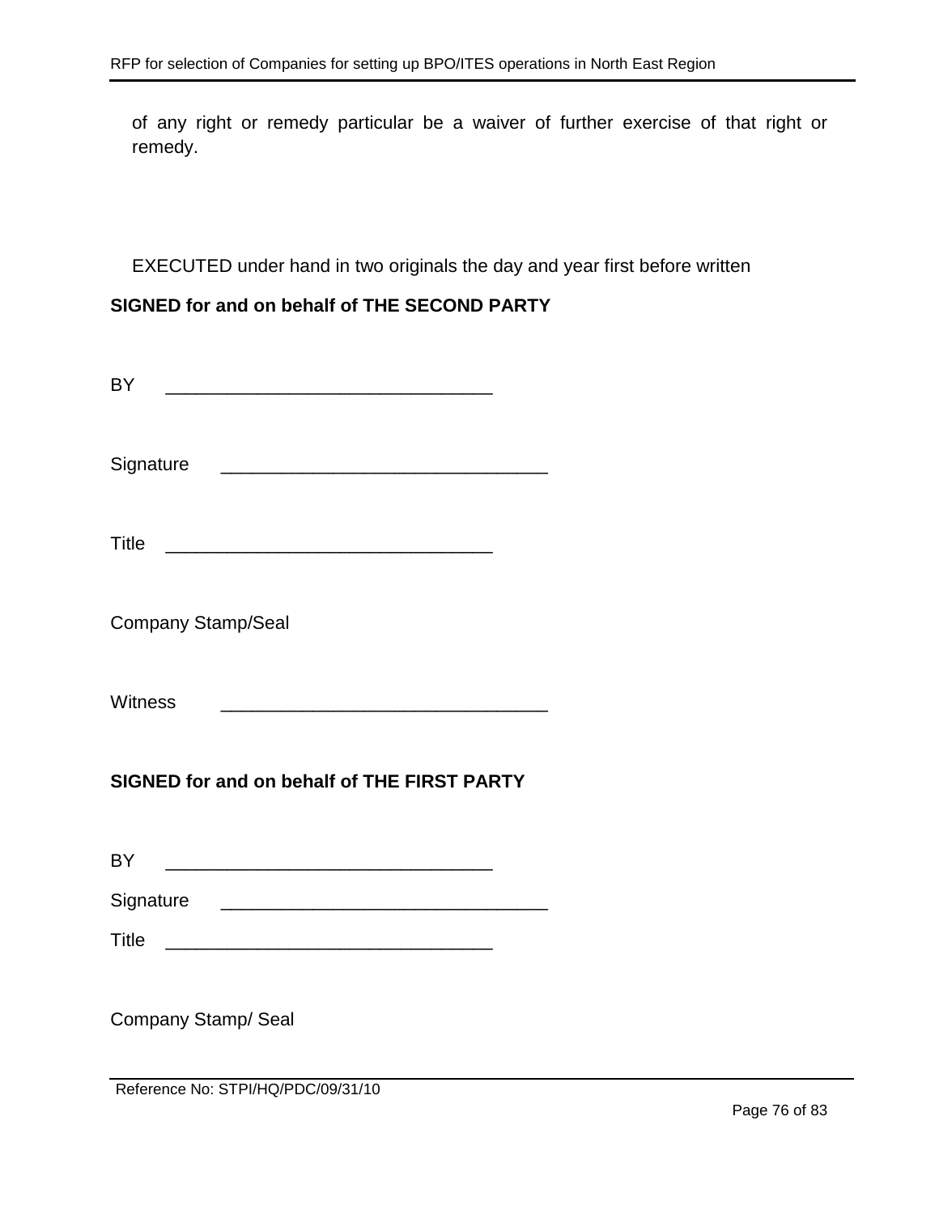of any right or remedy particular be a waiver of further exercise of that right or remedy.

EXECUTED under hand in two originals the day and year first before written

**SIGNED for and on behalf of THE SECOND PARTY**

BY ________________________________

Signature ________________________________

Title ________________________________

Company Stamp/Seal

Witness ________________________________

**SIGNED for and on behalf of THE FIRST PARTY**

BY ________________________________

Signature ________________________________

Title ________________________________

Company Stamp/ Seal

Reference No: STPI/HQ/PDC/09/31/10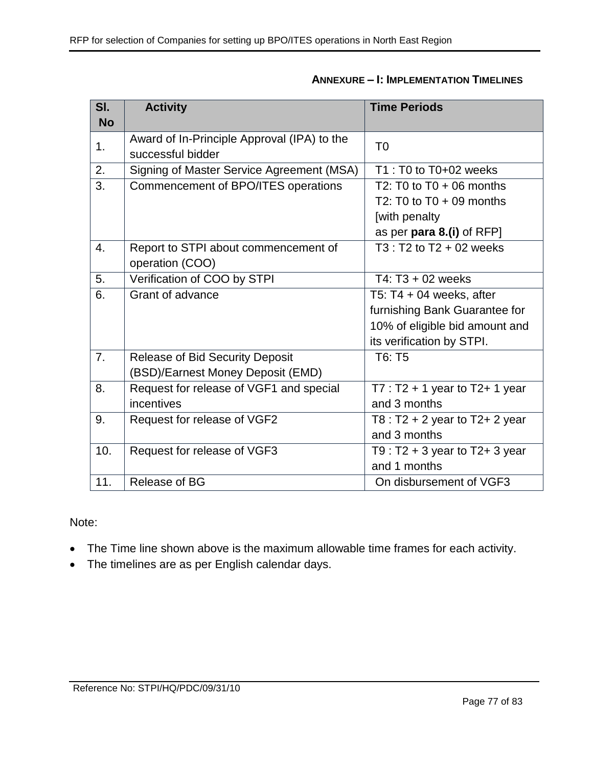## ANNEXURE – I: IMPLEMENTATION TIMELINES

| Sl. No | Activity | Time Periods |
|---|---|---|
| 1. | Award of In-Principle Approval (IPA) to the successful bidder | T0 |
| 2. | Signing of Master Service Agreement (MSA) | T1 : T0 to T0+02 weeks |
| 3. | Commencement of BPO/ITES operations | T2: T0 to T0 + 06 months<br>T2: T0 to T0 + 09 months [with penalty as per **para 8.(i)** of RFP] |
| 4. | Report to STPI about commencement of operation (COO) | T3 : T2 to T2 + 02 weeks |
| 5. | Verification of COO by STPI | T4: T3 + 02 weeks |
| 6. | Grant of advance | T5: T4 + 04 weeks, after furnishing Bank Guarantee for 10% of eligible bid amount and its verification by STPI. |
| 7. | Release of Bid Security Deposit (BSD)/Earnest Money Deposit (EMD) | T6: T5 |
| 8. | Request for release of VGF1 and special incentives | T7 : T2 + 1 year to T2+ 1 year and 3 months |
| 9. | Request for release of VGF2 | T8 : T2 + 2 year to T2+ 2 year and 3 months |
| 10. | Request for release of VGF3 | T9 : T2 + 3 year to T2+ 3 year and 1 months |
| 11. | Release of BG | On disbursement of VGF3 |

Note:

- The Time line shown above is the maximum allowable time frames for each activity.
- The timelines are as per English calendar days.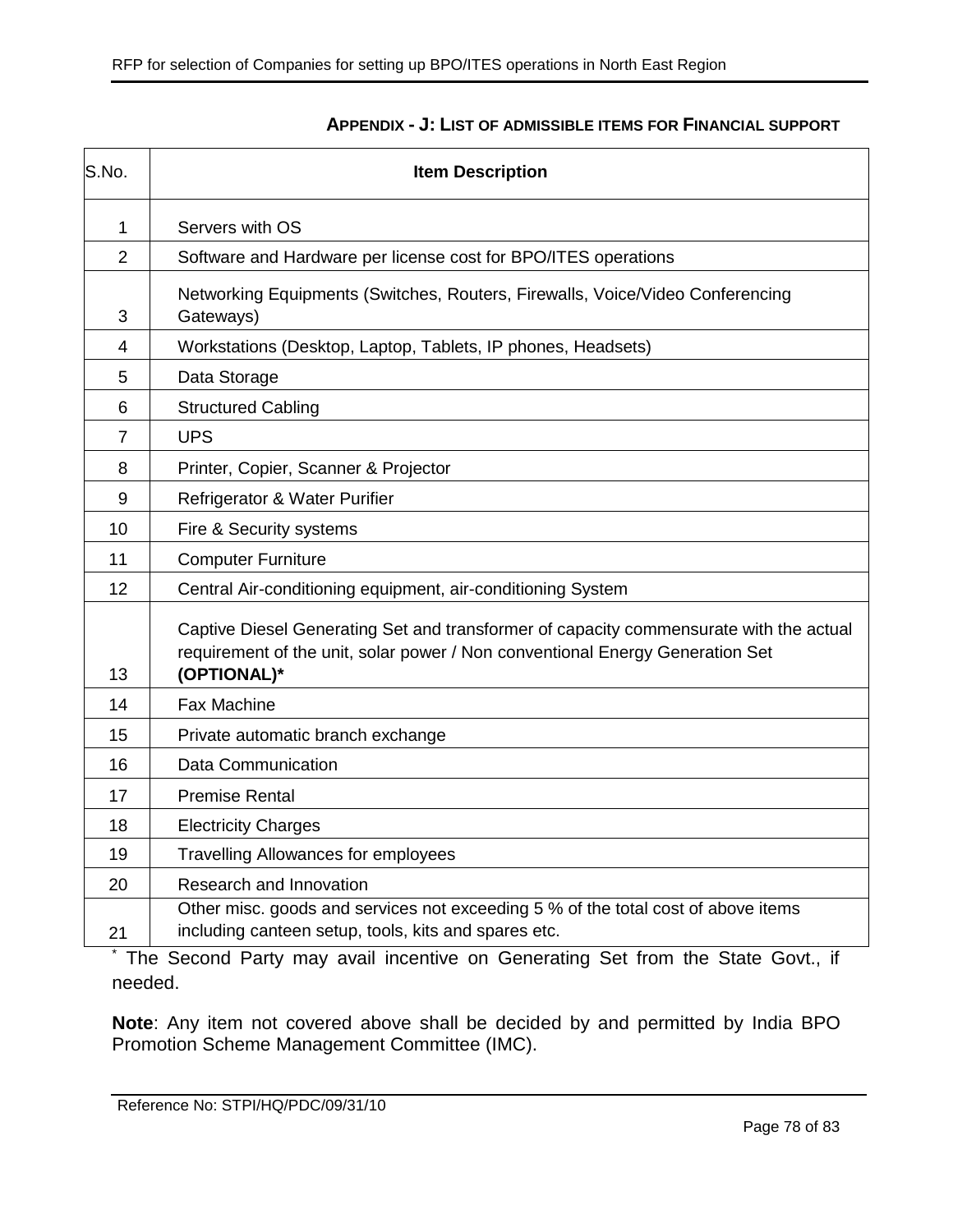## APPENDIX - J: LIST OF ADMISSIBLE ITEMS FOR FINANCIAL SUPPORT

| S.No. | Item Description |
|---|---|
| 1 | Servers with OS |
| 2 | Software and Hardware per license cost for BPO/ITES operations |
| 3 | Networking Equipments (Switches, Routers, Firewalls, Voice/Video Conferencing Gateways) |
| 4 | Workstations (Desktop, Laptop, Tablets, IP phones, Headsets) |
| 5 | Data Storage |
| 6 | Structured Cabling |
| 7 | UPS |
| 8 | Printer, Copier, Scanner & Projector |
| 9 | Refrigerator & Water Purifier |
| 10 | Fire & Security systems |
| 11 | Computer Furniture |
| 12 | Central Air-conditioning equipment, air-conditioning System |
| 13 | Captive Diesel Generating Set and transformer of capacity commensurate with the actual requirement of the unit, solar power / Non conventional Energy Generation Set **(OPTIONAL)*** |
| 14 | Fax Machine |
| 15 | Private automatic branch exchange |
| 16 | Data Communication |
| 17 | Premise Rental |
| 18 | Electricity Charges |
| 19 | Travelling Allowances for employees |
| 20 | Research and Innovation |
| 21 | Other misc. goods and services not exceeding 5 % of the total cost of above items including canteen setup, tools, kits and spares etc. |

* The Second Party may avail incentive on Generating Set from the State Govt., if needed.

**Note**: Any item not covered above shall be decided by and permitted by India BPO Promotion Scheme Management Committee (IMC).

Reference No: STPI/HQ/PDC/09/31/10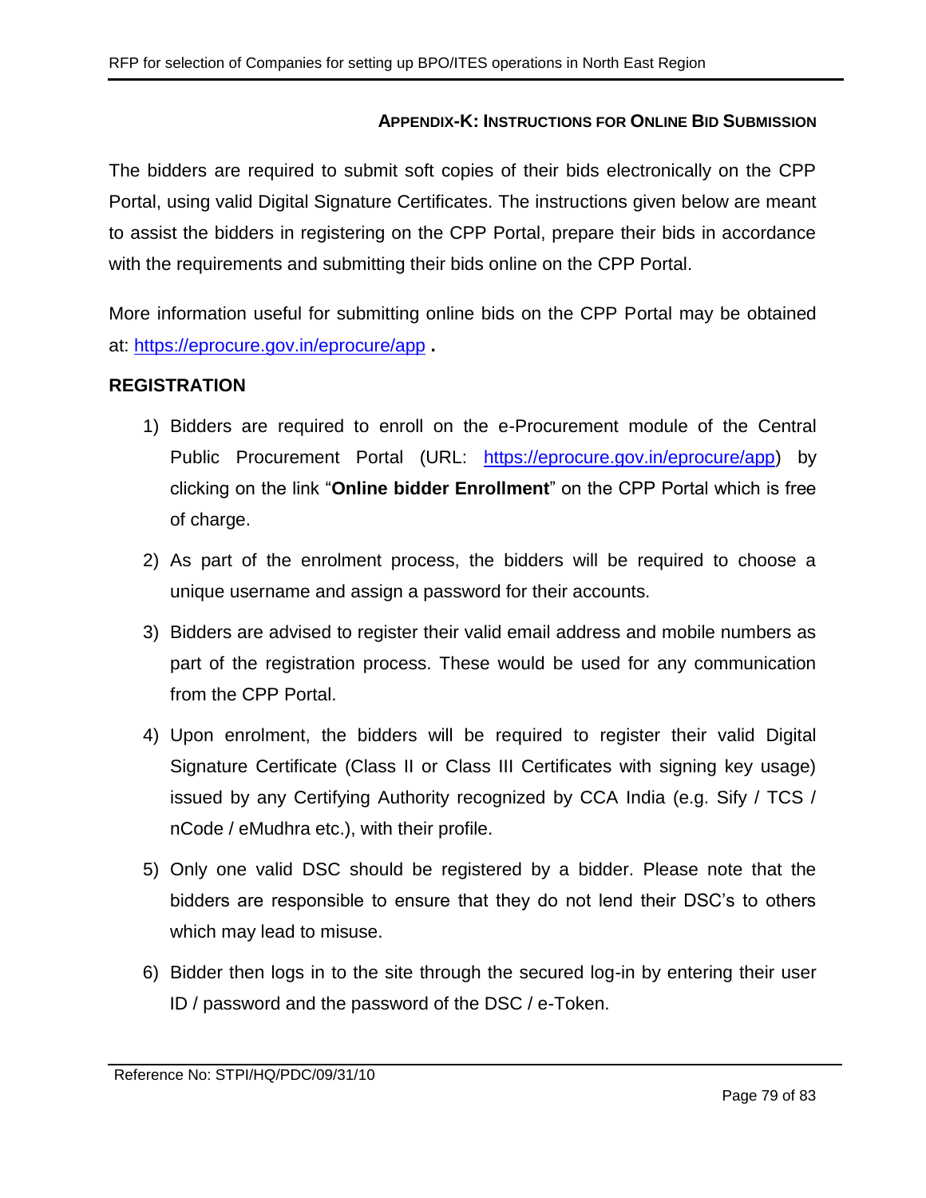#### APPENDIX-K: INSTRUCTIONS FOR ONLINE BID SUBMISSION

The bidders are required to submit soft copies of their bids electronically on the CPP Portal, using valid Digital Signature Certificates. The instructions given below are meant to assist the bidders in registering on the CPP Portal, prepare their bids in accordance with the requirements and submitting their bids online on the CPP Portal.

More information useful for submitting online bids on the CPP Portal may be obtained at: https://eprocure.gov.in/eprocure/app **.**

**REGISTRATION**

1) Bidders are required to enroll on the e-Procurement module of the Central Public Procurement Portal (URL: https://eprocure.gov.in/eprocure/app) by clicking on the link "**Online bidder Enrollment**" on the CPP Portal which is free of charge.
2) As part of the enrolment process, the bidders will be required to choose a unique username and assign a password for their accounts.
3) Bidders are advised to register their valid email address and mobile numbers as part of the registration process. These would be used for any communication from the CPP Portal.
4) Upon enrolment, the bidders will be required to register their valid Digital Signature Certificate (Class II or Class III Certificates with signing key usage) issued by any Certifying Authority recognized by CCA India (e.g. Sify / TCS / nCode / eMudhra etc.), with their profile.
5) Only one valid DSC should be registered by a bidder. Please note that the bidders are responsible to ensure that they do not lend their DSC's to others which may lead to misuse.
6) Bidder then logs in to the site through the secured log-in by entering their user ID / password and the password of the DSC / e-Token.

Reference No: STPI/HQ/PDC/09/31/10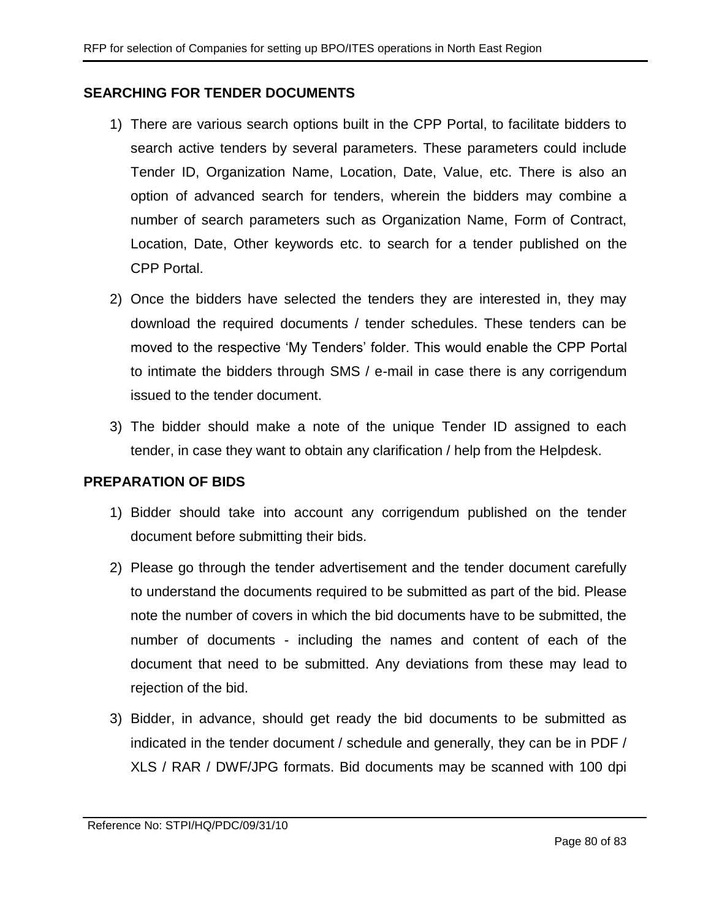## SEARCHING FOR TENDER DOCUMENTS

1) There are various search options built in the CPP Portal, to facilitate bidders to search active tenders by several parameters. These parameters could include Tender ID, Organization Name, Location, Date, Value, etc. There is also an option of advanced search for tenders, wherein the bidders may combine a number of search parameters such as Organization Name, Form of Contract, Location, Date, Other keywords etc. to search for a tender published on the CPP Portal.
2) Once the bidders have selected the tenders they are interested in, they may download the required documents / tender schedules. These tenders can be moved to the respective 'My Tenders' folder. This would enable the CPP Portal to intimate the bidders through SMS / e-mail in case there is any corrigendum issued to the tender document.
3) The bidder should make a note of the unique Tender ID assigned to each tender, in case they want to obtain any clarification / help from the Helpdesk.

## PREPARATION OF BIDS

1) Bidder should take into account any corrigendum published on the tender document before submitting their bids.
2) Please go through the tender advertisement and the tender document carefully to understand the documents required to be submitted as part of the bid. Please note the number of covers in which the bid documents have to be submitted, the number of documents - including the names and content of each of the document that need to be submitted. Any deviations from these may lead to rejection of the bid.
3) Bidder, in advance, should get ready the bid documents to be submitted as indicated in the tender document / schedule and generally, they can be in PDF / XLS / RAR / DWF/JPG formats. Bid documents may be scanned with 100 dpi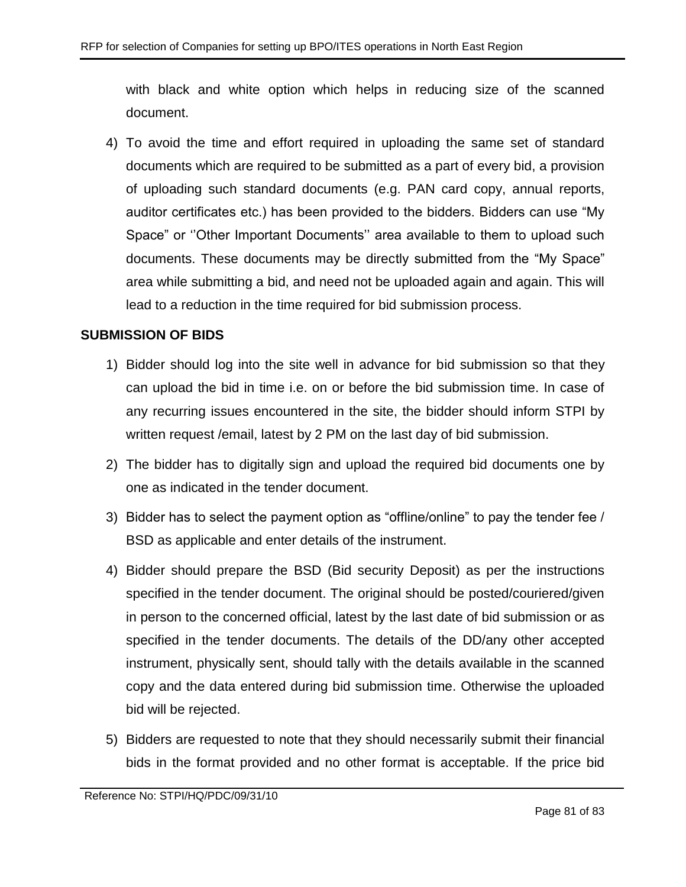with black and white option which helps in reducing size of the scanned document.

4) To avoid the time and effort required in uploading the same set of standard documents which are required to be submitted as a part of every bid, a provision of uploading such standard documents (e.g. PAN card copy, annual reports, auditor certificates etc.) has been provided to the bidders. Bidders can use "My Space" or ''Other Important Documents'' area available to them to upload such documents. These documents may be directly submitted from the "My Space" area while submitting a bid, and need not be uploaded again and again. This will lead to a reduction in the time required for bid submission process.

**SUBMISSION OF BIDS**

1) Bidder should log into the site well in advance for bid submission so that they can upload the bid in time i.e. on or before the bid submission time. In case of any recurring issues encountered in the site, the bidder should inform STPI by written request /email, latest by 2 PM on the last day of bid submission.
2) The bidder has to digitally sign and upload the required bid documents one by one as indicated in the tender document.
3) Bidder has to select the payment option as "offline/online" to pay the tender fee / BSD as applicable and enter details of the instrument.
4) Bidder should prepare the BSD (Bid security Deposit) as per the instructions specified in the tender document. The original should be posted/couriered/given in person to the concerned official, latest by the last date of bid submission or as specified in the tender documents. The details of the DD/any other accepted instrument, physically sent, should tally with the details available in the scanned copy and the data entered during bid submission time. Otherwise the uploaded bid will be rejected.
5) Bidders are requested to note that they should necessarily submit their financial bids in the format provided and no other format is acceptable. If the price bid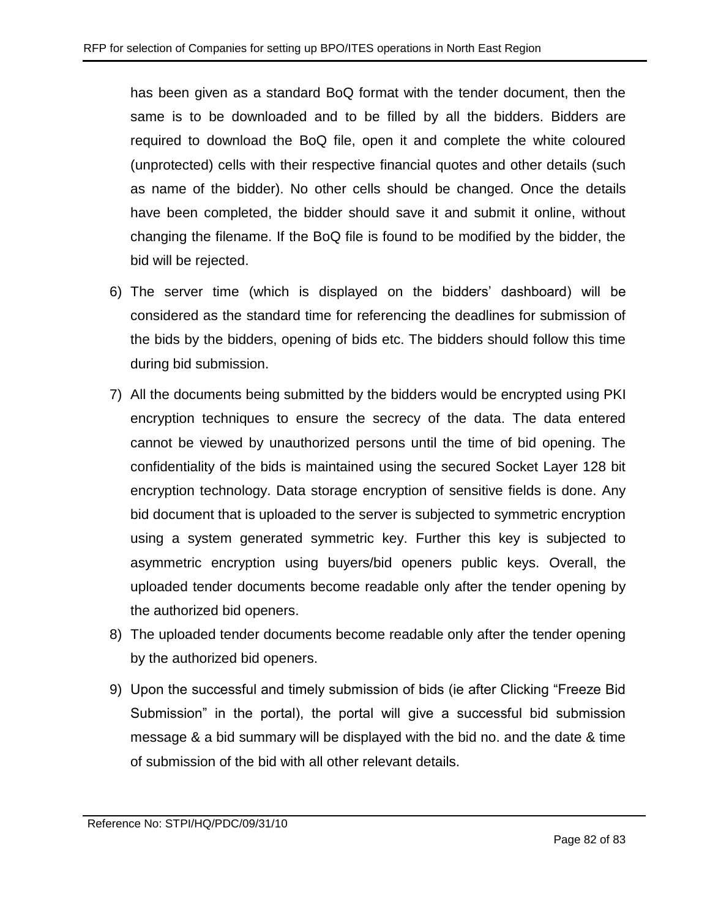has been given as a standard BoQ format with the tender document, then the same is to be downloaded and to be filled by all the bidders. Bidders are required to download the BoQ file, open it and complete the white coloured (unprotected) cells with their respective financial quotes and other details (such as name of the bidder). No other cells should be changed. Once the details have been completed, the bidder should save it and submit it online, without changing the filename. If the BoQ file is found to be modified by the bidder, the bid will be rejected.

6) The server time (which is displayed on the bidders' dashboard) will be considered as the standard time for referencing the deadlines for submission of the bids by the bidders, opening of bids etc. The bidders should follow this time during bid submission.

7) All the documents being submitted by the bidders would be encrypted using PKI encryption techniques to ensure the secrecy of the data. The data entered cannot be viewed by unauthorized persons until the time of bid opening. The confidentiality of the bids is maintained using the secured Socket Layer 128 bit encryption technology. Data storage encryption of sensitive fields is done. Any bid document that is uploaded to the server is subjected to symmetric encryption using a system generated symmetric key. Further this key is subjected to asymmetric encryption using buyers/bid openers public keys. Overall, the uploaded tender documents become readable only after the tender opening by the authorized bid openers.

8) The uploaded tender documents become readable only after the tender opening by the authorized bid openers.

9) Upon the successful and timely submission of bids (ie after Clicking "Freeze Bid Submission" in the portal), the portal will give a successful bid submission message & a bid summary will be displayed with the bid no. and the date & time of submission of the bid with all other relevant details.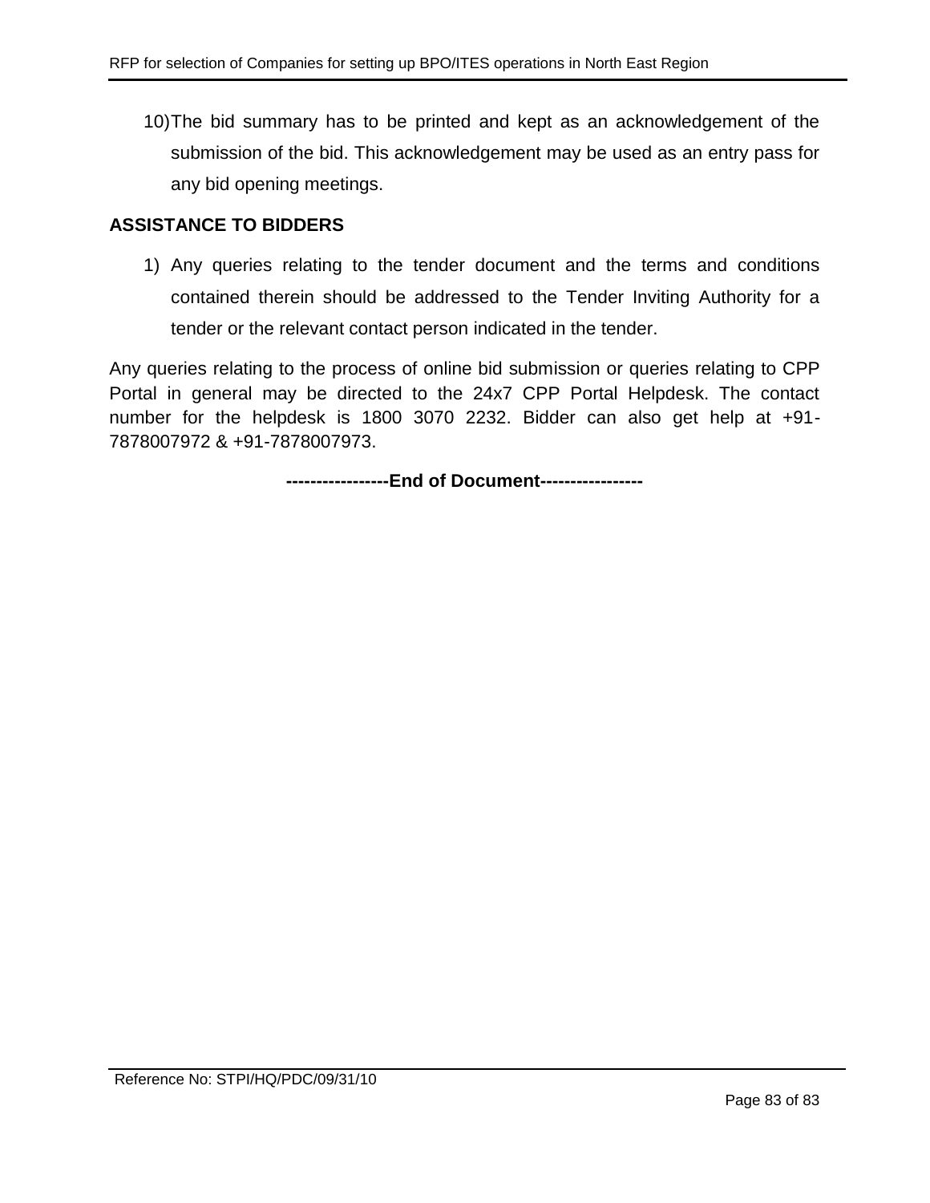10) The bid summary has to be printed and kept as an acknowledgement of the submission of the bid. This acknowledgement may be used as an entry pass for any bid opening meetings.

**ASSISTANCE TO BIDDERS**

1) Any queries relating to the tender document and the terms and conditions contained therein should be addressed to the Tender Inviting Authority for a tender or the relevant contact person indicated in the tender.

Any queries relating to the process of online bid submission or queries relating to CPP Portal in general may be directed to the 24x7 CPP Portal Helpdesk. The contact number for the helpdesk is 1800 3070 2232. Bidder can also get help at +91-7878007972 & +91-7878007973.

**-----------------End of Document-----------------**

Reference No: STPI/HQ/PDC/09/31/10